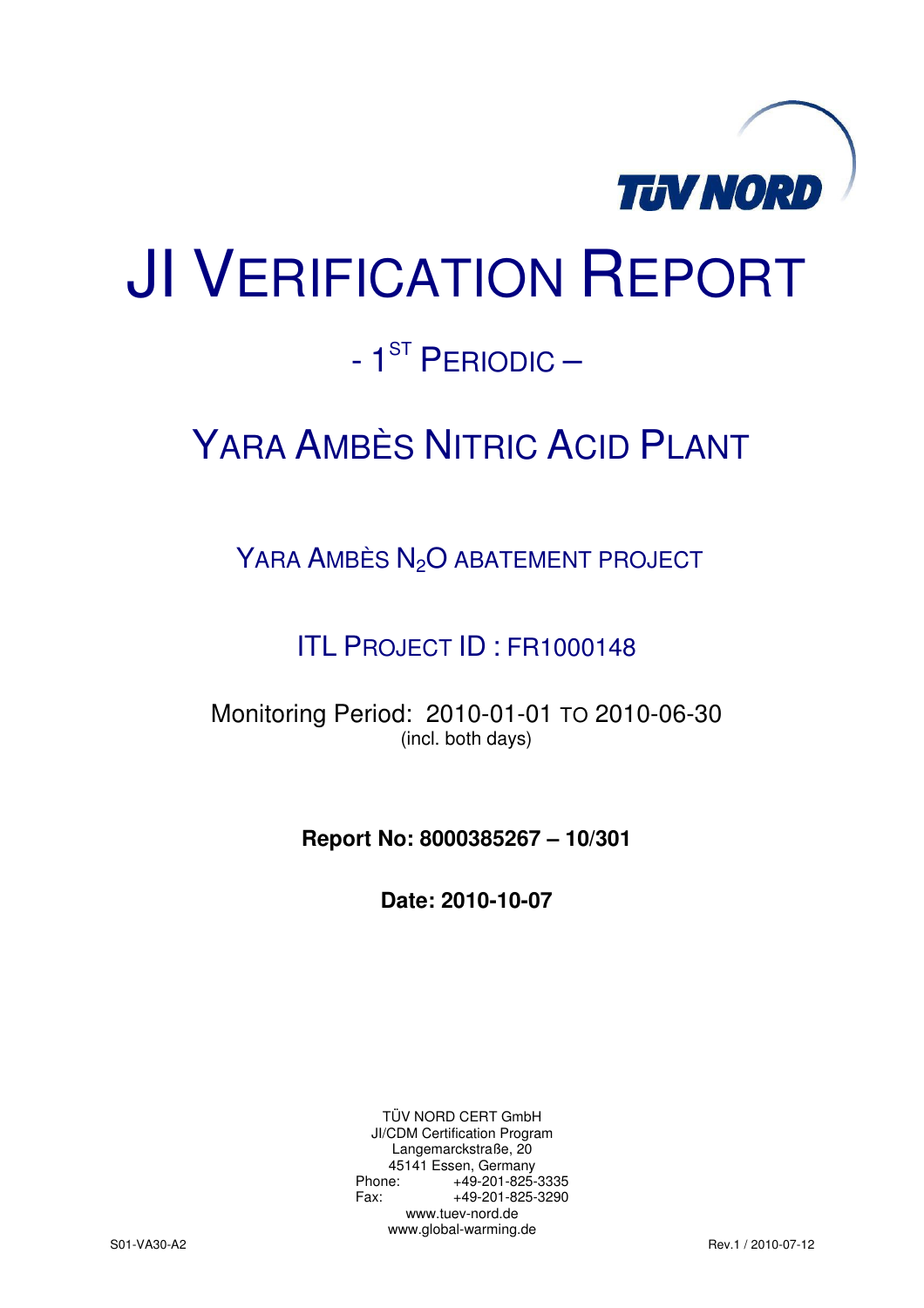TÜV NORD

# JI VERIFICATION REPORT

## - 1$^{ST}$ PERIODIC –

## YARA AMBÈS NITRIC ACID PLANT

### YARA AMBÈS $N_2O$ ABATEMENT PROJECT

### ITL PROJECT ID : FR1000148

Monitoring Period: 2010-01-01 TO 2010-06-30
(incl. both days)

**Report No: 8000385267 – 10/301**

**Date: 2010-10-07**

TÜV NORD CERT GmbH
JI/CDM Certification Program
Langemarckstraße, 20
45141 Essen, Germany
Phone: +49-201-825-3335
Fax: +49-201-825-3290
www.tuev-nord.de
www.global-warming.de

S01-VA30-A2 Rev.1 / 2010-07-12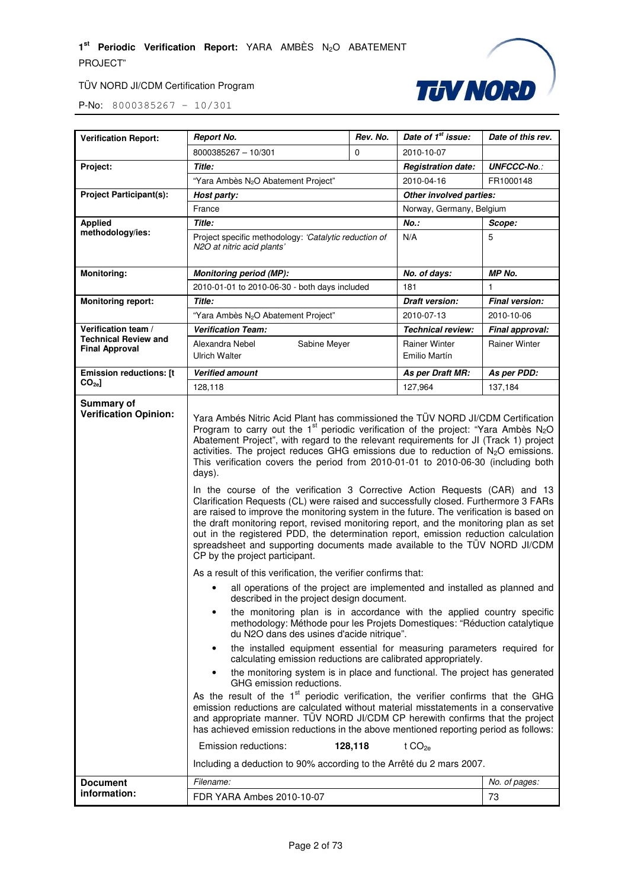| Verification Report: | *Report No.* | *Rev. No.* | *Date of 1st issue:* | *Date of this rev.* |
|---|---|---|---|---|
| | 8000385267 – 10/301 | 0 | 2010-10-07 | |
| **Project:** | *Title:* | | *Registration date:* | *UNFCCC-No.:* |
| | "Yara Ambès $N_2O$ Abatement Project" | | 2010-04-16 | FR1000148 |
| **Project Participant(s):** | *Host party:* | | *Other involved parties:* | |
| | France | | Norway, Germany, Belgium | |
| **Applied methodology/ies:** | *Title:* | | *No.:* | *Scope:* |
| | Project specific methodology: *'Catalytic reduction of N2O at nitric acid plants'* | | N/A | 5 |
| **Monitoring:** | *Monitoring period (MP):* | | *No. of days:* | *MP No.* |
| | 2010-01-01 to 2010-06-30 - both days included | | 181 | 1 |
| **Monitoring report:** | *Title:* | | *Draft version:* | *Final version:* |
| | "Yara Ambès $N_2O$ Abatement Project" | | 2010-07-13 | 2010-10-06 |
| **Verification team / Technical Review and Final Approval** | *Verification Team:* | | *Technical review:* | *Final approval:* |
| | Alexandra Nebel, Ulrich Walter, Sabine Meyer | | Rainer Winter, Emilio Martín | Rainer Winter |
| **Emission reductions: [t $CO_{2e}$]** | *Verified amount* | | *As per Draft MR:* | *As per PDD:* |
| | 128,118 | | 127,964 | 137,184 |

**Summary of Verification Opinion:**

Yara Ambés Nitric Acid Plant has commissioned the TÜV NORD JI/CDM Certification Program to carry out the 1st periodic verification of the project: "Yara Ambès $N_2O$ Abatement Project", with regard to the relevant requirements for JI (Track 1) project activities. The project reduces GHG emissions due to reduction of $N_2O$ emissions. This verification covers the period from 2010-01-01 to 2010-06-30 (including both days).

In the course of the verification 3 Corrective Action Requests (CAR) and 13 Clarification Requests (CL) were raised and successfully closed. Furthermore 3 FARs are raised to improve the monitoring system in the future. The verification is based on the draft monitoring report, revised monitoring report, and the monitoring plan as set out in the registered PDD, the determination report, emission reduction calculation spreadsheet and supporting documents made available to the TÜV NORD JI/CDM CP by the project participant.

As a result of this verification, the verifier confirms that:

- all operations of the project are implemented and installed as planned and described in the project design document.
- the monitoring plan is in accordance with the applied country specific methodology: Méthode pour les Projets Domestiques: "Réduction catalytique du N2O dans des usines d'acide nitrique".
- the installed equipment essential for measuring parameters required for calculating emission reductions are calibrated appropriately.
- the monitoring system is in place and functional. The project has generated GHG emission reductions.

As the result of the 1st periodic verification, the verifier confirms that the GHG emission reductions are calculated without material misstatements in a conservative and appropriate manner. TÜV NORD JI/CDM CP herewith confirms that the project has achieved emission reductions in the above mentioned reporting period as follows:

Emission reductions: **128,118** t $CO_{2e}$

Including a deduction to 90% according to the Arrêté du 2 mars 2007.

| Document information: | *Filename:* | *No. of pages:* |
|---|---|---|
| | FDR YARA Ambes 2010-10-07 | 73 |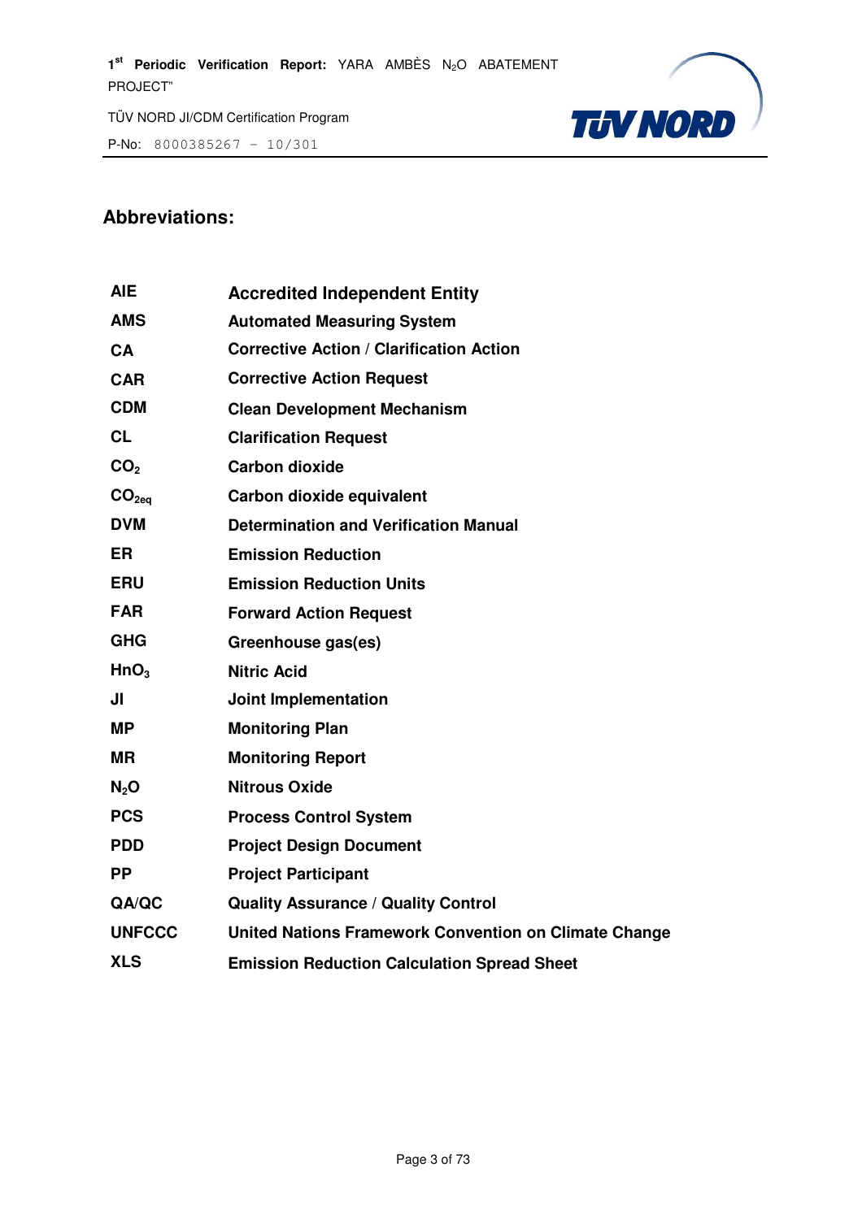## Abbreviations:

| | |
|---|---|
| **AIE** | **Accredited Independent Entity** |
| **AMS** | **Automated Measuring System** |
| **CA** | **Corrective Action / Clarification Action** |
| **CAR** | **Corrective Action Request** |
| **CDM** | **Clean Development Mechanism** |
| **CL** | **Clarification Request** |
| **$CO_2$** | **Carbon dioxide** |
| **$CO_{2eq}$** | **Carbon dioxide equivalent** |
| **DVM** | **Determination and Verification Manual** |
| **ER** | **Emission Reduction** |
| **ERU** | **Emission Reduction Units** |
| **FAR** | **Forward Action Request** |
| **GHG** | **Greenhouse gas(es)** |
| **$HnO_3$** | **Nitric Acid** |
| **JI** | **Joint Implementation** |
| **MP** | **Monitoring Plan** |
| **MR** | **Monitoring Report** |
| **$N_2O$** | **Nitrous Oxide** |
| **PCS** | **Process Control System** |
| **PDD** | **Project Design Document** |
| **PP** | **Project Participant** |
| **QA/QC** | **Quality Assurance / Quality Control** |
| **UNFCCC** | **United Nations Framework Convention on Climate Change** |
| **XLS** | **Emission Reduction Calculation Spread Sheet** |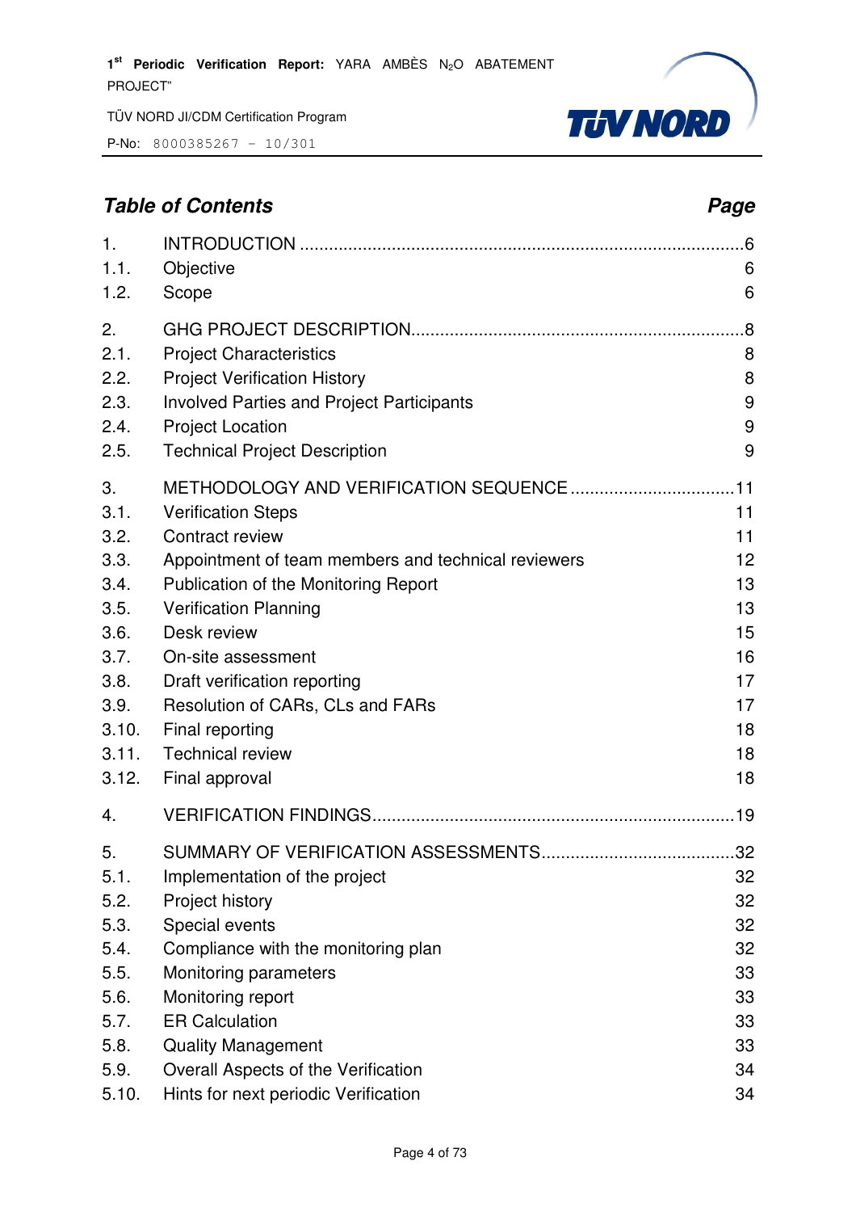## *Table of Contents* — *Page*

1. INTRODUCTION ........................................................................................ 6
   - 1.1. Objective 6
   - 1.2. Scope 6
2. GHG PROJECT DESCRIPTION.................................................................... 8
   - 2.1. Project Characteristics 8
   - 2.2. Project Verification History 8
   - 2.3. Involved Parties and Project Participants 9
   - 2.4. Project Location 9
   - 2.5. Technical Project Description 9
3. METHODOLOGY AND VERIFICATION SEQUENCE ................................. 11
   - 3.1. Verification Steps 11
   - 3.2. Contract review 11
   - 3.3. Appointment of team members and technical reviewers 12
   - 3.4. Publication of the Monitoring Report 13
   - 3.5. Verification Planning 13
   - 3.6. Desk review 15
   - 3.7. On-site assessment 16
   - 3.8. Draft verification reporting 17
   - 3.9. Resolution of CARs, CLs and FARs 17
   - 3.10. Final reporting 18
   - 3.11. Technical review 18
   - 3.12. Final approval 18
4. VERIFICATION FINDINGS.......................................................................... 19
5. SUMMARY OF VERIFICATION ASSESSMENTS....................................... 32
   - 5.1. Implementation of the project 32
   - 5.2. Project history 32
   - 5.3. Special events 32
   - 5.4. Compliance with the monitoring plan 32
   - 5.5. Monitoring parameters 33
   - 5.6. Monitoring report 33
   - 5.7. ER Calculation 33
   - 5.8. Quality Management 33
   - 5.9. Overall Aspects of the Verification 34
   - 5.10. Hints for next periodic Verification 34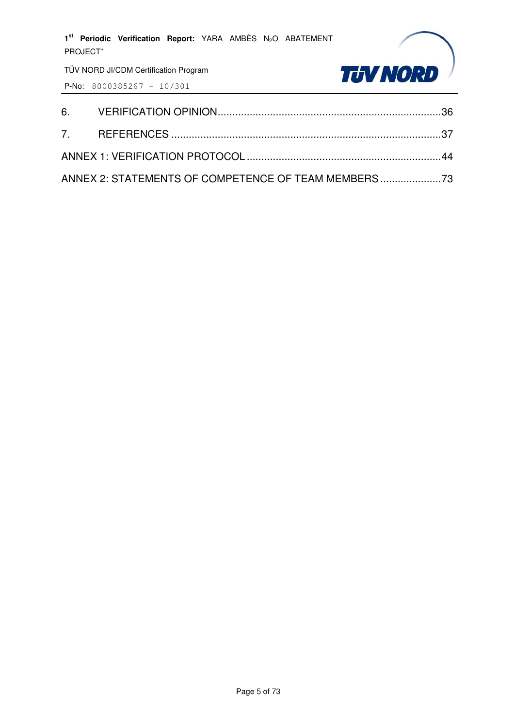6. VERIFICATION OPINION.............................................................................36

7. REFERENCES .............................................................................................37

ANNEX 1: VERIFICATION PROTOCOL...................................................................44

ANNEX 2: STATEMENTS OF COMPETENCE OF TEAM MEMBERS .....................73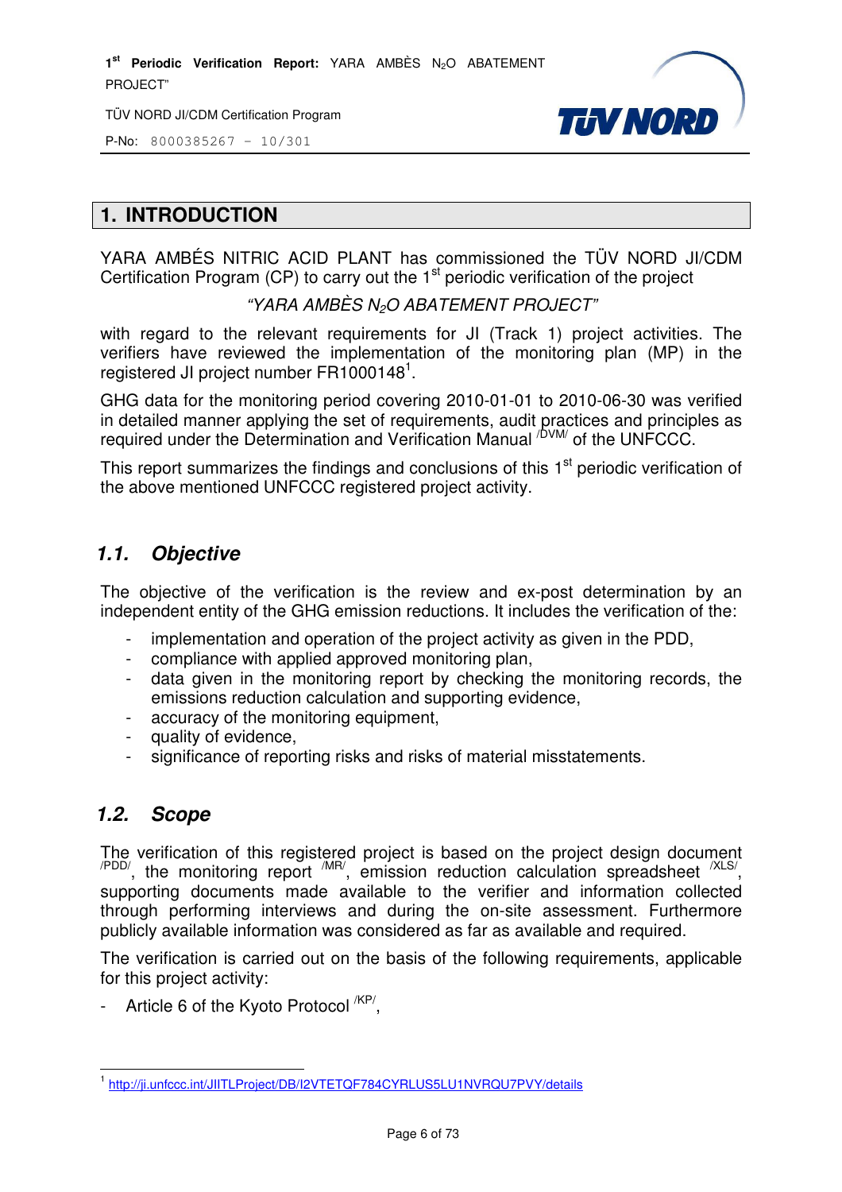# 1. INTRODUCTION

YARA AMBÉS NITRIC ACID PLANT has commissioned the TÜV NORD JI/CDM Certification Program (CP) to carry out the 1st periodic verification of the project

*"YARA AMBÈS $N_2O$ ABATEMENT PROJECT"*

with regard to the relevant requirements for JI (Track 1) project activities. The verifiers have reviewed the implementation of the monitoring plan (MP) in the registered JI project number FR1000148[1].

GHG data for the monitoring period covering 2010-01-01 to 2010-06-30 was verified in detailed manner applying the set of requirements, audit practices and principles as required under the Determination and Verification Manual /DVM/ of the UNFCCC.

This report summarizes the findings and conclusions of this 1st periodic verification of the above mentioned UNFCCC registered project activity.

## 1.1. Objective

The objective of the verification is the review and ex-post determination by an independent entity of the GHG emission reductions. It includes the verification of the:

- implementation and operation of the project activity as given in the PDD,
- compliance with applied approved monitoring plan,
- data given in the monitoring report by checking the monitoring records, the emissions reduction calculation and supporting evidence,
- accuracy of the monitoring equipment,
- quality of evidence,
- significance of reporting risks and risks of material misstatements.

## 1.2. Scope

The verification of this registered project is based on the project design document /PDD/, the monitoring report /MR/, emission reduction calculation spreadsheet /XLS/, supporting documents made available to the verifier and information collected through performing interviews and during the on-site assessment. Furthermore publicly available information was considered as far as available and required.

The verification is carried out on the basis of the following requirements, applicable for this project activity:

- Article 6 of the Kyoto Protocol /KP/,

[1] http://ji.unfccc.int/JIITLProject/DB/I2VTETQF784CYRLUS5LU1NVRQU7PVY/details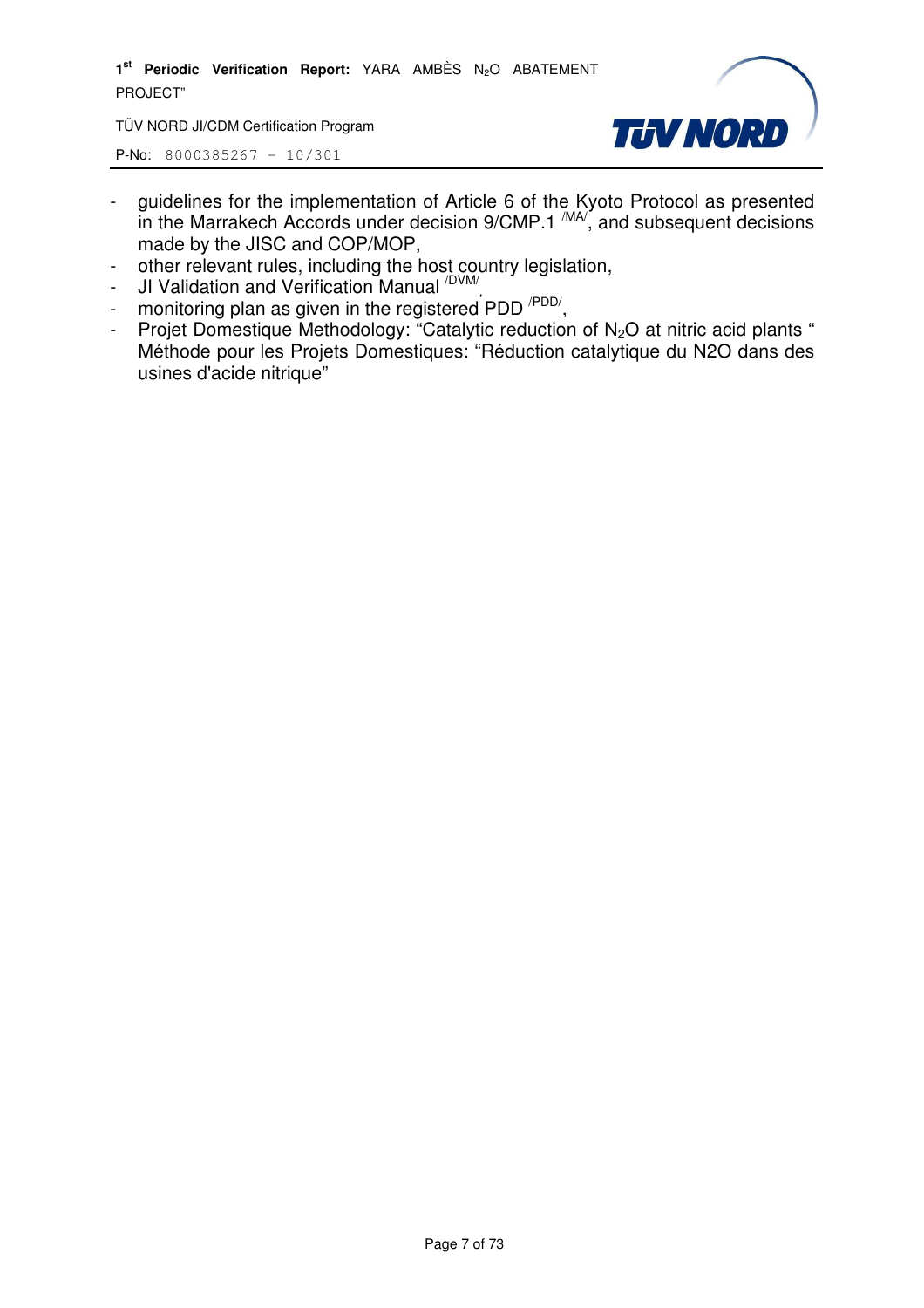- guidelines for the implementation of Article 6 of the Kyoto Protocol as presented in the Marrakech Accords under decision 9/CMP.1 [/MA/], and subsequent decisions made by the JISC and COP/MOP,
- other relevant rules, including the host country legislation,
- JI Validation and Verification Manual [/DVM/],
- monitoring plan as given in the registered PDD [/PDD/],
- Projet Domestique Methodology: "Catalytic reduction of $N_2O$ at nitric acid plants " Méthode pour les Projets Domestiques: "Réduction catalytique du N2O dans des usines d'acide nitrique"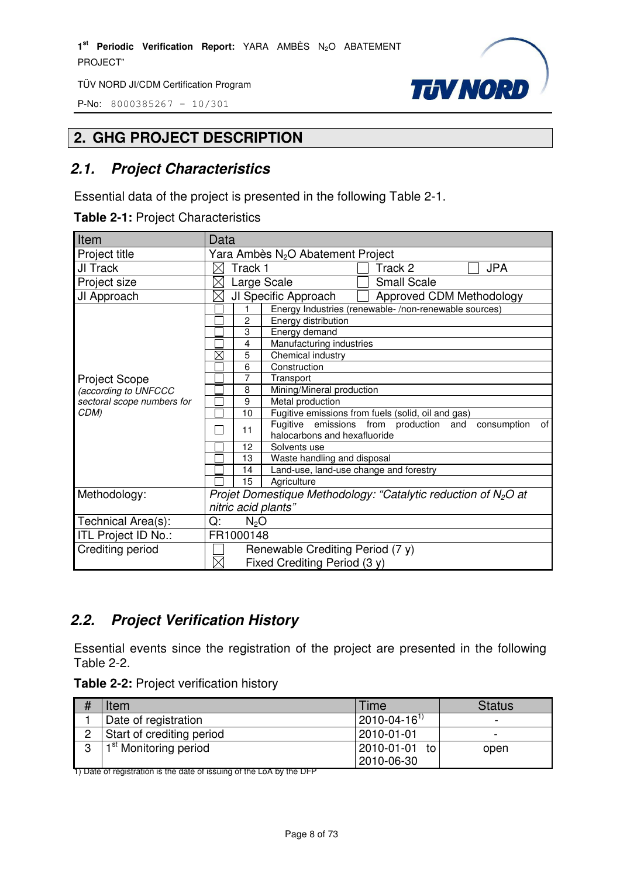## 2. GHG PROJECT DESCRIPTION

### 2.1. *Project Characteristics*

Essential data of the project is presented in the following Table 2-1.

**Table 2-1:** Project Characteristics

| Item | Data | | |
|---|---|---|---|
| Project title | Yara Ambès $N_2O$ Abatement Project | | |
| JI Track | ☒ Track 1 | ☐ Track 2 | ☐ JPA |
| Project size | ☒ Large Scale | ☐ Small Scale | |
| JI Approach | ☒ JI Specific Approach | ☐ Approved CDM Methodology | |
| Project Scope *(according to UNFCCC sectoral scope numbers for CDM)* | ☐ | 1 | Energy Industries (renewable- /non-renewable sources) |
| | ☐ | 2 | Energy distribution |
| | ☐ | 3 | Energy demand |
| | ☐ | 4 | Manufacturing industries |
| | ☒ | 5 | Chemical industry |
| | ☐ | 6 | Construction |
| | ☐ | 7 | Transport |
| | ☐ | 8 | Mining/Mineral production |
| | ☐ | 9 | Metal production |
| | ☐ | 10 | Fugitive emissions from fuels (solid, oil and gas) |
| | ☐ | 11 | Fugitive emissions from production and consumption of halocarbons and hexafluoride |
| | ☐ | 12 | Solvents use |
| | ☐ | 13 | Waste handling and disposal |
| | ☐ | 14 | Land-use, land-use change and forestry |
| | ☐ | 15 | Agriculture |
| Methodology: | *Projet Domestique Methodology: "Catalytic reduction of $N_2O$ at nitric acid plants"* | | |
| Technical Area(s): | Q: $N_2O$ | | |
| ITL Project ID No.: | FR1000148 | | |
| Crediting period | ☐ Renewable Crediting Period (7 y)<br>☒ Fixed Crediting Period (3 y) | | |

### 2.2. *Project Verification History*

Essential events since the registration of the project are presented in the following Table 2-2.

**Table 2-2:** Project verification history

| # | Item | Time | Status |
|---|---|---|---|
| 1 | Date of registration | 2010-04-16[1)] | - |
| 2 | Start of crediting period | 2010-01-01 | - |
| 3 | 1st Monitoring period | 2010-01-01 to 2010-06-30 | open |

1) Date of registration is the date of issuing of the LoA by the DFP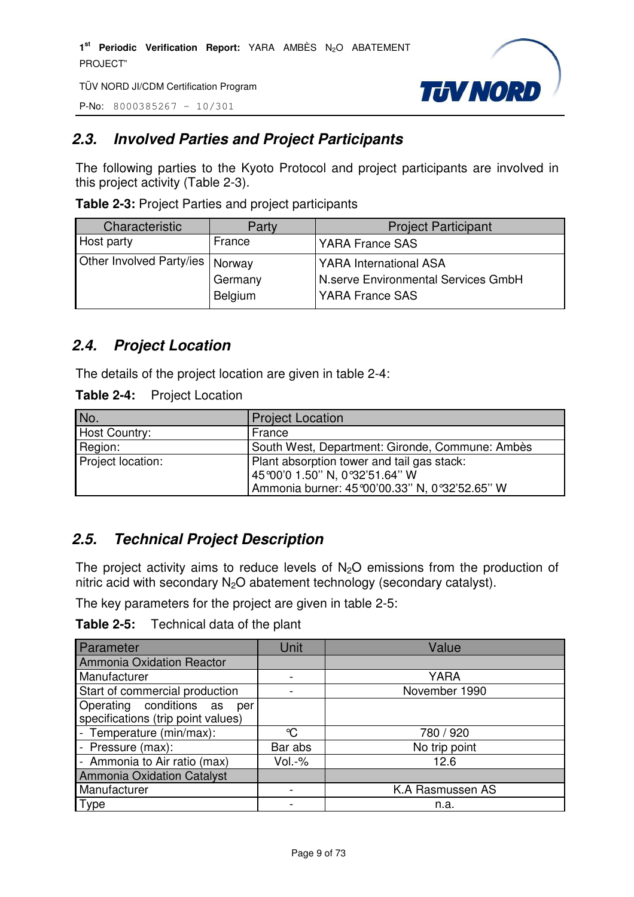## 2.3. Involved Parties and Project Participants

The following parties to the Kyoto Protocol and project participants are involved in this project activity (Table 2-3).

**Table 2-3:** Project Parties and project participants

| Characteristic | Party | Project Participant |
|---|---|---|
| Host party | France | YARA France SAS |
| Other Involved Party/ies | Norway<br>Germany<br>Belgium | YARA International ASA<br>N.serve Environmental Services GmbH<br>YARA France SAS |

## 2.4. Project Location

The details of the project location are given in table 2-4:

**Table 2-4:** Project Location

| No. | Project Location |
|---|---|
| Host Country: | France |
| Region: | South West, Department: Gironde, Commune: Ambès |
| Project location: | Plant absorption tower and tail gas stack:<br>45°00'0 1.50'' N, 0°32'51.64'' W<br>Ammonia burner: 45°00'00.33'' N, 0°32'52.65'' W |

## 2.5. Technical Project Description

The project activity aims to reduce levels of $N_2O$ emissions from the production of nitric acid with secondary $N_2O$ abatement technology (secondary catalyst).

The key parameters for the project are given in table 2-5:

**Table 2-5:** Technical data of the plant

| Parameter | Unit | Value |
|---|---|---|
| Ammonia Oxidation Reactor | | |
| Manufacturer | - | YARA |
| Start of commercial production | - | November 1990 |
| Operating conditions as per specifications (trip point values) | | |
| - Temperature (min/max): | °C | 780 / 920 |
| - Pressure (max): | Bar abs | No trip point |
| - Ammonia to Air ratio (max) | Vol.-% | 12.6 |
| Ammonia Oxidation Catalyst | | |
| Manufacturer | - | K.A Rasmussen AS |
| Type | - | n.a. |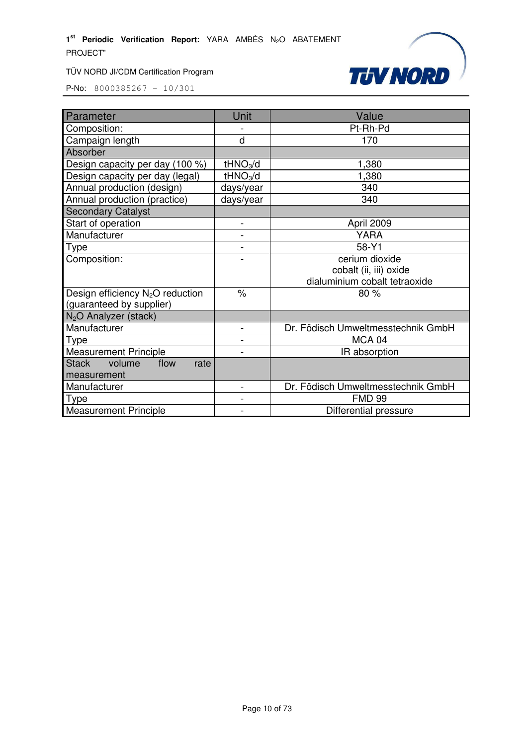| Parameter | Unit | Value |
|---|---|---|
| Composition: | - | Pt-Rh-Pd |
| Campaign length | d | 170 |
| Absorber | | |
| Design capacity per day (100 %) | $tHNO_3/d$ | 1,380 |
| Design capacity per day (legal) | $tHNO_3/d$ | 1,380 |
| Annual production (design) | days/year | 340 |
| Annual production (practice) | days/year | 340 |
| Secondary Catalyst | | |
| Start of operation | - | April 2009 |
| Manufacturer | - | YARA |
| Type | - | 58-Y1 |
| Composition: | - | cerium dioxide<br>cobalt (ii, iii) oxide<br>dialuminium cobalt tetraoxide |
| Design efficiency $N_2O$ reduction (guaranteed by supplier) | % | 80 % |
| $N_2O$ Analyzer (stack) | | |
| Manufacturer | - | Dr. Födisch Umweltmesstechnik GmbH |
| Type | - | MCA 04 |
| Measurement Principle | - | IR absorption |
| Stack volume flow rate measurement | | |
| Manufacturer | - | Dr. Födisch Umweltmesstechnik GmbH |
| Type | - | FMD 99 |
| Measurement Principle | - | Differential pressure |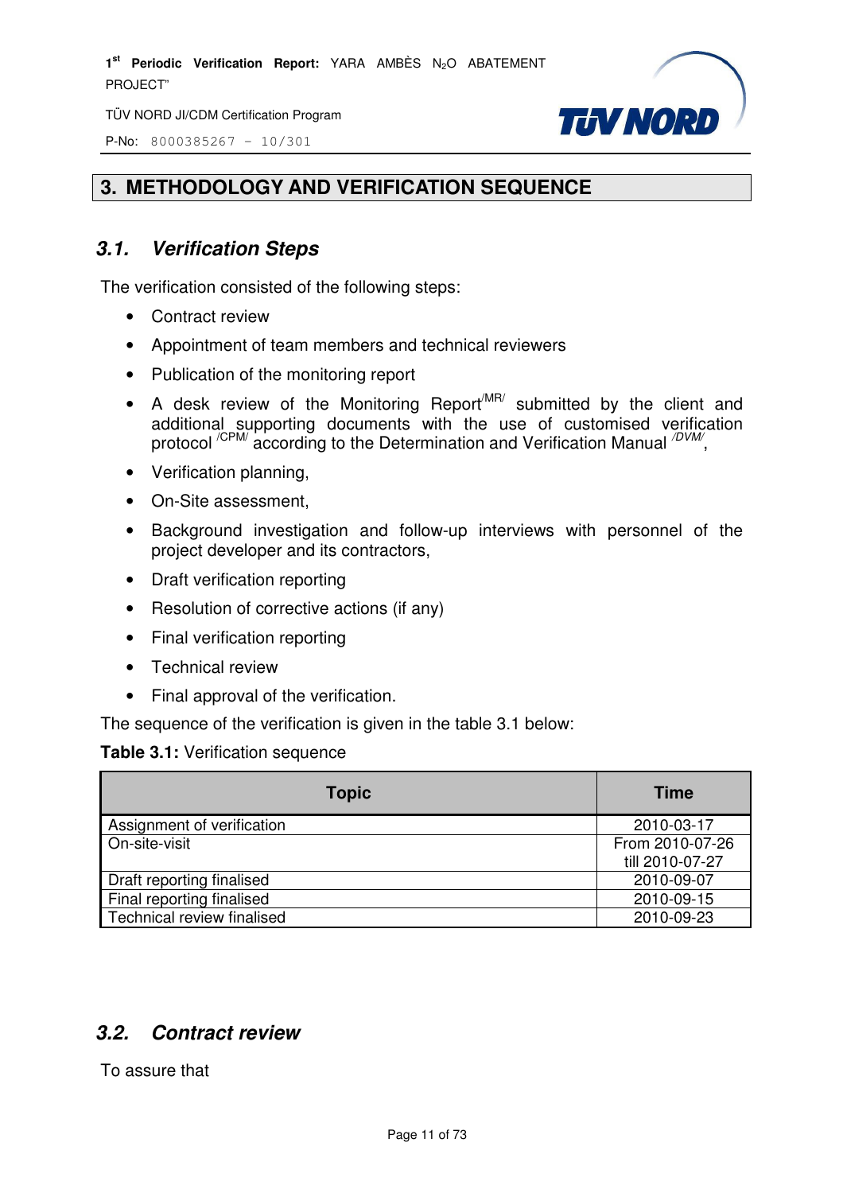# 3. METHODOLOGY AND VERIFICATION SEQUENCE

## 3.1. Verification Steps

The verification consisted of the following steps:

- Contract review
- Appointment of team members and technical reviewers
- Publication of the monitoring report
- A desk review of the Monitoring Report[/MR/] submitted by the client and additional supporting documents with the use of customised verification protocol [/CPM/] according to the Determination and Verification Manual [/DVM/],
- Verification planning,
- On-Site assessment,
- Background investigation and follow-up interviews with personnel of the project developer and its contractors,
- Draft verification reporting
- Resolution of corrective actions (if any)
- Final verification reporting
- Technical review
- Final approval of the verification.

The sequence of the verification is given in the table 3.1 below:

**Table 3.1:** Verification sequence

| Topic | Time |
|---|---|
| Assignment of verification | 2010-03-17 |
| On-site-visit | From 2010-07-26 till 2010-07-27 |
| Draft reporting finalised | 2010-09-07 |
| Final reporting finalised | 2010-09-15 |
| Technical review finalised | 2010-09-23 |

## 3.2. Contract review

To assure that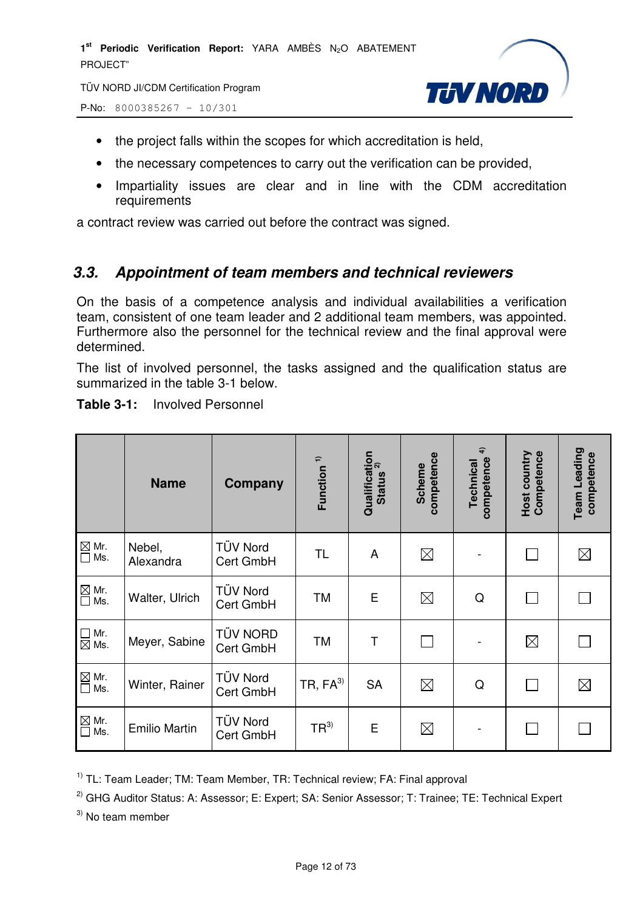- the project falls within the scopes for which accreditation is held,
- the necessary competences to carry out the verification can be provided,
- Impartiality issues are clear and in line with the CDM accreditation requirements

a contract review was carried out before the contract was signed.

## 3.3. Appointment of team members and technical reviewers

On the basis of a competence analysis and individual availabilities a verification team, consistent of one team leader and 2 additional team members, was appointed. Furthermore also the personnel for the technical review and the final approval were determined.

The list of involved personnel, the tasks assigned and the qualification status are summarized in the table 3-1 below.

**Table 3-1:** Involved Personnel

| | Name | Company | Function [1] | Qualification Status [2] | Scheme competence | Technical competence [4] | Host country Competence | Team Leading competence |
|---|---|---|---|---|---|---|---|---|
| ☒ Mr. ☐ Ms. | Nebel, Alexandra | TÜV Nord Cert GmbH | TL | A | ☒ | - | ☐ | ☒ |
| ☒ Mr. ☐ Ms. | Walter, Ulrich | TÜV Nord Cert GmbH | TM | E | ☒ | Q | ☐ | ☐ |
| ☐ Mr. ☒ Ms. | Meyer, Sabine | TÜV NORD Cert GmbH | TM | T | ☐ | - | ☒ | ☐ |
| ☒ Mr. ☐ Ms. | Winter, Rainer | TÜV Nord Cert GmbH | TR, FA[3] | SA | ☒ | Q | ☐ | ☒ |
| ☒ Mr. ☐ Ms. | Emilio Martin | TÜV Nord Cert GmbH | TR[3] | E | ☒ | - | ☐ | ☐ |

[1] TL: Team Leader; TM: Team Member, TR: Technical review; FA: Final approval

[2] GHG Auditor Status: A: Assessor; E: Expert; SA: Senior Assessor; T: Trainee; TE: Technical Expert

[3] No team member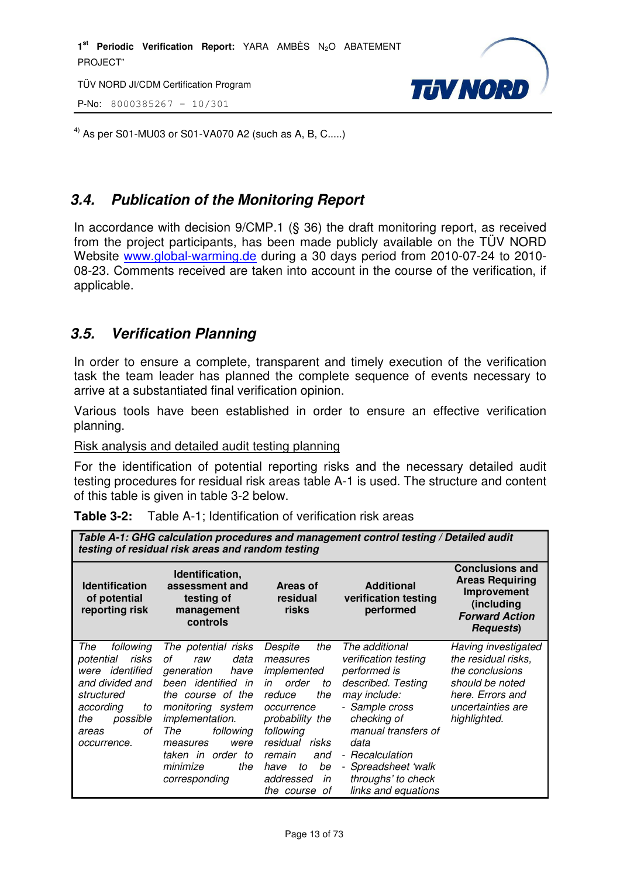[4] As per S01-MU03 or S01-VA070 A2 (such as A, B, C.....)

## 3.4. Publication of the Monitoring Report

In accordance with decision 9/CMP.1 (§ 36) the draft monitoring report, as received from the project participants, has been made publicly available on the TÜV NORD Website www.global-warming.de during a 30 days period from 2010-07-24 to 2010-08-23. Comments received are taken into account in the course of the verification, if applicable.

## 3.5. Verification Planning

In order to ensure a complete, transparent and timely execution of the verification task the team leader has planned the complete sequence of events necessary to arrive at a substantiated final verification opinion.

Various tools have been established in order to ensure an effective verification planning.

Risk analysis and detailed audit testing planning

For the identification of potential reporting risks and the necessary detailed audit testing procedures for residual risk areas table A-1 is used. The structure and content of this table is given in table 3-2 below.

**Table 3-2:** Table A-1; Identification of verification risk areas

| ***Table A-1: GHG calculation procedures and management control testing / Detailed audit testing of residual risk areas and random testing*** | | | | |
|---|---|---|---|---|
| **Identification of potential reporting risk** | **Identification, assessment and testing of management controls** | **Areas of residual risks** | **Additional verification testing performed** | **Conclusions and Areas Requiring Improvement (including *Forward Action Requests*)** |
| *The following potential risks were identified and divided and structured according to the possible areas of occurrence.* | *The potential risks of raw data generation have been identified in the course of the monitoring system implementation. The following measures were taken in order to minimize the corresponding* | *Despite the measures implemented in order to reduce the occurrence probability the following residual risks remain and have to be addressed in the course of* | *The additional verification testing performed is described. Testing may include:*<br>*- Sample cross checking of manual transfers of data*<br>*- Recalculation*<br>*- Spreadsheet 'walk throughs' to check links and equations* | *Having investigated the residual risks, the conclusions should be noted here. Errors and uncertainties are highlighted.* |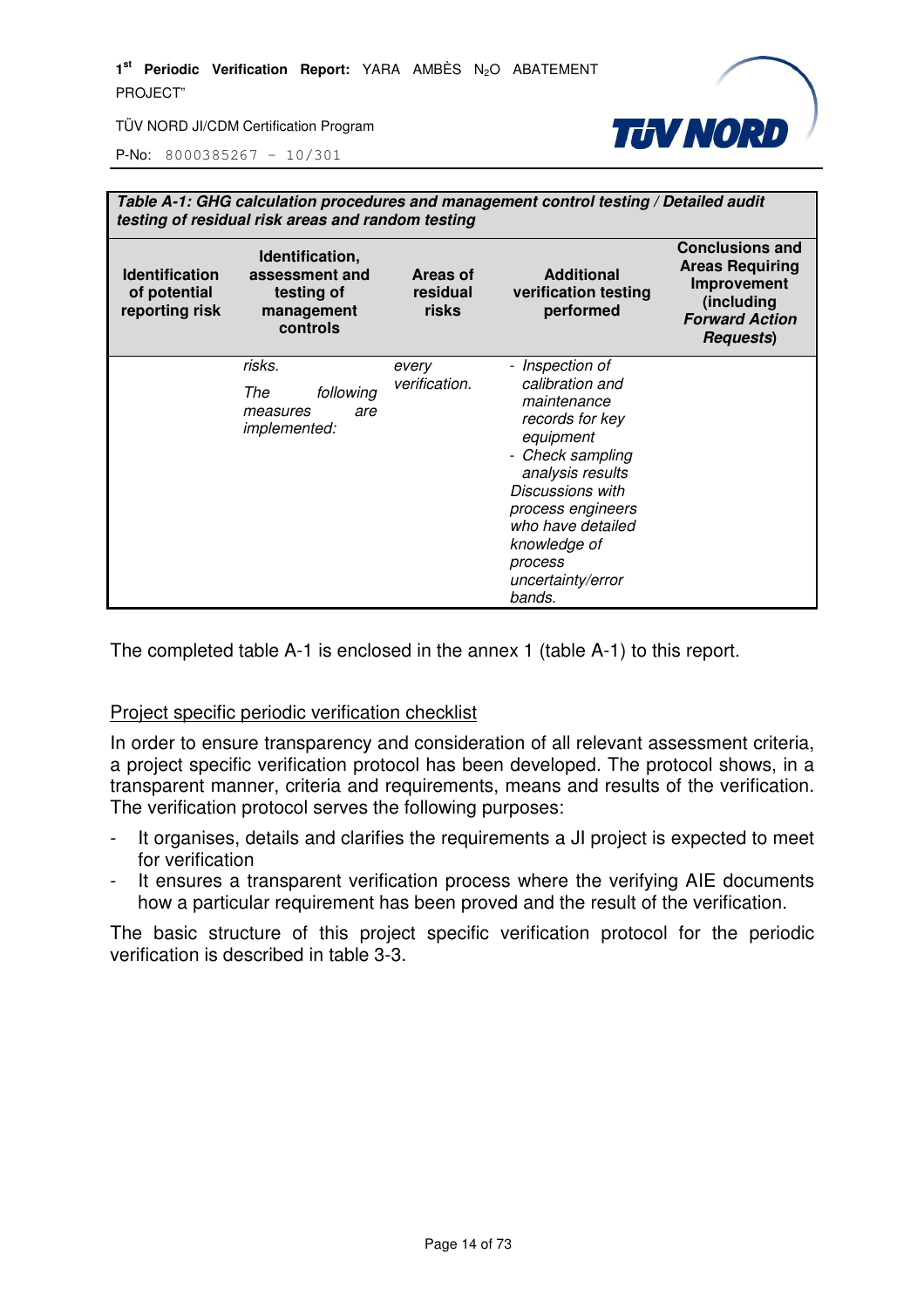| *Table A-1: GHG calculation procedures and management control testing / Detailed audit testing of residual risk areas and random testing* | | | | |
|---|---|---|---|---|
| **Identification of potential reporting risk** | **Identification, assessment and testing of management controls** | **Areas of residual risks** | **Additional verification testing performed** | **Conclusions and Areas Requiring Improvement (including *Forward Action Requests*)** |
| | *risks.* <br> *The following measures are implemented:* | *every verification.* | *- Inspection of calibration and maintenance records for key equipment* <br> *- Check sampling analysis results* <br> *Discussions with process engineers who have detailed knowledge of process uncertainty/error bands.* | |

The completed table A-1 is enclosed in the annex 1 (table A-1) to this report.

Project specific periodic verification checklist

In order to ensure transparency and consideration of all relevant assessment criteria, a project specific verification protocol has been developed. The protocol shows, in a transparent manner, criteria and requirements, means and results of the verification. The verification protocol serves the following purposes:

- It organises, details and clarifies the requirements a JI project is expected to meet for verification
- It ensures a transparent verification process where the verifying AIE documents how a particular requirement has been proved and the result of the verification.

The basic structure of this project specific verification protocol for the periodic verification is described in table 3-3.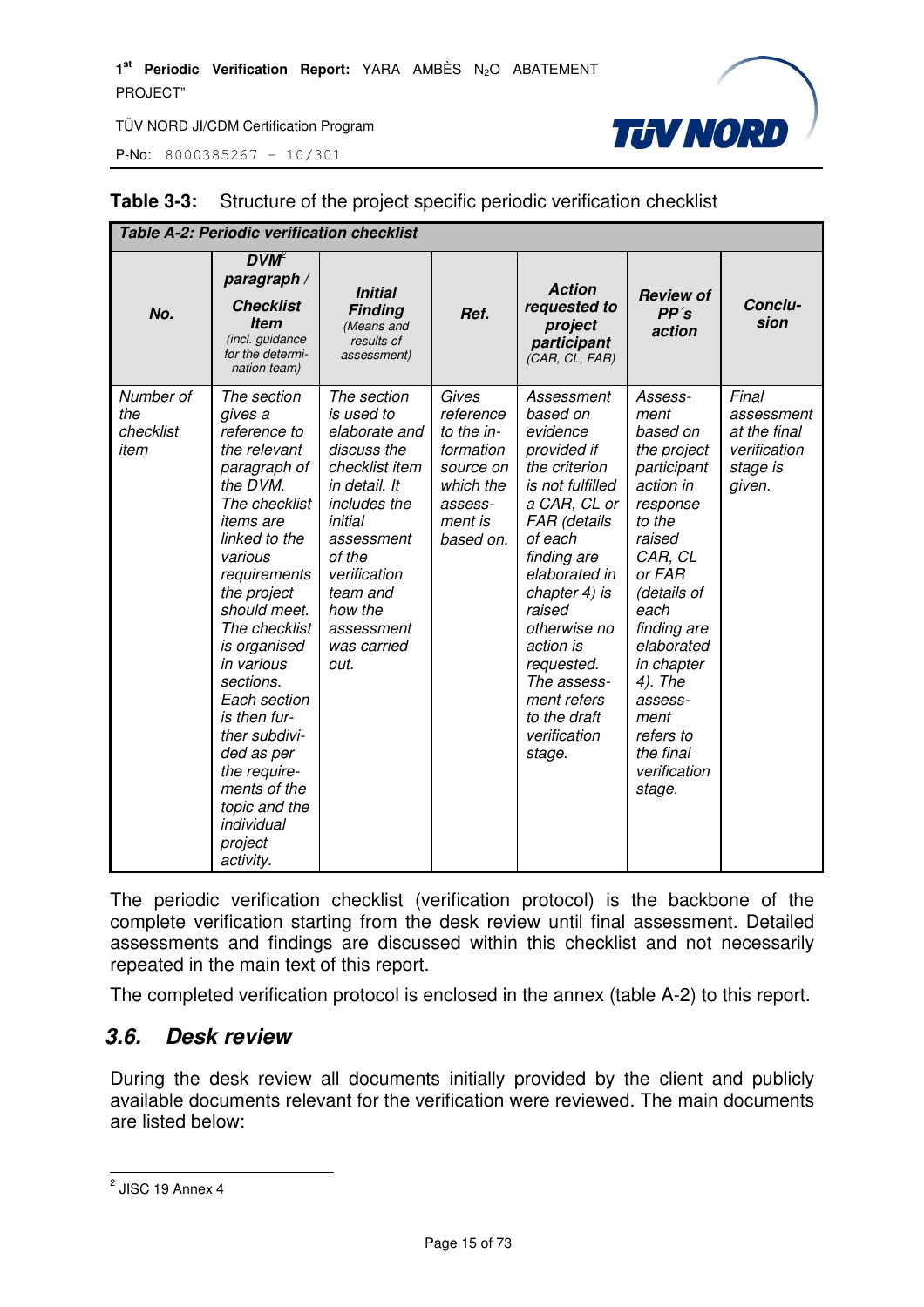**Table 3-3:** Structure of the project specific periodic verification checklist

| ***Table A-2: Periodic verification checklist*** | | | | | | |
|---|---|---|---|---|---|---|
| ***No.*** | ***DVM[2] paragraph / Checklist Item*** *(incl. guidance for the determination team)* | ***Initial Finding*** *(Means and results of assessment)* | ***Ref.*** | ***Action requested to project participant*** *(CAR, CL, FAR)* | ***Review of PP´s action*** | ***Conclusion*** |
| *Number of the checklist item* | *The section gives a reference to the relevant paragraph of the DVM. The checklist items are linked to the various requirements the project should meet. The checklist is organised in various sections. Each section is then further subdivided as per the requirements of the topic and the individual project activity.* | *The section is used to elaborate and discuss the checklist item in detail. It includes the initial assessment of the verification team and how the assessment was carried out.* | *Gives reference to the information source on which the assessment is based on.* | *Assessment based on evidence provided if the criterion is not fulfilled a CAR, CL or FAR (details of each finding are elaborated in chapter 4) is raised otherwise no action is requested. The assessment refers to the draft verification stage.* | *Assessment based on the project participant action in response to the raised CAR, CL or FAR (details of each finding are elaborated in chapter 4). The assessment refers to the final verification stage.* | *Final assessment at the final verification stage is given.* |

The periodic verification checklist (verification protocol) is the backbone of the complete verification starting from the desk review until final assessment. Detailed assessments and findings are discussed within this checklist and not necessarily repeated in the main text of this report.

The completed verification protocol is enclosed in the annex (table A-2) to this report.

## 3.6. Desk review

During the desk review all documents initially provided by the client and publicly available documents relevant for the verification were reviewed. The main documents are listed below:

---

[2] JISC 19 Annex 4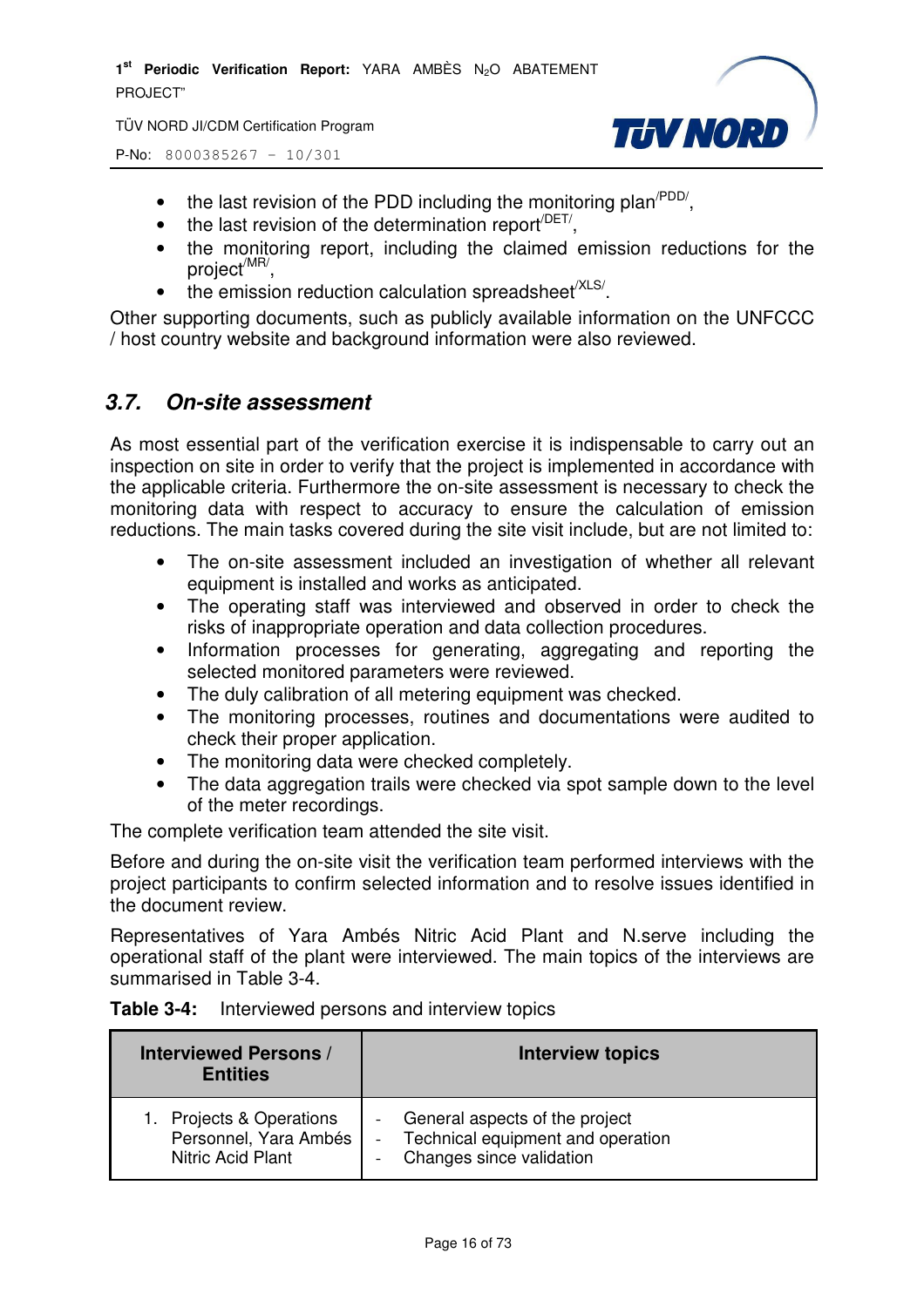- the last revision of the PDD including the monitoring plan[/PDD/],
- the last revision of the determination report[/DET/],
- the monitoring report, including the claimed emission reductions for the project[/MR/],
- the emission reduction calculation spreadsheet[/XLS/].

Other supporting documents, such as publicly available information on the UNFCCC / host country website and background information were also reviewed.

## *3.7. On-site assessment*

As most essential part of the verification exercise it is indispensable to carry out an inspection on site in order to verify that the project is implemented in accordance with the applicable criteria. Furthermore the on-site assessment is necessary to check the monitoring data with respect to accuracy to ensure the calculation of emission reductions. The main tasks covered during the site visit include, but are not limited to:

- The on-site assessment included an investigation of whether all relevant equipment is installed and works as anticipated.
- The operating staff was interviewed and observed in order to check the risks of inappropriate operation and data collection procedures.
- Information processes for generating, aggregating and reporting the selected monitored parameters were reviewed.
- The duly calibration of all metering equipment was checked.
- The monitoring processes, routines and documentations were audited to check their proper application.
- The monitoring data were checked completely.
- The data aggregation trails were checked via spot sample down to the level of the meter recordings.

The complete verification team attended the site visit.

Before and during the on-site visit the verification team performed interviews with the project participants to confirm selected information and to resolve issues identified in the document review.

Representatives of Yara Ambés Nitric Acid Plant and N.serve including the operational staff of the plant were interviewed. The main topics of the interviews are summarised in Table 3-4.

**Table 3-4:** Interviewed persons and interview topics

| Interviewed Persons / Entities | Interview topics |
|---|---|
| 1. Projects & Operations Personnel, Yara Ambés Nitric Acid Plant | - General aspects of the project<br>- Technical equipment and operation<br>- Changes since validation |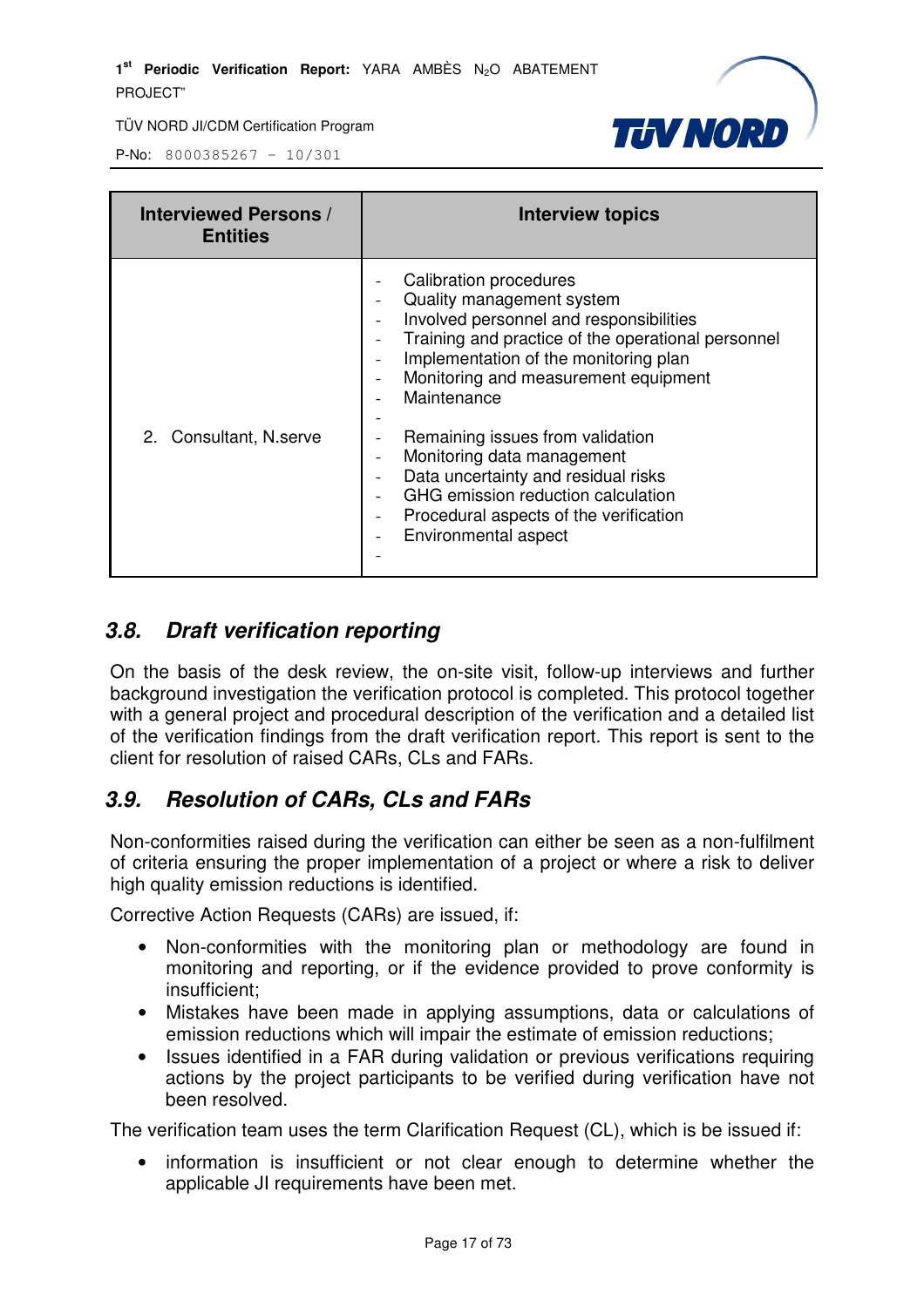| Interviewed Persons / Entities | Interview topics |
|---|---|
| 2. Consultant, N.serve | - Calibration procedures<br>- Quality management system<br>- Involved personnel and responsibilities<br>- Training and practice of the operational personnel<br>- Implementation of the monitoring plan<br>- Monitoring and measurement equipment<br>- Maintenance<br>-<br>- Remaining issues from validation<br>- Monitoring data management<br>- Data uncertainty and residual risks<br>- GHG emission reduction calculation<br>- Procedural aspects of the verification<br>- Environmental aspect<br>- |

## 3.8. Draft verification reporting

On the basis of the desk review, the on-site visit, follow-up interviews and further background investigation the verification protocol is completed. This protocol together with a general project and procedural description of the verification and a detailed list of the verification findings from the draft verification report. This report is sent to the client for resolution of raised CARs, CLs and FARs.

## 3.9. Resolution of CARs, CLs and FARs

Non-conformities raised during the verification can either be seen as a non-fulfilment of criteria ensuring the proper implementation of a project or where a risk to deliver high quality emission reductions is identified.

Corrective Action Requests (CARs) are issued, if:

- Non-conformities with the monitoring plan or methodology are found in monitoring and reporting, or if the evidence provided to prove conformity is insufficient;
- Mistakes have been made in applying assumptions, data or calculations of emission reductions which will impair the estimate of emission reductions;
- Issues identified in a FAR during validation or previous verifications requiring actions by the project participants to be verified during verification have not been resolved.

The verification team uses the term Clarification Request (CL), which is be issued if:

- information is insufficient or not clear enough to determine whether the applicable JI requirements have been met.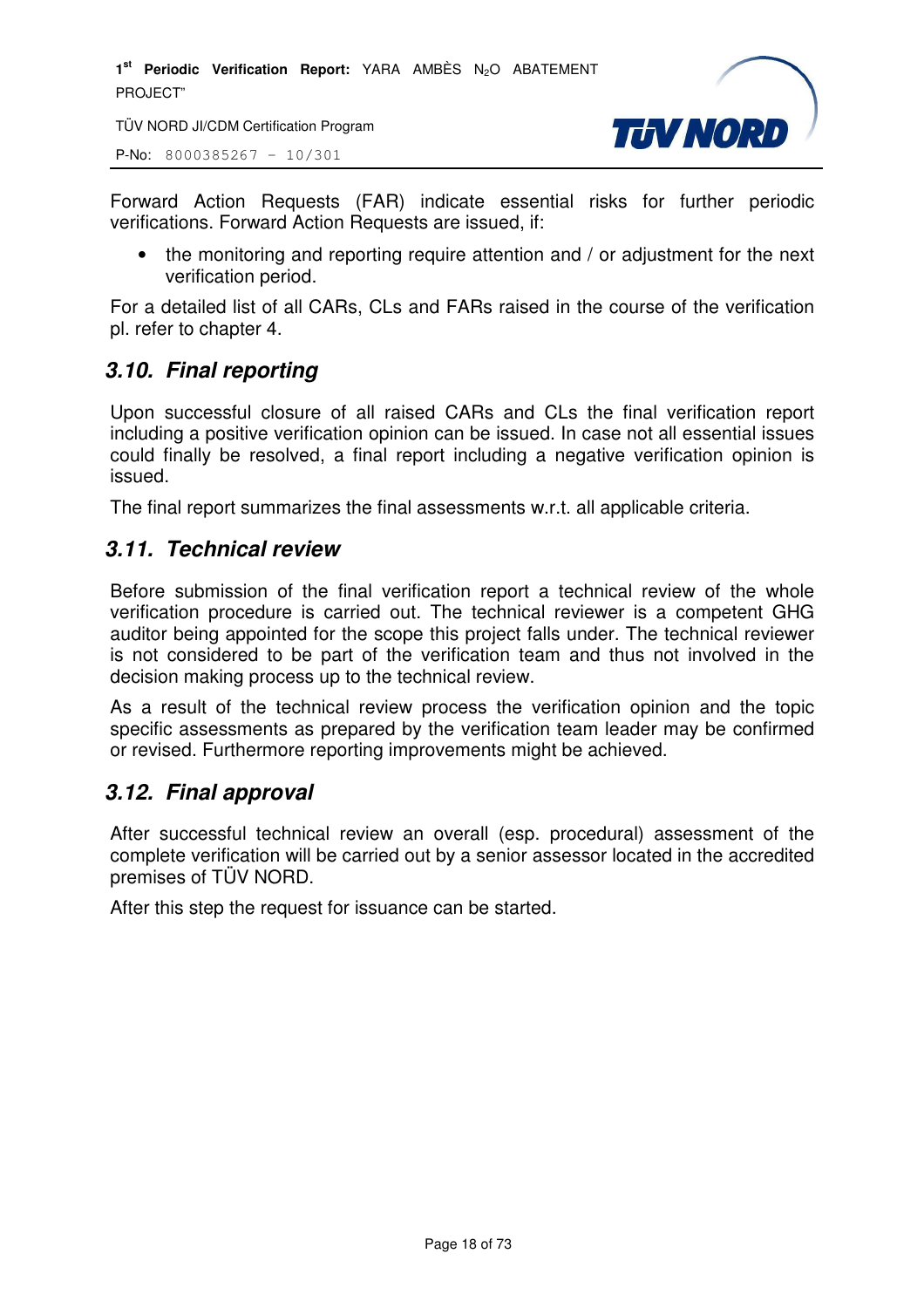Forward Action Requests (FAR) indicate essential risks for further periodic verifications. Forward Action Requests are issued, if:

- the monitoring and reporting require attention and / or adjustment for the next verification period.

For a detailed list of all CARs, CLs and FARs raised in the course of the verification pl. refer to chapter 4.

## 3.10. Final reporting

Upon successful closure of all raised CARs and CLs the final verification report including a positive verification opinion can be issued. In case not all essential issues could finally be resolved, a final report including a negative verification opinion is issued.

The final report summarizes the final assessments w.r.t. all applicable criteria.

## 3.11. Technical review

Before submission of the final verification report a technical review of the whole verification procedure is carried out. The technical reviewer is a competent GHG auditor being appointed for the scope this project falls under. The technical reviewer is not considered to be part of the verification team and thus not involved in the decision making process up to the technical review.

As a result of the technical review process the verification opinion and the topic specific assessments as prepared by the verification team leader may be confirmed or revised. Furthermore reporting improvements might be achieved.

## 3.12. Final approval

After successful technical review an overall (esp. procedural) assessment of the complete verification will be carried out by a senior assessor located in the accredited premises of TÜV NORD.

After this step the request for issuance can be started.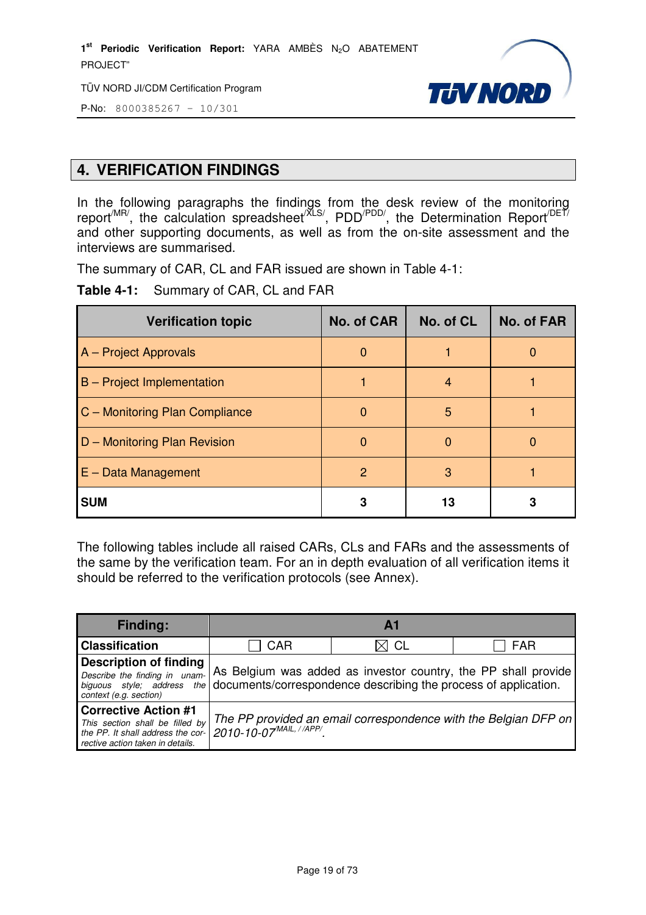# 4. VERIFICATION FINDINGS

In the following paragraphs the findings from the desk review of the monitoring report[/MR/], the calculation spreadsheet[/XLS/], PDD[/PDD/], the Determination Report[/DET/] and other supporting documents, as well as from the on-site assessment and the interviews are summarised.

The summary of CAR, CL and FAR issued are shown in Table 4-1:

**Table 4-1:** Summary of CAR, CL and FAR

| Verification topic | No. of CAR | No. of CL | No. of FAR |
|---|---|---|---|
| A – Project Approvals | 0 | 1 | 0 |
| B – Project Implementation | 1 | 4 | 1 |
| C – Monitoring Plan Compliance | 0 | 5 | 1 |
| D – Monitoring Plan Revision | 0 | 0 | 0 |
| E – Data Management | 2 | 3 | 1 |
| **SUM** | **3** | **13** | **3** |

The following tables include all raised CARs, CLs and FARs and the assessments of the same by the verification team. For an in depth evaluation of all verification items it should be referred to the verification protocols (see Annex).

| **Finding:** | **A1** | | |
|---|---|---|---|
| **Classification** | ☐ CAR | ☒ CL | ☐ FAR |
| **Description of finding**<br>*Describe the finding in unambiguous style; address the context (e.g. section)* | As Belgium was added as investor country, the PP shall provide documents/correspondence describing the process of application. | | |
| **Corrective Action #1**<br>*This section shall be filled by the PP. It shall address the corrective action taken in details.* | *The PP provided an email correspondence with the Belgian DFP on 2010-10-07*[/MAIL/, /APP/]. | | |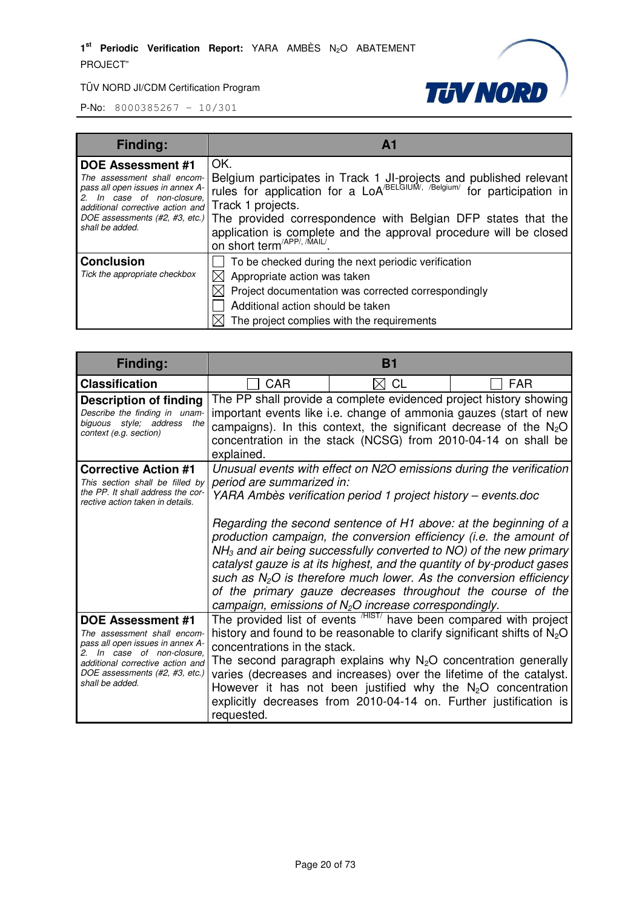| Finding: | A1 |
|---|---|
| **DOE Assessment #1**<br>*The assessment shall encompass all open issues in annex A-2. In case of non-closure, additional corrective action and DOE assessments (#2, #3, etc.) shall be added.* | OK.<br>Belgium participates in Track 1 JI-projects and published relevant rules for application for a LoA[/BELGIUM/, /Belgium/] for participation in Track 1 projects.<br>The provided correspondence with Belgian DFP states that the application is complete and the approval procedure will be closed on short term[/APP/, /MAIL/]. |
| **Conclusion**<br>*Tick the appropriate checkbox* | ☐ To be checked during the next periodic verification<br>☒ Appropriate action was taken<br>☒ Project documentation was corrected correspondingly<br>☐ Additional action should be taken<br>☒ The project complies with the requirements |

| Finding: | B1 | |
|---|---|---|
| **Classification** | ☐ CAR | ☒ CL | ☐ FAR |
| **Description of finding**<br>*Describe the finding in unambiguous style; address the context (e.g. section)* | The PP shall provide a complete evidenced project history showing important events like i.e. change of ammonia gauzes (start of new campaigns). In this context, the significant decrease of the $N_2O$ concentration in the stack (NCSG) from 2010-04-14 on shall be explained. | | |
| **Corrective Action #1**<br>*This section shall be filled by the PP. It shall address the corrective action taken in details.* | *Unusual events with effect on N2O emissions during the verification period are summarized in:*<br>*YARA Ambès verification period 1 project history – events.doc*<br><br>*Regarding the second sentence of H1 above: at the beginning of a production campaign, the conversion efficiency (i.e. the amount of $NH_3$ and air being successfully converted to NO) of the new primary catalyst gauze is at its highest, and the quantity of by-product gases such as $N_2O$ is therefore much lower. As the conversion efficiency of the primary gauze decreases throughout the course of the campaign, emissions of $N_2O$ increase correspondingly.* | | |
| **DOE Assessment #1**<br>*The assessment shall encompass all open issues in annex A-2. In case of non-closure, additional corrective action and DOE assessments (#2, #3, etc.) shall be added.* | The provided list of events [/HIST/] have been compared with project history and found to be reasonable to clarify significant shifts of $N_2O$ concentrations in the stack.<br>The second paragraph explains why $N_2O$ concentration generally varies (decreases and increases) over the lifetime of the catalyst. However it has not been justified why the $N_2O$ concentration explicitly decreases from 2010-04-14 on. Further justification is requested. | | |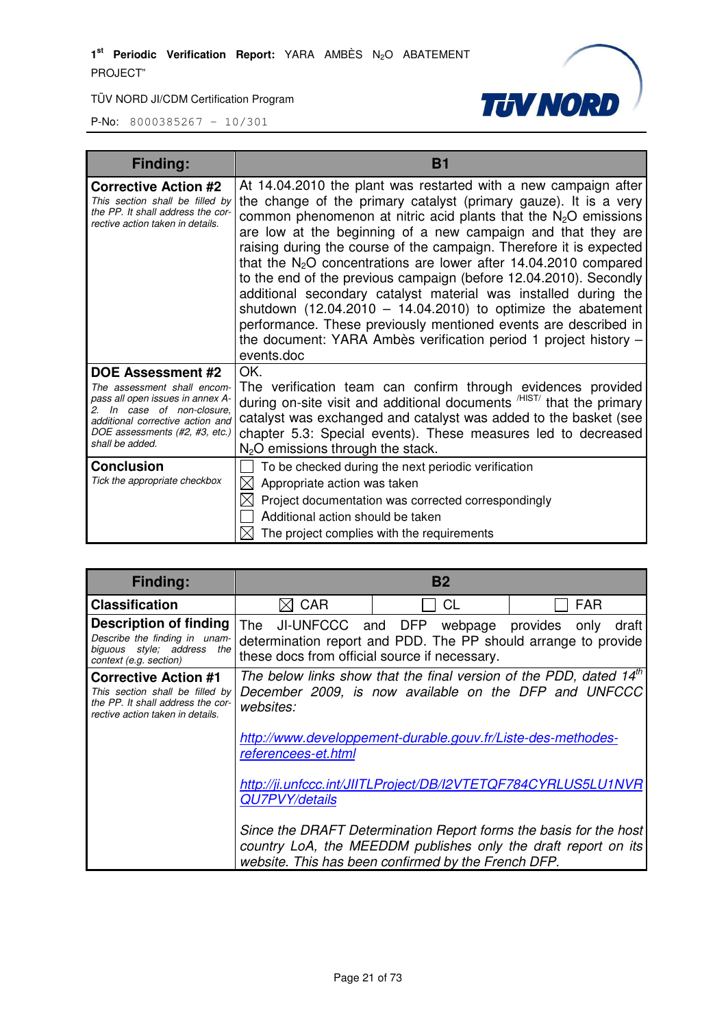| Finding: | B1 |
|---|---|
| **Corrective Action #2**<br>*This section shall be filled by the PP. It shall address the corrective action taken in details.* | At 14.04.2010 the plant was restarted with a new campaign after the change of the primary catalyst (primary gauze). It is a very common phenomenon at nitric acid plants that the $N_2O$ emissions are low at the beginning of a new campaign and that they are raising during the course of the campaign. Therefore it is expected that the $N_2O$ concentrations are lower after 14.04.2010 compared to the end of the previous campaign (before 12.04.2010). Secondly additional secondary catalyst material was installed during the shutdown (12.04.2010 – 14.04.2010) to optimize the abatement performance. These previously mentioned events are described in the document: YARA Ambès verification period 1 project history – events.doc |
| **DOE Assessment #2**<br>*The assessment shall encompass all open issues in annex A-2. In case of non-closure, additional corrective action and DOE assessments (#2, #3, etc.) shall be added.* | OK.<br>The verification team can confirm through evidences provided during on-site visit and additional documents /HIST/ that the primary catalyst was exchanged and catalyst was added to the basket (see chapter 5.3: Special events). These measures led to decreased $N_2O$ emissions through the stack. |
| **Conclusion**<br>*Tick the appropriate checkbox* | ☐ To be checked during the next periodic verification<br>☒ Appropriate action was taken<br>☒ Project documentation was corrected correspondingly<br>☐ Additional action should be taken<br>☒ The project complies with the requirements |

| Finding: | B2 | | |
|---|---|---|---|
| **Classification** | ☒ CAR | ☐ CL | ☐ FAR |
| **Description of finding**<br>*Describe the finding in unambiguous style; address the context (e.g. section)* | The JI-UNFCCC and DFP webpage provides only draft determination report and PDD. The PP should arrange to provide these docs from official source if necessary. | | |
| **Corrective Action #1**<br>*This section shall be filled by the PP. It shall address the corrective action taken in details.* | *The below links show that the final version of the PDD, dated 14th December 2009, is now available on the DFP and UNFCCC websites:*<br><br>http://www.developpement-durable.gouv.fr/Liste-des-methodes-referencees-et.html<br><br>http://ji.unfccc.int/JIITLProject/DB/I2VTETQF784CYRLUS5LU1NVRQU7PVY/details<br><br>*Since the DRAFT Determination Report forms the basis for the host country LoA, the MEEDDM publishes only the draft report on its website. This has been confirmed by the French DFP.* | | |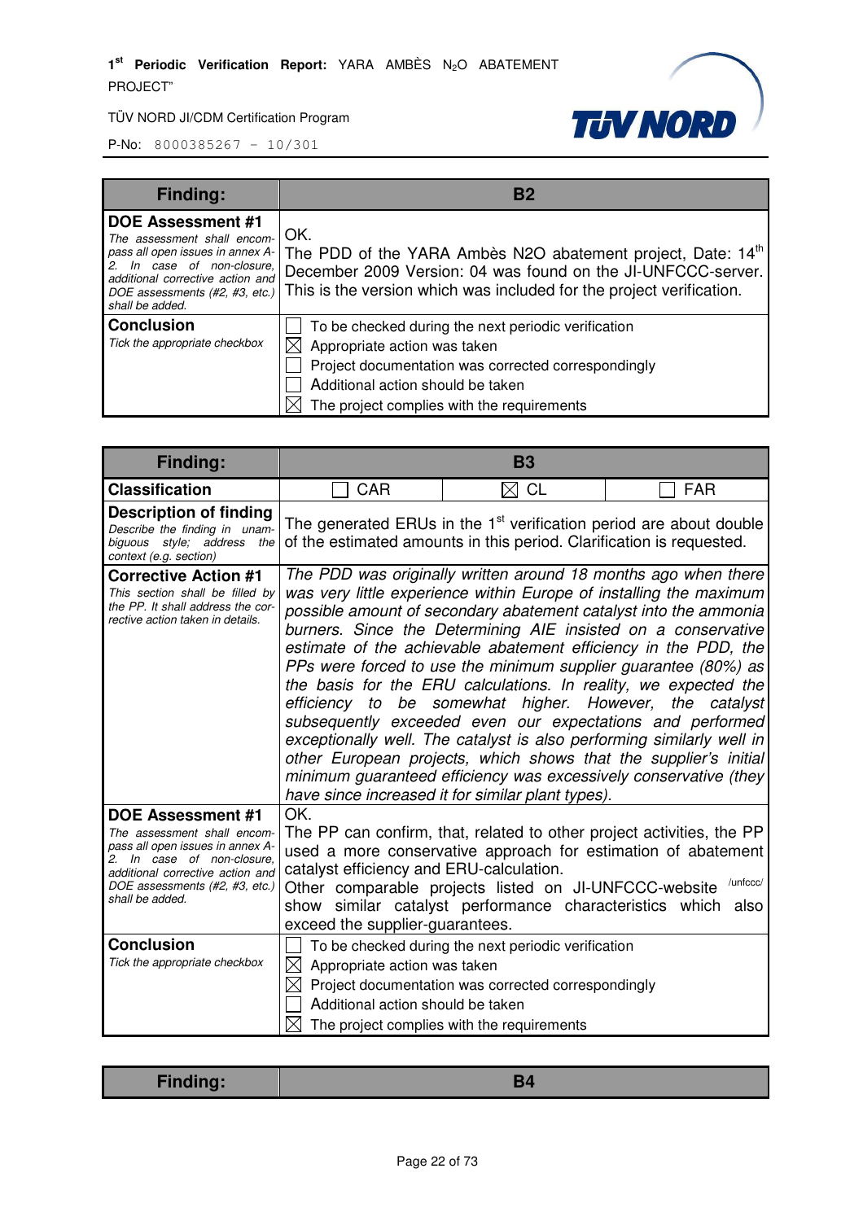| Finding: | B2 |
|---|---|
| **DOE Assessment #1** *The assessment shall encompass all open issues in annex A-2. In case of non-closure, additional corrective action and DOE assessments (#2, #3, etc.) shall be added.* | OK. The PDD of the YARA Ambès N2O abatement project, Date: 14th December 2009 Version: 04 was found on the JI-UNFCCC-server. This is the version which was included for the project verification. |
| **Conclusion** *Tick the appropriate checkbox* | ☐ To be checked during the next periodic verification<br>☒ Appropriate action was taken<br>☐ Project documentation was corrected correspondingly<br>☐ Additional action should be taken<br>☒ The project complies with the requirements |

| Finding: | B3 | | |
|---|---|---|---|
| **Classification** | ☐ CAR | ☒ CL | ☐ FAR |
| **Description of finding** *Describe the finding in unambiguous style; address the context (e.g. section)* | The generated ERUs in the 1st verification period are about double of the estimated amounts in this period. Clarification is requested. | | |
| **Corrective Action #1** *This section shall be filled by the PP. It shall address the corrective action taken in details.* | *The PDD was originally written around 18 months ago when there was very little experience within Europe of installing the maximum possible amount of secondary abatement catalyst into the ammonia burners. Since the Determining AIE insisted on a conservative estimate of the achievable abatement efficiency in the PDD, the PPs were forced to use the minimum supplier guarantee (80%) as the basis for the ERU calculations. In reality, we expected the efficiency to be somewhat higher. However, the catalyst subsequently exceeded even our expectations and performed exceptionally well. The catalyst is also performing similarly well in other European projects, which shows that the supplier's initial minimum guaranteed efficiency was excessively conservative (they have since increased it for similar plant types).* | | |
| **DOE Assessment #1** *The assessment shall encompass all open issues in annex A-2. In case of non-closure, additional corrective action and DOE assessments (#2, #3, etc.) shall be added.* | OK. The PP can confirm, that, related to other project activities, the PP used a more conservative approach for estimation of abatement catalyst efficiency and ERU-calculation. Other comparable projects listed on JI-UNFCCC-website /unfccc/ show similar catalyst performance characteristics which also exceed the supplier-guarantees. | | |
| **Conclusion** *Tick the appropriate checkbox* | ☐ To be checked during the next periodic verification<br>☒ Appropriate action was taken<br>☒ Project documentation was corrected correspondingly<br>☐ Additional action should be taken<br>☒ The project complies with the requirements | | |

| Finding: | B4 |
|---|---|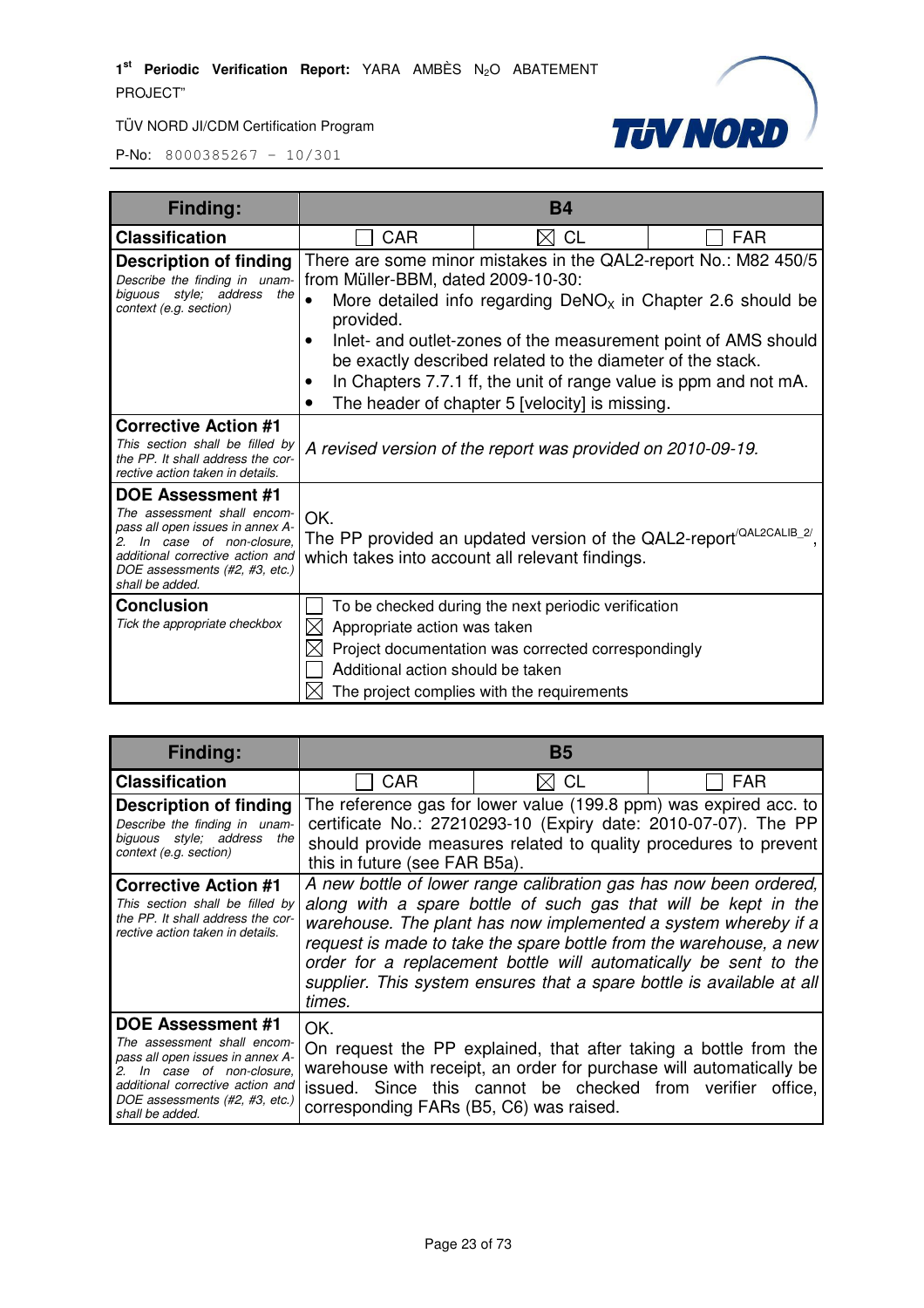| Finding: | B4 | | |
|---|---|---|---|
| **Classification** | ☐ CAR | ☒ CL | ☐ FAR |
| **Description of finding**<br>*Describe the finding in unambiguous style; address the context (e.g. section)* | There are some minor mistakes in the QAL2-report No.: M82 450/5 from Müller-BBM, dated 2009-10-30:<br>• More detailed info regarding $DeNO_X$ in Chapter 2.6 should be provided.<br>• Inlet- and outlet-zones of the measurement point of AMS should be exactly described related to the diameter of the stack.<br>• In Chapters 7.7.1 ff, the unit of range value is ppm and not mA.<br>• The header of chapter 5 [velocity] is missing. | | |
| **Corrective Action #1**<br>*This section shall be filled by the PP. It shall address the corrective action taken in details.* | *A revised version of the report was provided on 2010-09-19.* | | |
| **DOE Assessment #1**<br>*The assessment shall encompass all open issues in annex A-2. In case of non-closure, additional corrective action and DOE assessments (#2, #3, etc.) shall be added.* | OK.<br>The PP provided an updated version of the QAL2-report[/QAL2CALIB_2/], which takes into account all relevant findings. | | |
| **Conclusion**<br>*Tick the appropriate checkbox* | ☐ To be checked during the next periodic verification<br>☒ Appropriate action was taken<br>☒ Project documentation was corrected correspondingly<br>☐ Additional action should be taken<br>☒ The project complies with the requirements | | |

| Finding: | B5 | | |
|---|---|---|---|
| **Classification** | ☐ CAR | ☒ CL | ☐ FAR |
| **Description of finding**<br>*Describe the finding in unambiguous style; address the context (e.g. section)* | The reference gas for lower value (199.8 ppm) was expired acc. to certificate No.: 27210293-10 (Expiry date: 2010-07-07). The PP should provide measures related to quality procedures to prevent this in future (see FAR B5a). | | |
| **Corrective Action #1**<br>*This section shall be filled by the PP. It shall address the corrective action taken in details.* | *A new bottle of lower range calibration gas has now been ordered, along with a spare bottle of such gas that will be kept in the warehouse. The plant has now implemented a system whereby if a request is made to take the spare bottle from the warehouse, a new order for a replacement bottle will automatically be sent to the supplier. This system ensures that a spare bottle is available at all times.* | | |
| **DOE Assessment #1**<br>*The assessment shall encompass all open issues in annex A-2. In case of non-closure, additional corrective action and DOE assessments (#2, #3, etc.) shall be added.* | OK.<br>On request the PP explained, that after taking a bottle from the warehouse with receipt, an order for purchase will automatically be issued. Since this cannot be checked from verifier office, corresponding FARs (B5, C6) was raised. | | |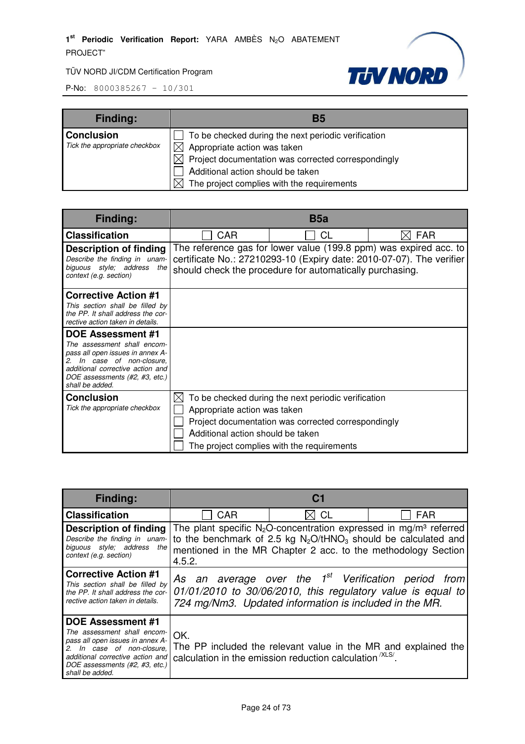| Finding: | B5 |
|---|---|
| **Conclusion** *Tick the appropriate checkbox* | ☐ To be checked during the next periodic verification<br>☒ Appropriate action was taken<br>☒ Project documentation was corrected correspondingly<br>☐ Additional action should be taken<br>☒ The project complies with the requirements |

| Finding: | B5a | | |
|---|---|---|---|
| **Classification** | ☐ CAR | ☐ CL | ☒ FAR |
| **Description of finding** *Describe the finding in unambiguous style; address the context (e.g. section)* | The reference gas for lower value (199.8 ppm) was expired acc. to certificate No.: 27210293-10 (Expiry date: 2010-07-07). The verifier should check the procedure for automatically purchasing. | | |
| **Corrective Action #1** *This section shall be filled by the PP. It shall address the corrective action taken in details.* | | | |
| **DOE Assessment #1** *The assessment shall encompass all open issues in annex A-2. In case of non-closure, additional corrective action and DOE assessments (#2, #3, etc.) shall be added.* | | | |
| **Conclusion** *Tick the appropriate checkbox* | ☒ To be checked during the next periodic verification<br>☐ Appropriate action was taken<br>☐ Project documentation was corrected correspondingly<br>☐ Additional action should be taken<br>☐ The project complies with the requirements | | |

| Finding: | C1 | | |
|---|---|---|---|
| **Classification** | ☐ CAR | ☒ CL | ☐ FAR |
| **Description of finding** *Describe the finding in unambiguous style; address the context (e.g. section)* | The plant specific $N_2O$-concentration expressed in mg/m³ referred to the benchmark of 2.5 kg $N_2O/tHNO_3$ should be calculated and mentioned in the MR Chapter 2 acc. to the methodology Section 4.5.2. | | |
| **Corrective Action #1** *This section shall be filled by the PP. It shall address the corrective action taken in details.* | *As an average over the 1st Verification period from 01/01/2010 to 30/06/2010, this regulatory value is equal to 724 mg/Nm3. Updated information is included in the MR.* | | |
| **DOE Assessment #1** *The assessment shall encompass all open issues in annex A-2. In case of non-closure, additional corrective action and DOE assessments (#2, #3, etc.) shall be added.* | OK.<br>The PP included the relevant value in the MR and explained the calculation in the emission reduction calculation /XLS/. | | |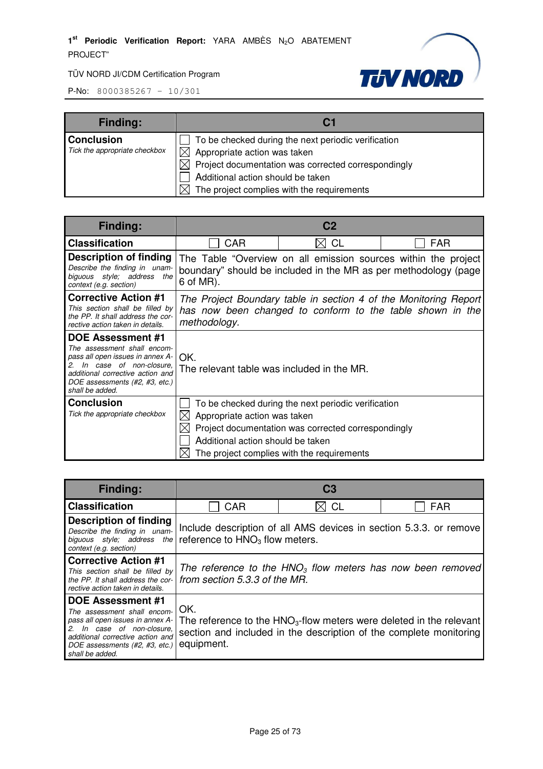| Finding: | C1 | | |
|---|---|---|---|
| **Conclusion** *Tick the appropriate checkbox* | ☐ To be checked during the next periodic verification<br>☒ Appropriate action was taken<br>☒ Project documentation was corrected correspondingly<br>☐ Additional action should be taken<br>☒ The project complies with the requirements | | |

| Finding: | C2 | | |
|---|---|---|---|
| **Classification** | ☐ CAR | ☒ CL | ☐ FAR |
| **Description of finding** *Describe the finding in unambiguous style; address the context (e.g. section)* | The Table "Overview on all emission sources within the project boundary" should be included in the MR as per methodology (page 6 of MR). | | |
| **Corrective Action #1** *This section shall be filled by the PP. It shall address the corrective action taken in details.* | *The Project Boundary table in section 4 of the Monitoring Report has now been changed to conform to the table shown in the methodology.* | | |
| **DOE Assessment #1** *The assessment shall encompass all open issues in annex A-2. In case of non-closure, additional corrective action and DOE assessments (#2, #3, etc.) shall be added.* | OK.<br>The relevant table was included in the MR. | | |
| **Conclusion** *Tick the appropriate checkbox* | ☐ To be checked during the next periodic verification<br>☒ Appropriate action was taken<br>☒ Project documentation was corrected correspondingly<br>☐ Additional action should be taken<br>☒ The project complies with the requirements | | |

| Finding: | C3 | | |
|---|---|---|---|
| **Classification** | ☐ CAR | ☒ CL | ☐ FAR |
| **Description of finding** *Describe the finding in unambiguous style; address the context (e.g. section)* | Include description of all AMS devices in section 5.3.3. or remove reference to $HNO_3$ flow meters. | | |
| **Corrective Action #1** *This section shall be filled by the PP. It shall address the corrective action taken in details.* | *The reference to the $HNO_3$ flow meters has now been removed from section 5.3.3 of the MR.* | | |
| **DOE Assessment #1** *The assessment shall encompass all open issues in annex A-2. In case of non-closure, additional corrective action and DOE assessments (#2, #3, etc.) shall be added.* | OK.<br>The reference to the $HNO_3$-flow meters were deleted in the relevant section and included in the description of the complete monitoring equipment. | | |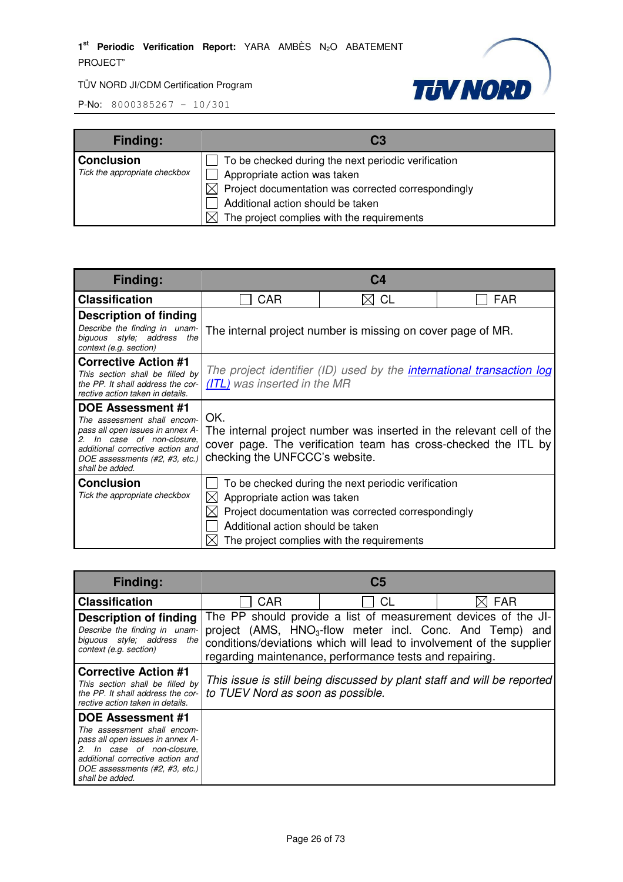| Finding: | C3 |
|---|---|
| **Conclusion**<br>*Tick the appropriate checkbox* | ☐ To be checked during the next periodic verification<br>☐ Appropriate action was taken<br>☒ Project documentation was corrected correspondingly<br>☐ Additional action should be taken<br>☒ The project complies with the requirements |

| Finding: | C4 | | |
|---|---|---|---|
| **Classification** | ☐ CAR | ☒ CL | ☐ FAR |
| **Description of finding**<br>*Describe the finding in unambiguous style; address the context (e.g. section)* | The internal project number is missing on cover page of MR. | | |
| **Corrective Action #1**<br>*This section shall be filled by the PP. It shall address the corrective action taken in details.* | *The project identifier (ID) used by the international transaction log (ITL) was inserted in the MR* | | |
| **DOE Assessment #1**<br>*The assessment shall encompass all open issues in annex A-2. In case of non-closure, additional corrective action and DOE assessments (#2, #3, etc.) shall be added.* | OK.<br>The internal project number was inserted in the relevant cell of the cover page. The verification team has cross-checked the ITL by checking the UNFCCC's website. | | |
| **Conclusion**<br>*Tick the appropriate checkbox* | ☐ To be checked during the next periodic verification<br>☒ Appropriate action was taken<br>☒ Project documentation was corrected correspondingly<br>☐ Additional action should be taken<br>☒ The project complies with the requirements | | |

| Finding: | C5 | | |
|---|---|---|---|
| **Classification** | ☐ CAR | ☐ CL | ☒ FAR |
| **Description of finding**<br>*Describe the finding in unambiguous style; address the context (e.g. section)* | The PP should provide a list of measurement devices of the JI-project (AMS, $HNO_3$-flow meter incl. Conc. And Temp) and conditions/deviations which will lead to involvement of the supplier regarding maintenance, performance tests and repairing. | | |
| **Corrective Action #1**<br>*This section shall be filled by the PP. It shall address the corrective action taken in details.* | *This issue is still being discussed by plant staff and will be reported to TUEV Nord as soon as possible.* | | |
| **DOE Assessment #1**<br>*The assessment shall encompass all open issues in annex A-2. In case of non-closure, additional corrective action and DOE assessments (#2, #3, etc.) shall be added.* | | | |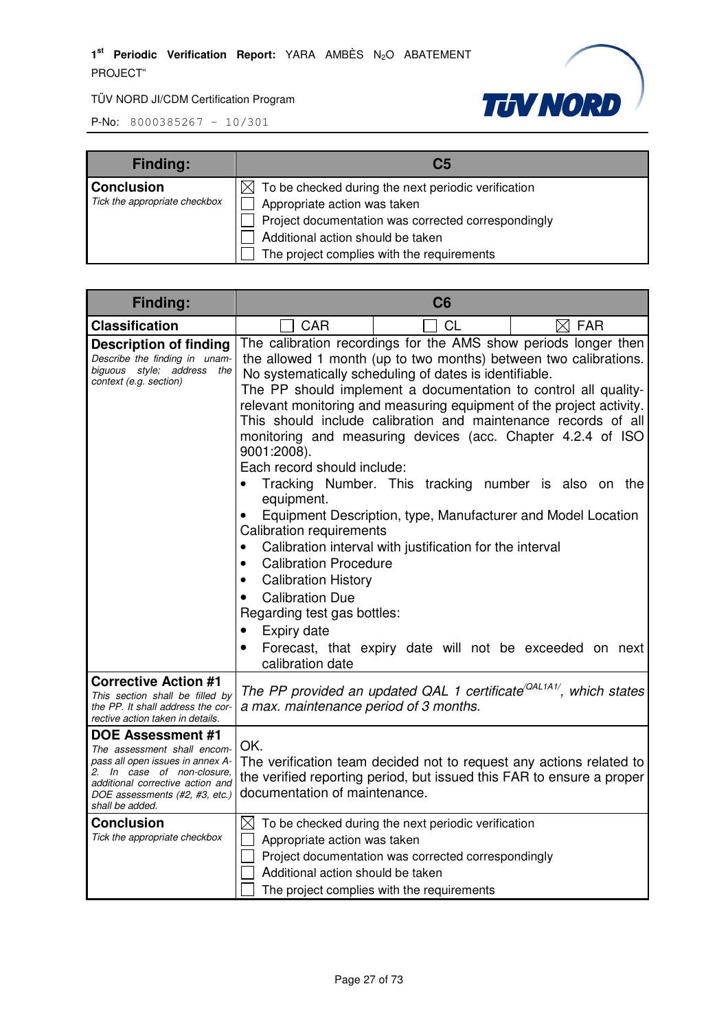| Finding: | C5 |
|---|---|
| **Conclusion**<br>*Tick the appropriate checkbox* | ☒ To be checked during the next periodic verification<br>☐ Appropriate action was taken<br>☐ Project documentation was corrected correspondingly<br>☐ Additional action should be taken<br>☐ The project complies with the requirements |

| Finding: | C6 | | |
|---|---|---|---|
| **Classification** | ☐ CAR | ☐ CL | ☒ FAR |
| **Description of finding**<br>*Describe the finding in unambiguous style; address the context (e.g. section)* | The calibration recordings for the AMS show periods longer then the allowed 1 month (up to two months) between two calibrations. No systematically scheduling of dates is identifiable.<br>The PP should implement a documentation to control all quality-relevant monitoring and measuring equipment of the project activity. This should include calibration and maintenance records of all monitoring and measuring devices (acc. Chapter 4.2.4 of ISO 9001:2008).<br>Each record should include:<br>• Tracking Number. This tracking number is also on the equipment.<br>• Equipment Description, type, Manufacturer and Model Location<br>Calibration requirements<br>• Calibration interval with justification for the interval<br>• Calibration Procedure<br>• Calibration History<br>• Calibration Due<br>Regarding test gas bottles:<br>• Expiry date<br>• Forecast, that expiry date will not be exceeded on next calibration date | | |
| **Corrective Action #1**<br>*This section shall be filled by the PP. It shall address the corrective action taken in details.* | *The PP provided an updated QAL 1 certificate/QAL1A1/, which states a max. maintenance period of 3 months.* | | |
| **DOE Assessment #1**<br>*The assessment shall encompass all open issues in annex A-2. In case of non-closure, additional corrective action and DOE assessments (#2, #3, etc.) shall be added.* | OK.<br>The verification team decided not to request any actions related to the verified reporting period, but issued this FAR to ensure a proper documentation of maintenance. | | |
| **Conclusion**<br>*Tick the appropriate checkbox* | ☒ To be checked during the next periodic verification<br>☐ Appropriate action was taken<br>☐ Project documentation was corrected correspondingly<br>☐ Additional action should be taken<br>☐ The project complies with the requirements | | |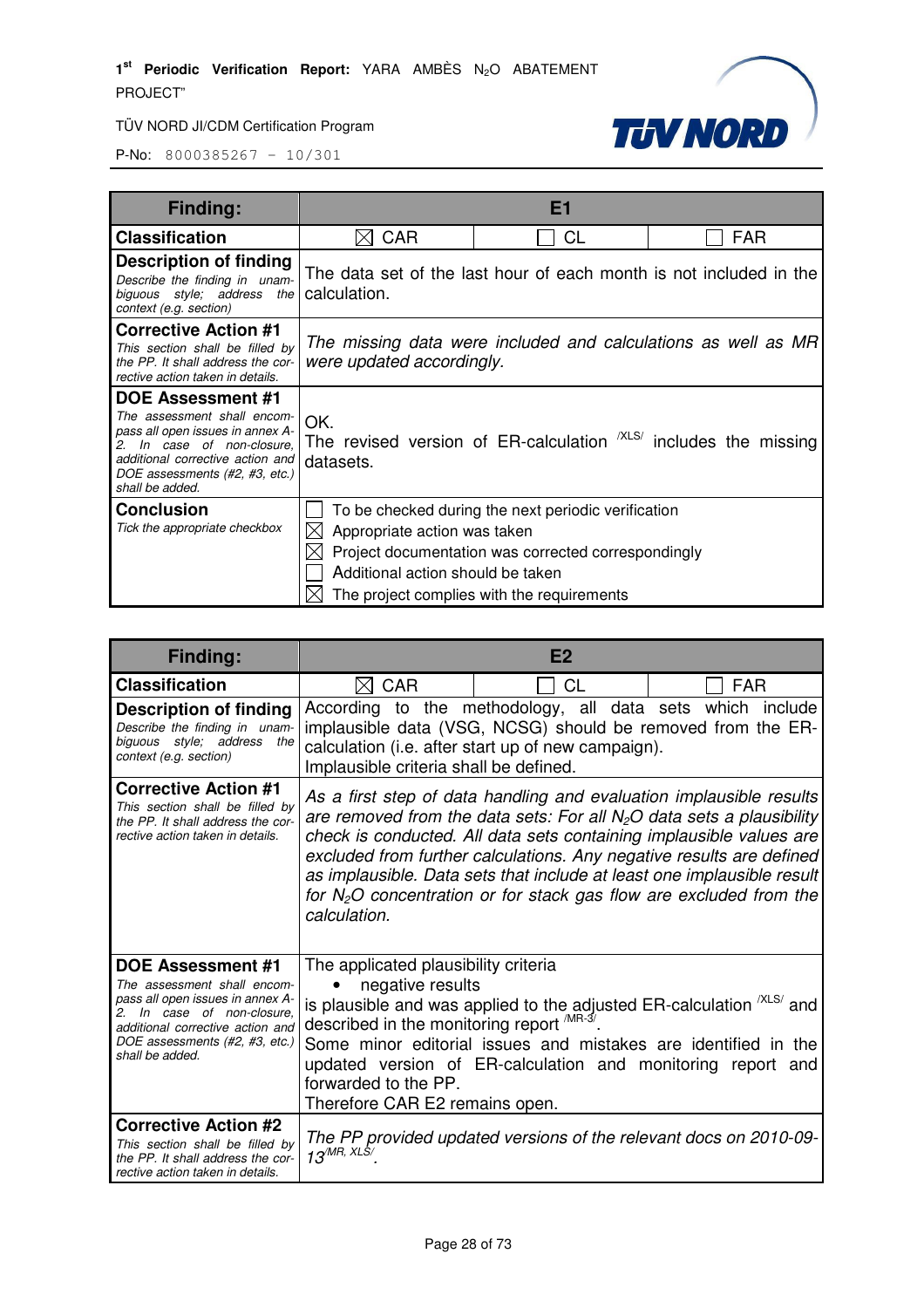| Finding: | E1 | | |
|---|---|---|---|
| **Classification** | ☒ CAR | ☐ CL | ☐ FAR |
| **Description of finding**<br>*Describe the finding in unambiguous style; address the context (e.g. section)* | The data set of the last hour of each month is not included in the calculation. | | |
| **Corrective Action #1**<br>*This section shall be filled by the PP. It shall address the corrective action taken in details.* | *The missing data were included and calculations as well as MR were updated accordingly.* | | |
| **DOE Assessment #1**<br>*The assessment shall encompass all open issues in annex A-2. In case of non-closure, additional corrective action and DOE assessments (#2, #3, etc.) shall be added.* | OK.<br>The revised version of ER-calculation /XLS/ includes the missing datasets. | | |
| **Conclusion**<br>*Tick the appropriate checkbox* | ☐ To be checked during the next periodic verification<br>☒ Appropriate action was taken<br>☒ Project documentation was corrected correspondingly<br>☐ Additional action should be taken<br>☒ The project complies with the requirements | | |

| Finding: | E2 | | |
|---|---|---|---|
| **Classification** | ☒ CAR | ☐ CL | ☐ FAR |
| **Description of finding**<br>*Describe the finding in unambiguous style; address the context (e.g. section)* | According to the methodology, all data sets which include implausible data (VSG, NCSG) should be removed from the ER-calculation (i.e. after start up of new campaign).<br>Implausible criteria shall be defined. | | |
| **Corrective Action #1**<br>*This section shall be filled by the PP. It shall address the corrective action taken in details.* | *As a first step of data handling and evaluation implausible results are removed from the data sets: For all $N_2O$ data sets a plausibility check is conducted. All data sets containing implausible values are excluded from further calculations. Any negative results are defined as implausible. Data sets that include at least one implausible result for $N_2O$ concentration or for stack gas flow are excluded from the calculation.* | | |
| **DOE Assessment #1**<br>*The assessment shall encompass all open issues in annex A-2. In case of non-closure, additional corrective action and DOE assessments (#2, #3, etc.) shall be added.* | The applicated plausibility criteria<br>• negative results<br>is plausible and was applied to the adjusted ER-calculation /XLS/ and described in the monitoring report /MR-3/.<br>Some minor editorial issues and mistakes are identified in the updated version of ER-calculation and monitoring report and forwarded to the PP.<br>Therefore CAR E2 remains open. | | |
| **Corrective Action #2**<br>*This section shall be filled by the PP. It shall address the corrective action taken in details.* | *The PP provided updated versions of the relevant docs on 2010-09-13/MR, XLS/.* | | |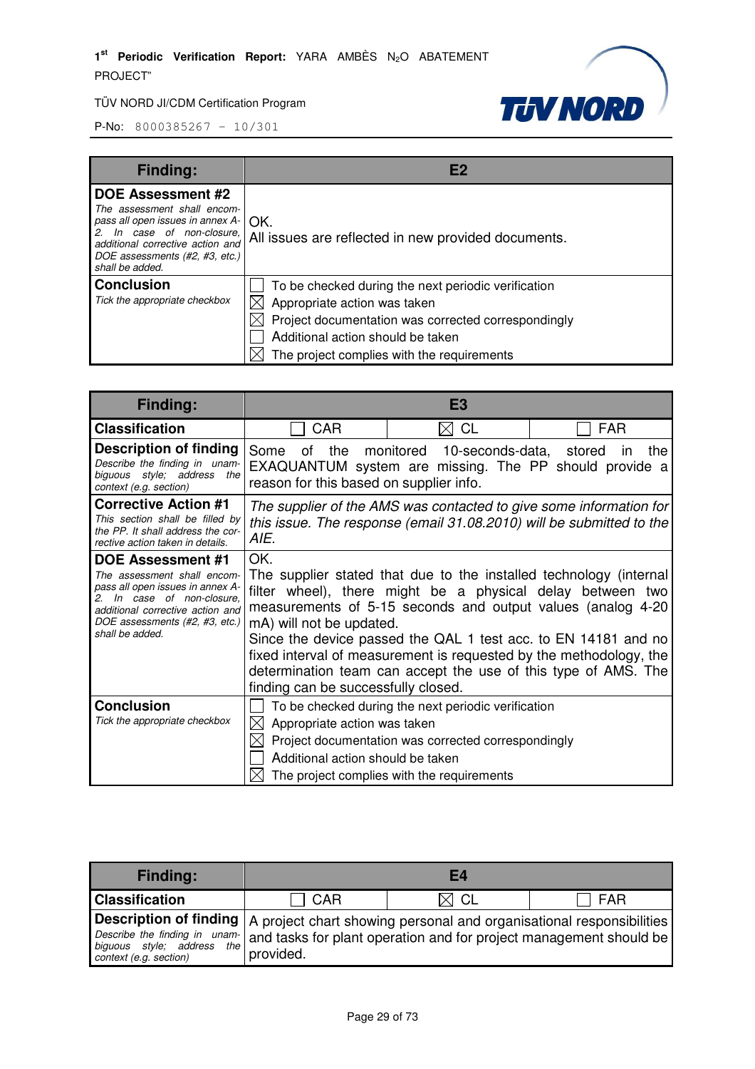| Finding: | E2 |
|---|---|
| **DOE Assessment #2**<br>*The assessment shall encompass all open issues in annex A-2. In case of non-closure, additional corrective action and DOE assessments (#2, #3, etc.) shall be added.* | OK.<br>All issues are reflected in new provided documents. |
| **Conclusion**<br>*Tick the appropriate checkbox* | ☐ To be checked during the next periodic verification<br>☒ Appropriate action was taken<br>☒ Project documentation was corrected correspondingly<br>☐ Additional action should be taken<br>☒ The project complies with the requirements |

| Finding: | E3 | | |
|---|---|---|---|
| **Classification** | ☐ CAR | ☒ CL | ☐ FAR |
| **Description of finding**<br>*Describe the finding in unambiguous style; address the context (e.g. section)* | Some of the monitored 10-seconds-data, stored in the EXAQUANTUM system are missing. The PP should provide a reason for this based on supplier info. | | |
| **Corrective Action #1**<br>*This section shall be filled by the PP. It shall address the corrective action taken in details.* | *The supplier of the AMS was contacted to give some information for this issue. The response (email 31.08.2010) will be submitted to the AIE.* | | |
| **DOE Assessment #1**<br>*The assessment shall encompass all open issues in annex A-2. In case of non-closure, additional corrective action and DOE assessments (#2, #3, etc.) shall be added.* | OK.<br>The supplier stated that due to the installed technology (internal filter wheel), there might be a physical delay between two measurements of 5-15 seconds and output values (analog 4-20 mA) will not be updated.<br>Since the device passed the QAL 1 test acc. to EN 14181 and no fixed interval of measurement is requested by the methodology, the determination team can accept the use of this type of AMS. The finding can be successfully closed. | | |
| **Conclusion**<br>*Tick the appropriate checkbox* | ☐ To be checked during the next periodic verification<br>☒ Appropriate action was taken<br>☒ Project documentation was corrected correspondingly<br>☐ Additional action should be taken<br>☒ The project complies with the requirements | | |

| Finding: | E4 | | |
|---|---|---|---|
| **Classification** | ☐ CAR | ☒ CL | ☐ FAR |
| **Description of finding**<br>*Describe the finding in unambiguous style; address the context (e.g. section)* | A project chart showing personal and organisational responsibilities and tasks for plant operation and for project management should be provided. | | |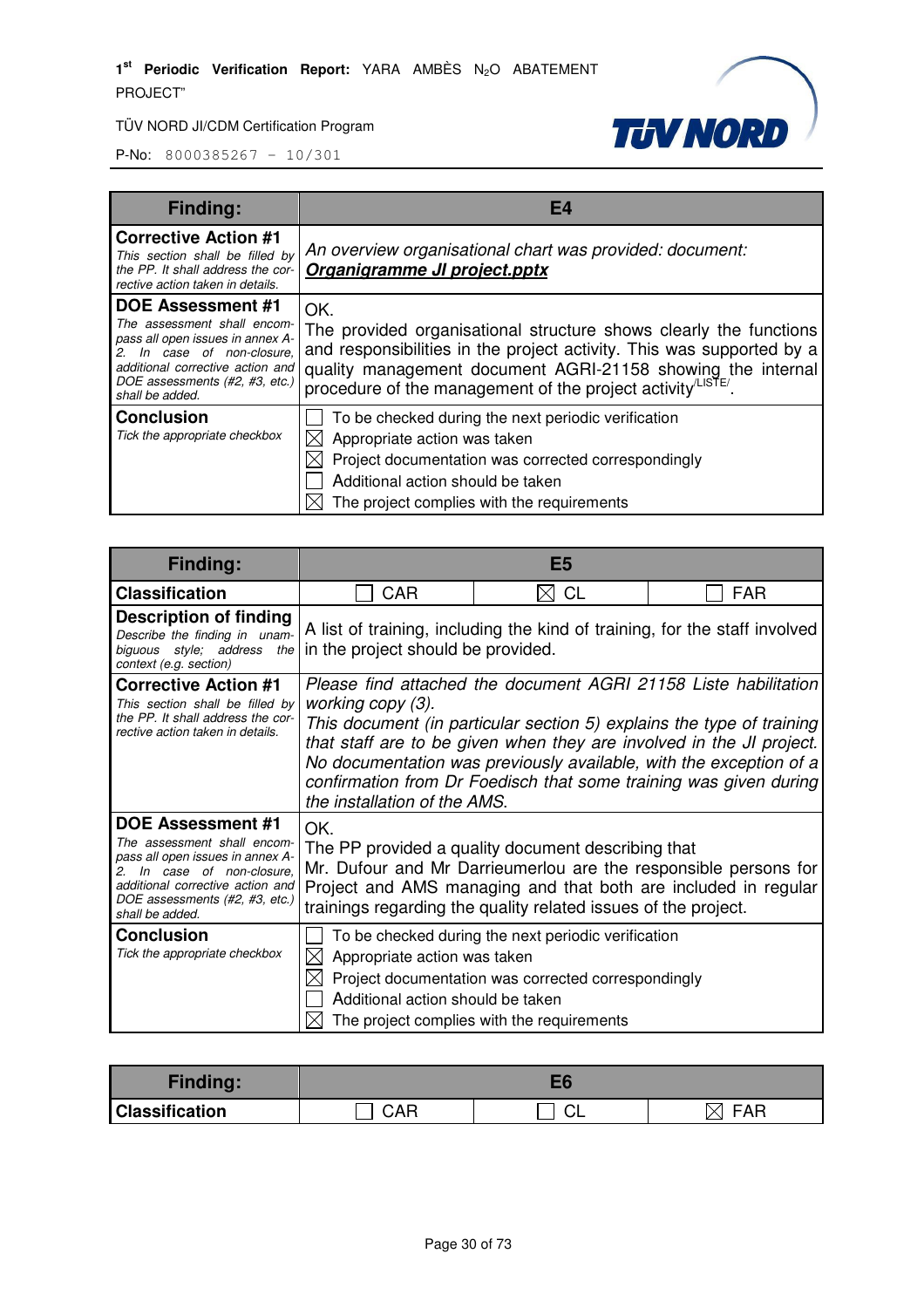| Finding: | E4 |
|---|---|
| **Corrective Action #1**<br>*This section shall be filled by the PP. It shall address the corrective action taken in details.* | *An overview organisational chart was provided: document: **Organigramme JI project.pptx*** |
| **DOE Assessment #1**<br>*The assessment shall encompass all open issues in annex A-2. In case of non-closure, additional corrective action and DOE assessments (#2, #3, etc.) shall be added.* | OK.<br>The provided organisational structure shows clearly the functions and responsibilities in the project activity. This was supported by a quality management document AGRI-21158 showing the internal procedure of the management of the project activity[/LISTE/]. |
| **Conclusion**<br>*Tick the appropriate checkbox* | ☐ To be checked during the next periodic verification<br>☒ Appropriate action was taken<br>☒ Project documentation was corrected correspondingly<br>☐ Additional action should be taken<br>☒ The project complies with the requirements |

| Finding: | E5 | | |
|---|---|---|---|
| **Classification** | ☐ CAR | ☒ CL | ☐ FAR |
| **Description of finding**<br>*Describe the finding in unambiguous style; address the context (e.g. section)* | A list of training, including the kind of training, for the staff involved in the project should be provided. | | |
| **Corrective Action #1**<br>*This section shall be filled by the PP. It shall address the corrective action taken in details.* | *Please find attached the document AGRI 21158 Liste habilitation working copy (3).*<br>*This document (in particular section 5) explains the type of training that staff are to be given when they are involved in the JI project. No documentation was previously available, with the exception of a confirmation from Dr Foedisch that some training was given during the installation of the AMS.* | | |
| **DOE Assessment #1**<br>*The assessment shall encompass all open issues in annex A-2. In case of non-closure, additional corrective action and DOE assessments (#2, #3, etc.) shall be added.* | OK.<br>The PP provided a quality document describing that Mr. Dufour and Mr Darrieumerlou are the responsible persons for Project and AMS managing and that both are included in regular trainings regarding the quality related issues of the project. | | |
| **Conclusion**<br>*Tick the appropriate checkbox* | ☐ To be checked during the next periodic verification<br>☒ Appropriate action was taken<br>☒ Project documentation was corrected correspondingly<br>☐ Additional action should be taken<br>☒ The project complies with the requirements | | |

| Finding: | E6 | | |
|---|---|---|---|
| **Classification** | ☐ CAR | ☐ CL | ☒ FAR |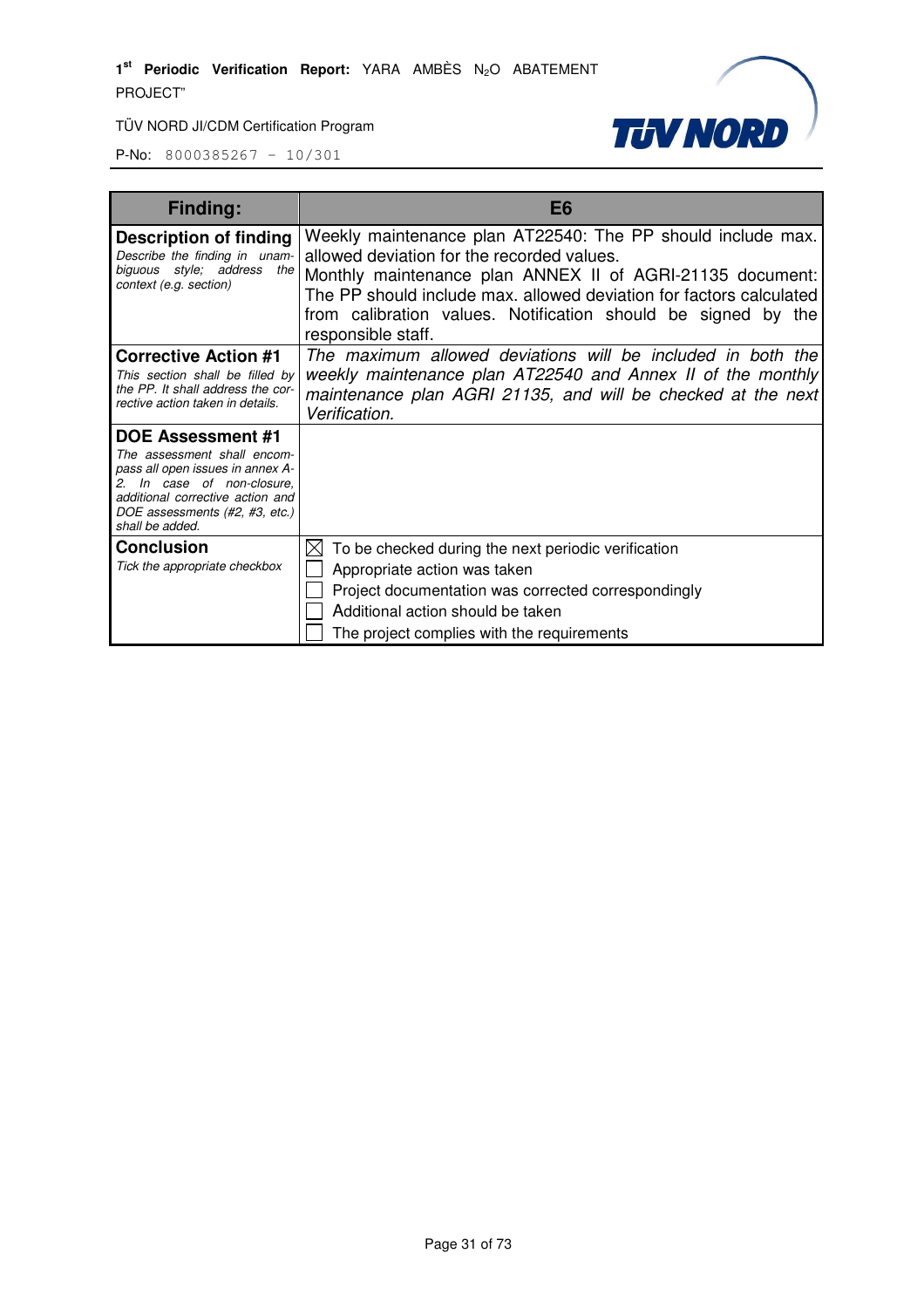| **Finding:** | **E6** |
|---|---|
| **Description of finding**<br>*Describe the finding in unambiguous style; address the context (e.g. section)* | Weekly maintenance plan AT22540: The PP should include max. allowed deviation for the recorded values.<br>Monthly maintenance plan ANNEX II of AGRI-21135 document: The PP should include max. allowed deviation for factors calculated from calibration values. Notification should be signed by the responsible staff. |
| **Corrective Action #1**<br>*This section shall be filled by the PP. It shall address the corrective action taken in details.* | *The maximum allowed deviations will be included in both the weekly maintenance plan AT22540 and Annex II of the monthly maintenance plan AGRI 21135, and will be checked at the next Verification.* |
| **DOE Assessment #1**<br>*The assessment shall encompass all open issues in annex A-2. In case of non-closure, additional corrective action and DOE assessments (#2, #3, etc.) shall be added.* | |
| **Conclusion**<br>*Tick the appropriate checkbox* | ☒ To be checked during the next periodic verification<br>☐ Appropriate action was taken<br>☐ Project documentation was corrected correspondingly<br>☐ Additional action should be taken<br>☐ The project complies with the requirements |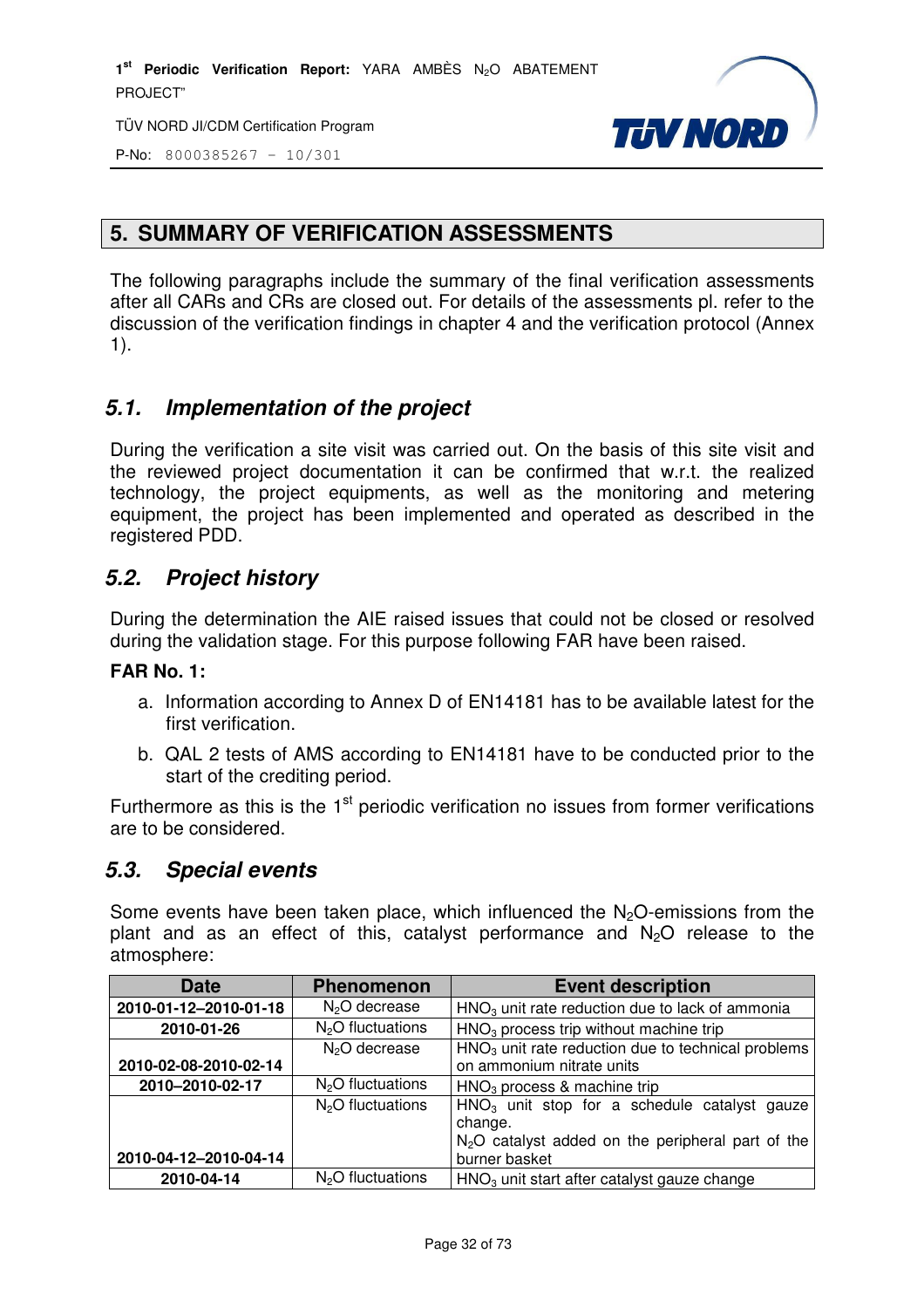## 5. SUMMARY OF VERIFICATION ASSESSMENTS

The following paragraphs include the summary of the final verification assessments after all CARs and CRs are closed out. For details of the assessments pl. refer to the discussion of the verification findings in chapter 4 and the verification protocol (Annex 1).

### 5.1. *Implementation of the project*

During the verification a site visit was carried out. On the basis of this site visit and the reviewed project documentation it can be confirmed that w.r.t. the realized technology, the project equipments, as well as the monitoring and metering equipment, the project has been implemented and operated as described in the registered PDD.

### 5.2. *Project history*

During the determination the AIE raised issues that could not be closed or resolved during the validation stage. For this purpose following FAR have been raised.

**FAR No. 1:**

a. Information according to Annex D of EN14181 has to be available latest for the first verification.

b. QAL 2 tests of AMS according to EN14181 have to be conducted prior to the start of the crediting period.

Furthermore as this is the 1st periodic verification no issues from former verifications are to be considered.

### 5.3. *Special events*

Some events have been taken place, which influenced the $N_2O$-emissions from the plant and as an effect of this, catalyst performance and $N_2O$ release to the atmosphere:

| Date | Phenomenon | Event description |
|---|---|---|
| 2010-01-12–2010-01-18 | $N_2O$ decrease | $HNO_3$ unit rate reduction due to lack of ammonia |
| 2010-01-26 | $N_2O$ fluctuations | $HNO_3$ process trip without machine trip |
| 2010-02-08-2010-02-14 | $N_2O$ decrease | $HNO_3$ unit rate reduction due to technical problems on ammonium nitrate units |
| 2010–2010-02-17 | $N_2O$ fluctuations | $HNO_3$ process & machine trip |
| 2010-04-12–2010-04-14 | $N_2O$ fluctuations | $HNO_3$ unit stop for a schedule catalyst gauze change. $N_2O$ catalyst added on the peripheral part of the burner basket |
| 2010-04-14 | $N_2O$ fluctuations | $HNO_3$ unit start after catalyst gauze change |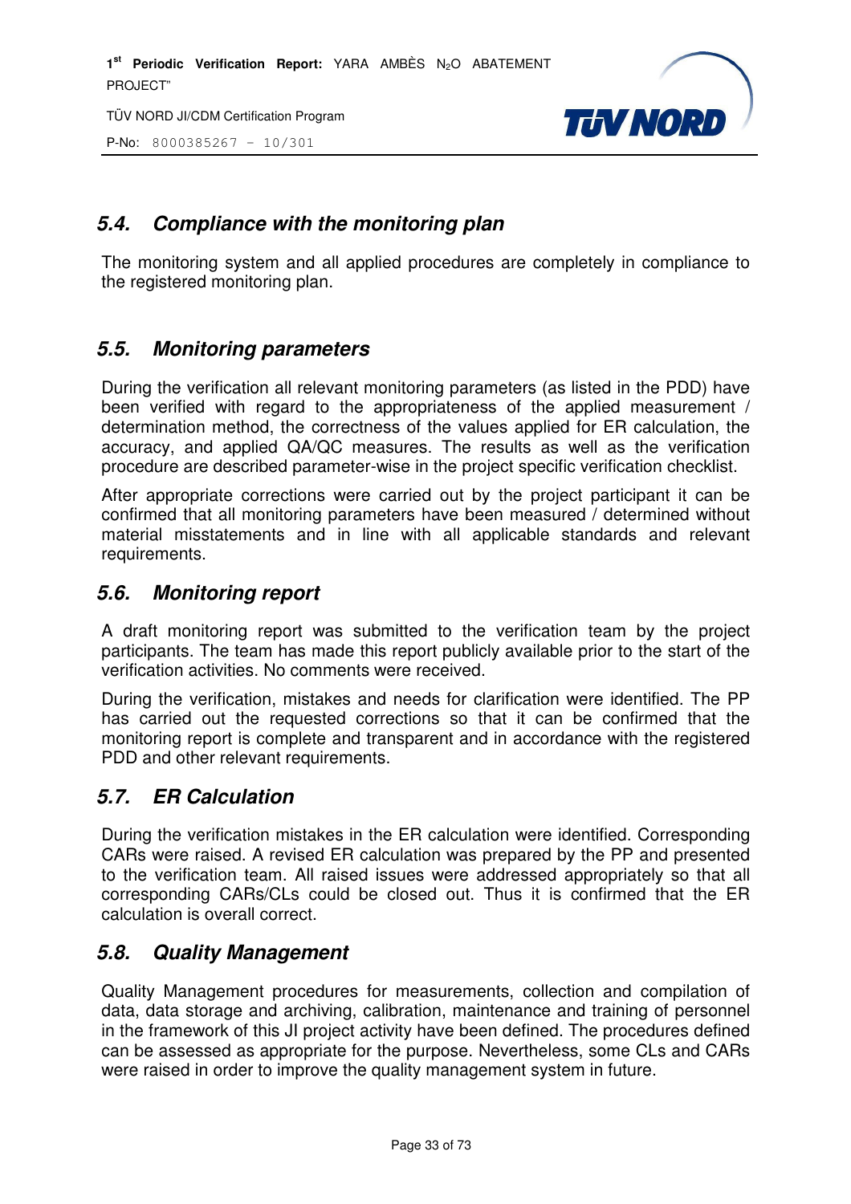### 5.4. Compliance with the monitoring plan

The monitoring system and all applied procedures are completely in compliance to the registered monitoring plan.

### 5.5. Monitoring parameters

During the verification all relevant monitoring parameters (as listed in the PDD) have been verified with regard to the appropriateness of the applied measurement / determination method, the correctness of the values applied for ER calculation, the accuracy, and applied QA/QC measures. The results as well as the verification procedure are described parameter-wise in the project specific verification checklist.

After appropriate corrections were carried out by the project participant it can be confirmed that all monitoring parameters have been measured / determined without material misstatements and in line with all applicable standards and relevant requirements.

### 5.6. Monitoring report

A draft monitoring report was submitted to the verification team by the project participants. The team has made this report publicly available prior to the start of the verification activities. No comments were received.

During the verification, mistakes and needs for clarification were identified. The PP has carried out the requested corrections so that it can be confirmed that the monitoring report is complete and transparent and in accordance with the registered PDD and other relevant requirements.

### 5.7. ER Calculation

During the verification mistakes in the ER calculation were identified. Corresponding CARs were raised. A revised ER calculation was prepared by the PP and presented to the verification team. All raised issues were addressed appropriately so that all corresponding CARs/CLs could be closed out. Thus it is confirmed that the ER calculation is overall correct.

### 5.8. Quality Management

Quality Management procedures for measurements, collection and compilation of data, data storage and archiving, calibration, maintenance and training of personnel in the framework of this JI project activity have been defined. The procedures defined can be assessed as appropriate for the purpose. Nevertheless, some CLs and CARs were raised in order to improve the quality management system in future.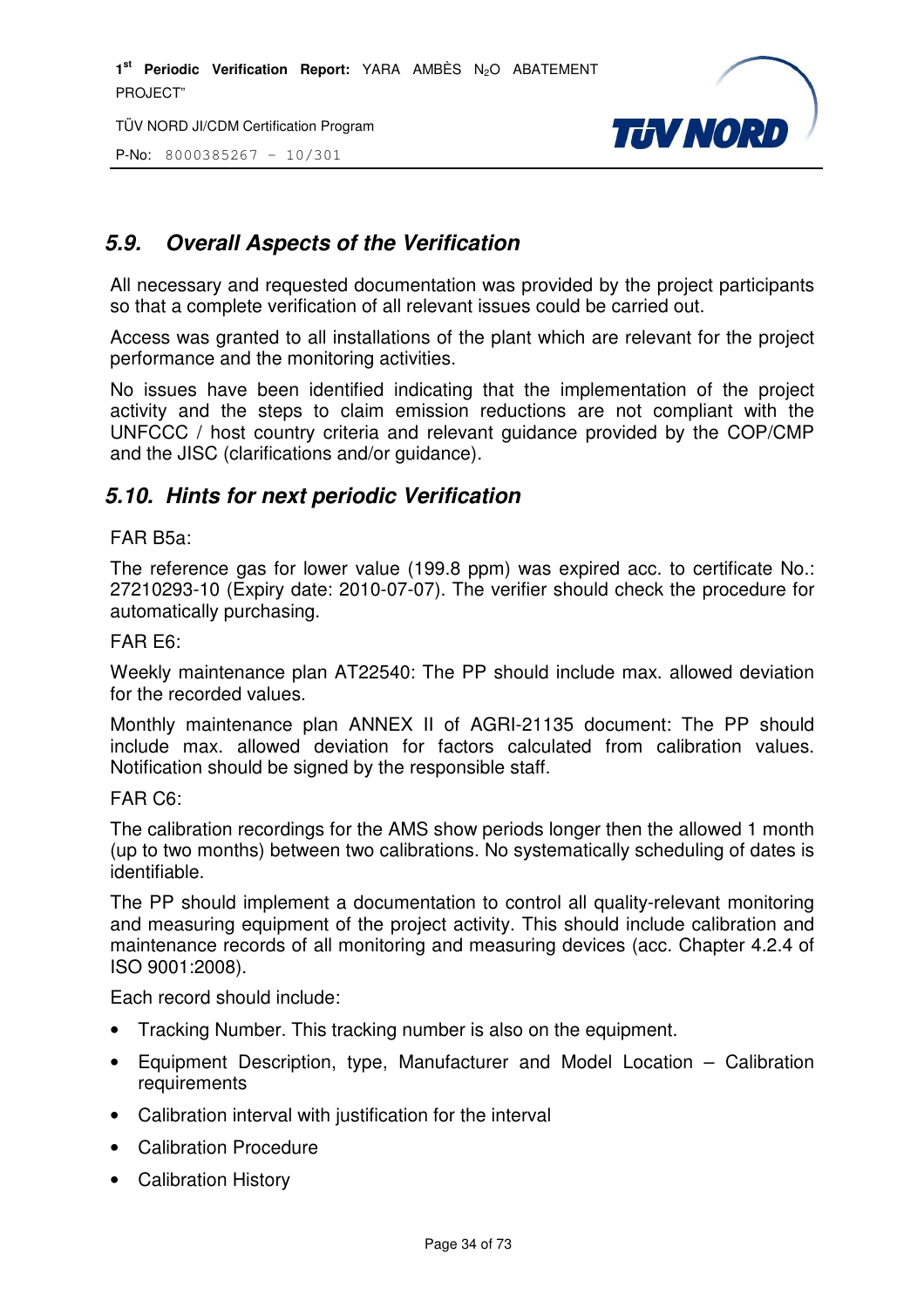## 5.9. Overall Aspects of the Verification

All necessary and requested documentation was provided by the project participants so that a complete verification of all relevant issues could be carried out.

Access was granted to all installations of the plant which are relevant for the project performance and the monitoring activities.

No issues have been identified indicating that the implementation of the project activity and the steps to claim emission reductions are not compliant with the UNFCCC / host country criteria and relevant guidance provided by the COP/CMP and the JISC (clarifications and/or guidance).

## 5.10. Hints for next periodic Verification

FAR B5a:

The reference gas for lower value (199.8 ppm) was expired acc. to certificate No.: 27210293-10 (Expiry date: 2010-07-07). The verifier should check the procedure for automatically purchasing.

FAR E6:

Weekly maintenance plan AT22540: The PP should include max. allowed deviation for the recorded values.

Monthly maintenance plan ANNEX II of AGRI-21135 document: The PP should include max. allowed deviation for factors calculated from calibration values. Notification should be signed by the responsible staff.

FAR C6:

The calibration recordings for the AMS show periods longer then the allowed 1 month (up to two months) between two calibrations. No systematically scheduling of dates is identifiable.

The PP should implement a documentation to control all quality-relevant monitoring and measuring equipment of the project activity. This should include calibration and maintenance records of all monitoring and measuring devices (acc. Chapter 4.2.4 of ISO 9001:2008).

Each record should include:

- Tracking Number. This tracking number is also on the equipment.
- Equipment Description, type, Manufacturer and Model Location – Calibration requirements
- Calibration interval with justification for the interval
- Calibration Procedure
- Calibration History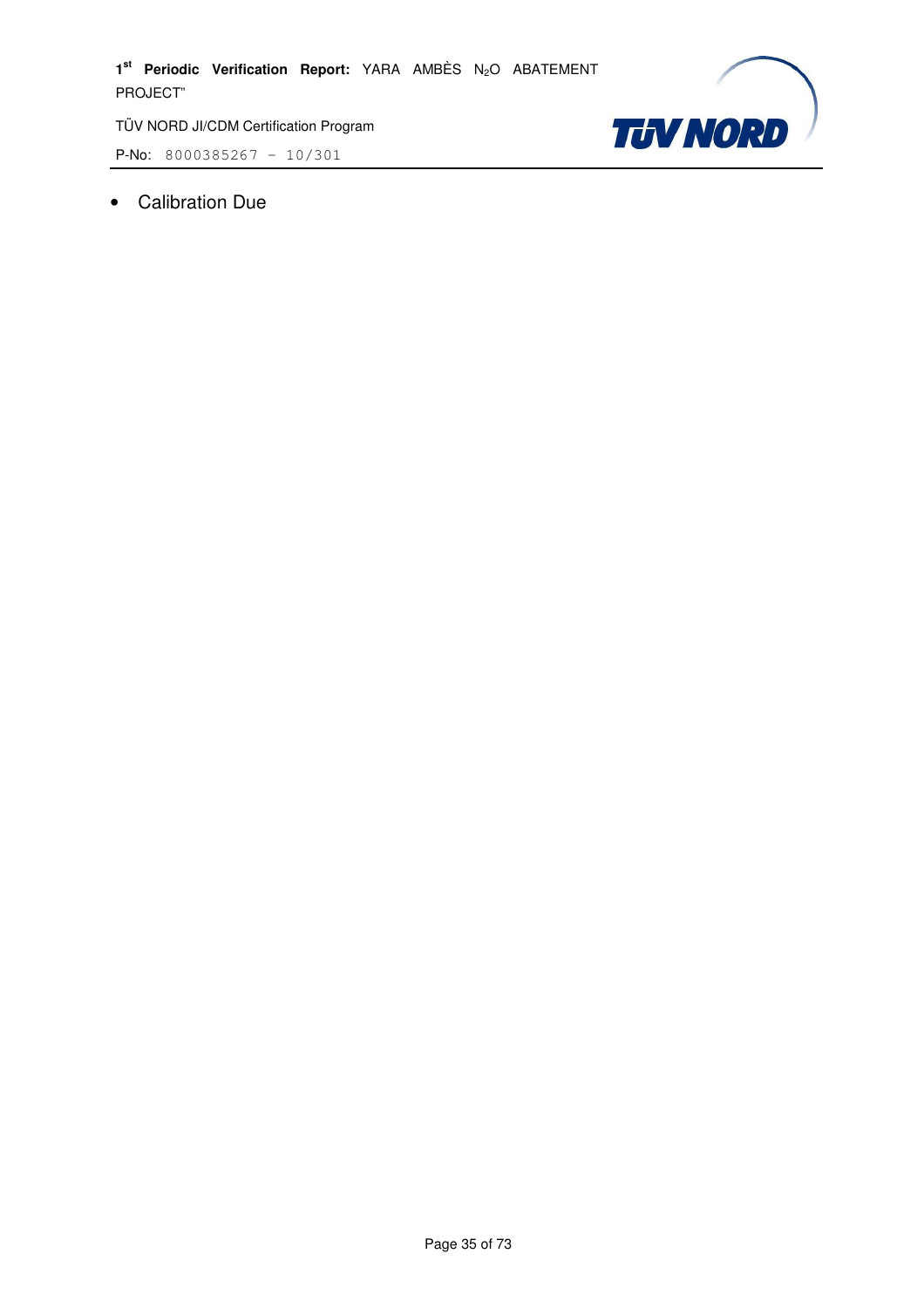- Calibration Due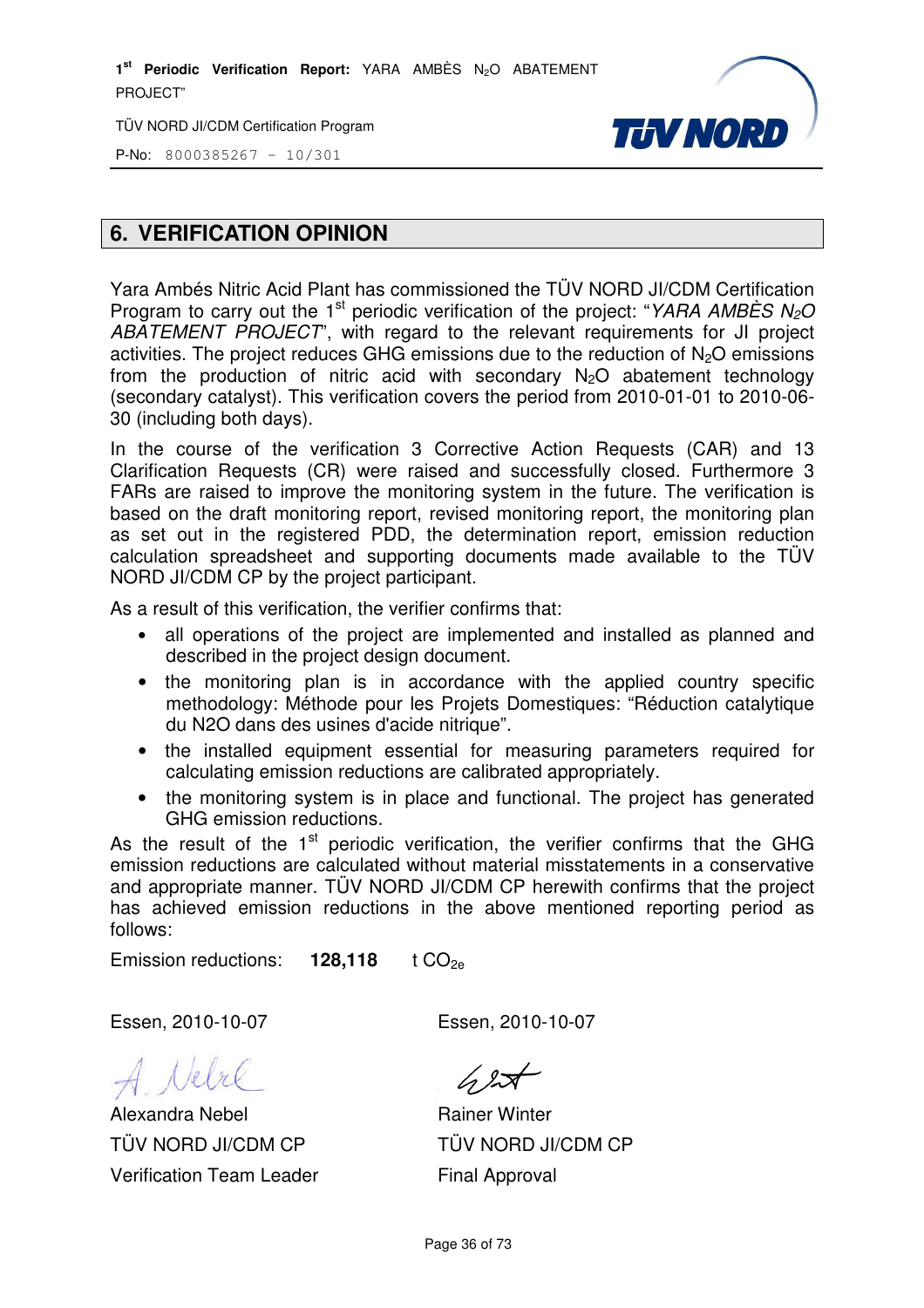## 6. VERIFICATION OPINION

Yara Ambés Nitric Acid Plant has commissioned the TÜV NORD JI/CDM Certification Program to carry out the 1st periodic verification of the project: "*YARA AMBÈS $N_2O$ ABATEMENT PROJECT*", with regard to the relevant requirements for JI project activities. The project reduces GHG emissions due to the reduction of $N_2O$ emissions from the production of nitric acid with secondary $N_2O$ abatement technology (secondary catalyst). This verification covers the period from 2010-01-01 to 2010-06-30 (including both days).

In the course of the verification 3 Corrective Action Requests (CAR) and 13 Clarification Requests (CR) were raised and successfully closed. Furthermore 3 FARs are raised to improve the monitoring system in the future. The verification is based on the draft monitoring report, revised monitoring report, the monitoring plan as set out in the registered PDD, the determination report, emission reduction calculation spreadsheet and supporting documents made available to the TÜV NORD JI/CDM CP by the project participant.

As a result of this verification, the verifier confirms that:

- all operations of the project are implemented and installed as planned and described in the project design document.
- the monitoring plan is in accordance with the applied country specific methodology: Méthode pour les Projets Domestiques: "Réduction catalytique du N2O dans des usines d'acide nitrique".
- the installed equipment essential for measuring parameters required for calculating emission reductions are calibrated appropriately.
- the monitoring system is in place and functional. The project has generated GHG emission reductions.

As the result of the 1st periodic verification, the verifier confirms that the GHG emission reductions are calculated without material misstatements in a conservative and appropriate manner. TÜV NORD JI/CDM CP herewith confirms that the project has achieved emission reductions in the above mentioned reporting period as follows:

Emission reductions: **128,118** t $CO_{2e}$

| Essen, 2010-10-07 | Essen, 2010-10-07 |
|---|---|
| Alexandra Nebel | Rainer Winter |
| TÜV NORD JI/CDM CP | TÜV NORD JI/CDM CP |
| Verification Team Leader | Final Approval |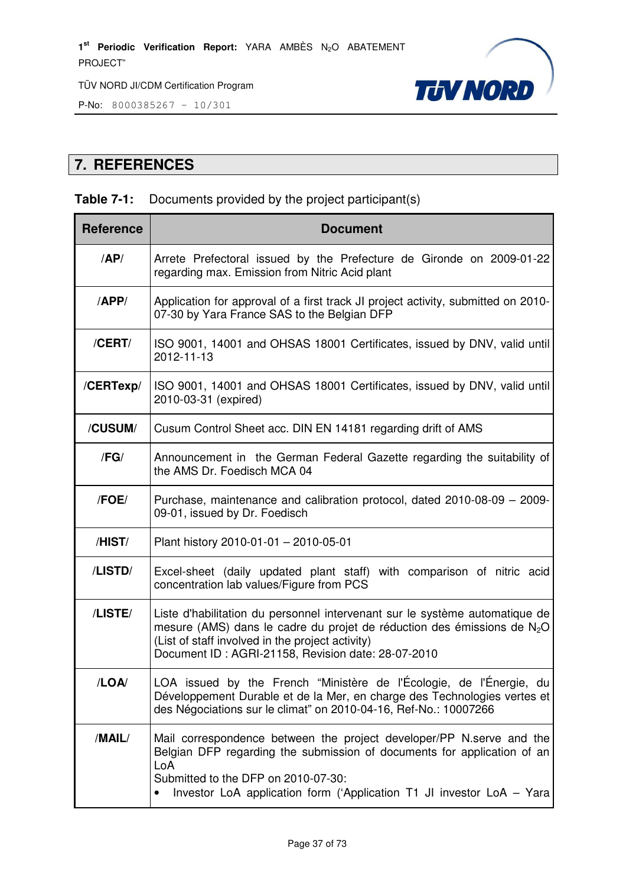# 7. REFERENCES

**Table 7-1:** Documents provided by the project participant(s)

| Reference | Document |
|---|---|
| /**AP**/ | Arrete Prefectoral issued by the Prefecture de Gironde on 2009-01-22 regarding max. Emission from Nitric Acid plant |
| /**APP**/ | Application for approval of a first track JI project activity, submitted on 2010-07-30 by Yara France SAS to the Belgian DFP |
| /**CERT**/ | ISO 9001, 14001 and OHSAS 18001 Certificates, issued by DNV, valid until 2012-11-13 |
| /**CERTexp**/ | ISO 9001, 14001 and OHSAS 18001 Certificates, issued by DNV, valid until 2010-03-31 (expired) |
| /**CUSUM**/ | Cusum Control Sheet acc. DIN EN 14181 regarding drift of AMS |
| /**FG**/ | Announcement in the German Federal Gazette regarding the suitability of the AMS Dr. Foedisch MCA 04 |
| /**FOE**/ | Purchase, maintenance and calibration protocol, dated 2010-08-09 – 2009-09-01, issued by Dr. Foedisch |
| /**HIST**/ | Plant history 2010-01-01 – 2010-05-01 |
| /**LISTD**/ | Excel-sheet (daily updated plant staff) with comparison of nitric acid concentration lab values/Figure from PCS |
| /**LISTE**/ | Liste d'habilitation du personnel intervenant sur le système automatique de mesure (AMS) dans le cadre du projet de réduction des émissions de $N_2O$ (List of staff involved in the project activity)<br>Document ID : AGRI-21158, Revision date: 28-07-2010 |
| /**LOA**/ | LOA issued by the French "Ministère de l'Écologie, de l'Énergie, du Développement Durable et de la Mer, en charge des Technologies vertes et des Négociations sur le climat" on 2010-04-16, Ref-No.: 10007266 |
| /**MAIL**/ | Mail correspondence between the project developer/PP N.serve and the Belgian DFP regarding the submission of documents for application of an LoA<br>Submitted to the DFP on 2010-07-30:<br>• Investor LoA application form ('Application T1 JI investor LoA – Yara |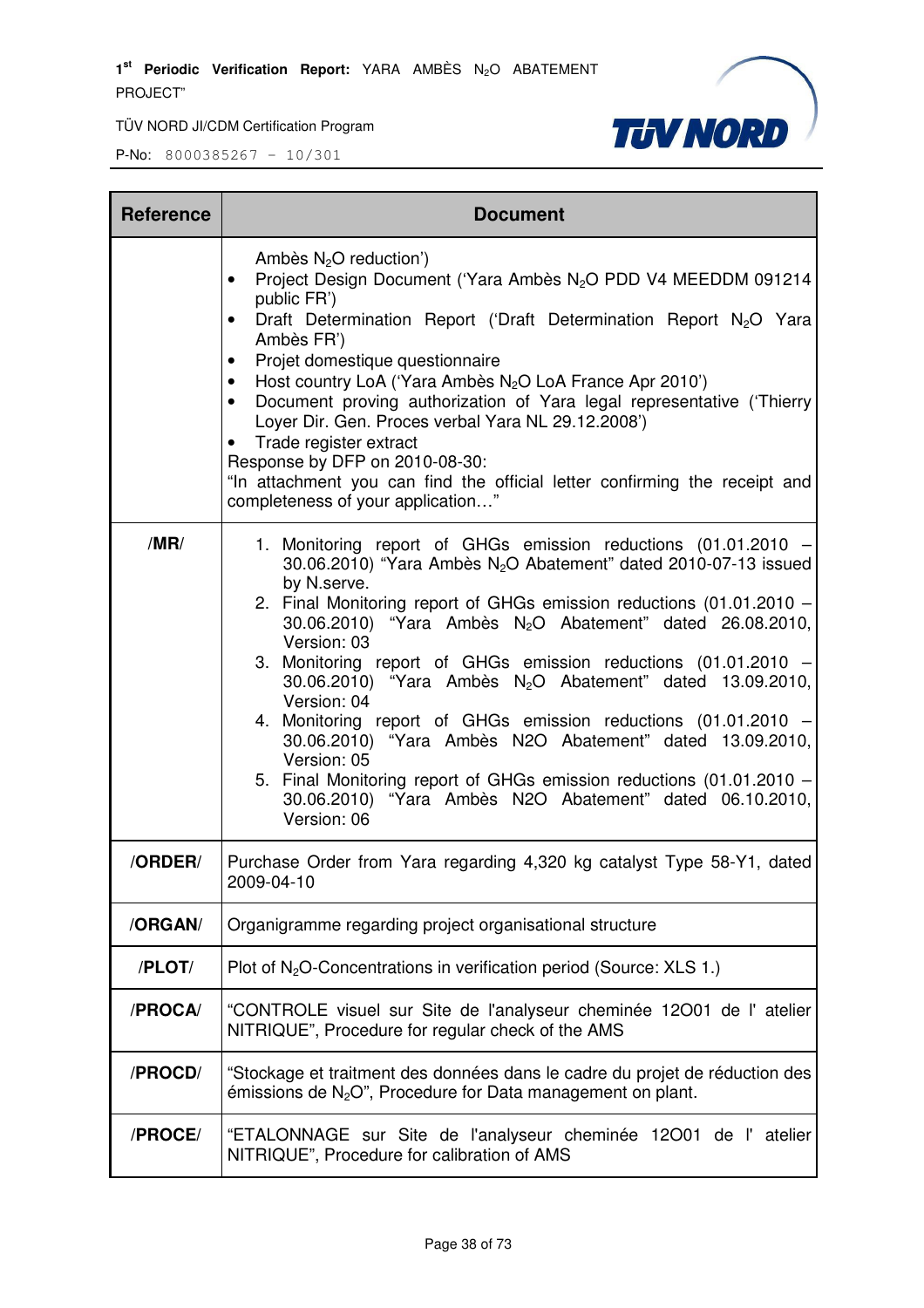| Reference | Document |
|---|---|
| | Ambès $N_2O$ reduction')<br>• Project Design Document ('Yara Ambès $N_2O$ PDD V4 MEEDDM 091214 public FR')<br>• Draft Determination Report ('Draft Determination Report $N_2O$ Yara Ambès FR')<br>• Projet domestique questionnaire<br>• Host country LoA ('Yara Ambès $N_2O$ LoA France Apr 2010')<br>• Document proving authorization of Yara legal representative ('Thierry Loyer Dir. Gen. Proces verbal Yara NL 29.12.2008')<br>• Trade register extract<br>Response by DFP on 2010-08-30:<br>"In attachment you can find the official letter confirming the receipt and completeness of your application…" |
| /MR/ | 1. Monitoring report of GHGs emission reductions (01.01.2010 – 30.06.2010) "Yara Ambès $N_2O$ Abatement" dated 2010-07-13 issued by N.serve.<br>2. Final Monitoring report of GHGs emission reductions (01.01.2010 – 30.06.2010) "Yara Ambès $N_2O$ Abatement" dated 26.08.2010, Version: 03<br>3. Monitoring report of GHGs emission reductions (01.01.2010 – 30.06.2010) "Yara Ambès $N_2O$ Abatement" dated 13.09.2010, Version: 04<br>4. Monitoring report of GHGs emission reductions (01.01.2010 – 30.06.2010) "Yara Ambès N2O Abatement" dated 13.09.2010, Version: 05<br>5. Final Monitoring report of GHGs emission reductions (01.01.2010 – 30.06.2010) "Yara Ambès N2O Abatement" dated 06.10.2010, Version: 06 |
| /ORDER/ | Purchase Order from Yara regarding 4,320 kg catalyst Type 58-Y1, dated 2009-04-10 |
| /ORGAN/ | Organigramme regarding project organisational structure |
| /PLOT/ | Plot of $N_2O$-Concentrations in verification period (Source: XLS 1.) |
| /PROCA/ | "CONTROLE visuel sur Site de l'analyseur cheminée 12O01 de l' atelier NITRIQUE", Procedure for regular check of the AMS |
| /PROCD/ | "Stockage et traitment des données dans le cadre du projet de réduction des émissions de $N_2O$", Procedure for Data management on plant. |
| /PROCE/ | "ETALONNAGE sur Site de l'analyseur cheminée 12O01 de l' atelier NITRIQUE", Procedure for calibration of AMS |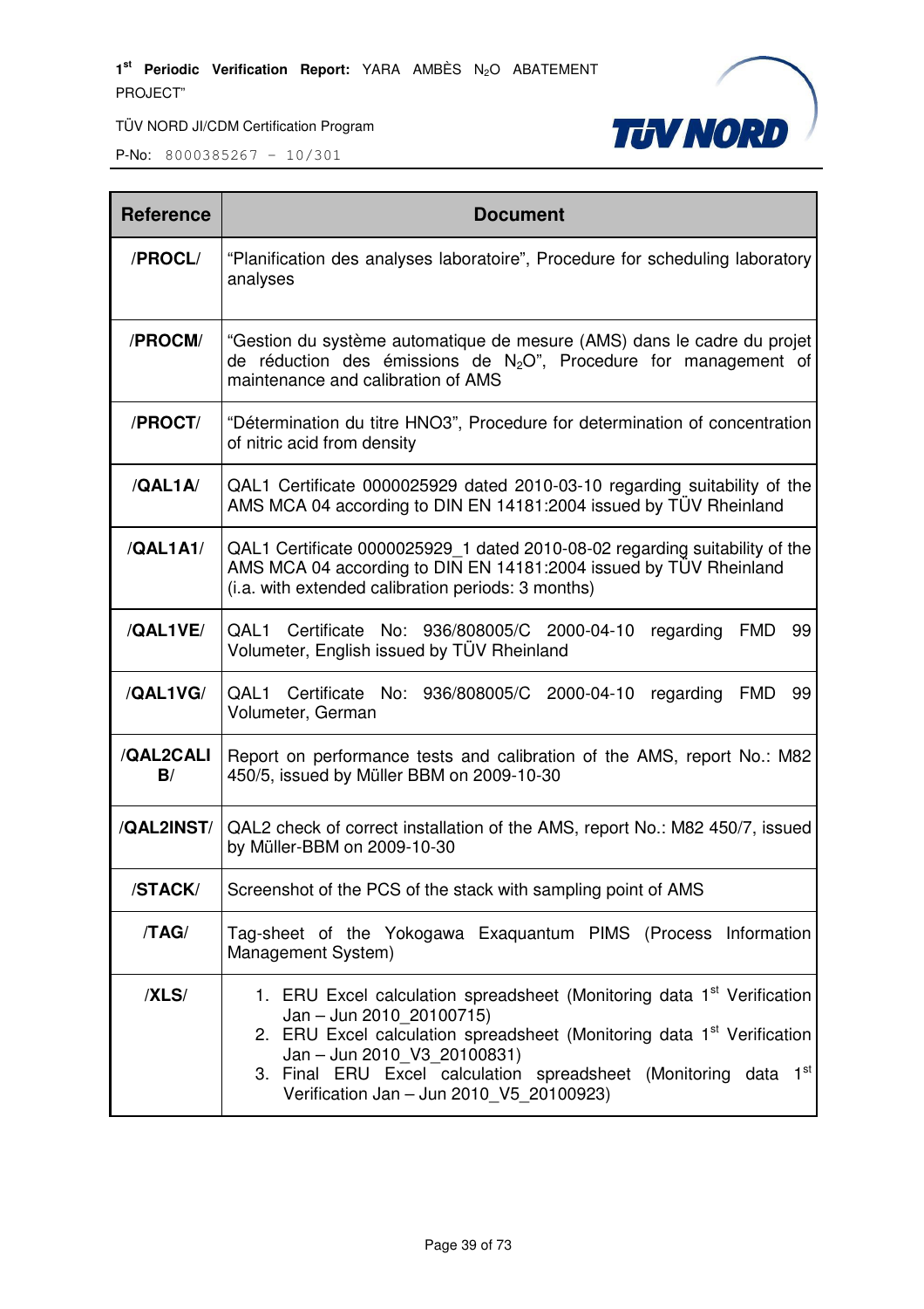| Reference | Document |
|---|---|
| /PROCL/ | "Planification des analyses laboratoire", Procedure for scheduling laboratory analyses |
| /PROCM/ | "Gestion du système automatique de mesure (AMS) dans le cadre du projet de réduction des émissions de $N_2O$", Procedure for management of maintenance and calibration of AMS |
| /PROCT/ | "Détermination du titre HNO3", Procedure for determination of concentration of nitric acid from density |
| /QAL1A/ | QAL1 Certificate 0000025929 dated 2010-03-10 regarding suitability of the AMS MCA 04 according to DIN EN 14181:2004 issued by TÜV Rheinland |
| /QAL1A1/ | QAL1 Certificate 0000025929_1 dated 2010-08-02 regarding suitability of the AMS MCA 04 according to DIN EN 14181:2004 issued by TÜV Rheinland (i.a. with extended calibration periods: 3 months) |
| /QAL1VE/ | QAL1 Certificate No: 936/808005/C 2000-04-10 regarding FMD 99 Volumeter, English issued by TÜV Rheinland |
| /QAL1VG/ | QAL1 Certificate No: 936/808005/C 2000-04-10 regarding FMD 99 Volumeter, German |
| /QAL2CALIB/ | Report on performance tests and calibration of the AMS, report No.: M82 450/5, issued by Müller BBM on 2009-10-30 |
| /QAL2INST/ | QAL2 check of correct installation of the AMS, report No.: M82 450/7, issued by Müller-BBM on 2009-10-30 |
| /STACK/ | Screenshot of the PCS of the stack with sampling point of AMS |
| /TAG/ | Tag-sheet of the Yokogawa Exaquantum PIMS (Process Information Management System) |
| /XLS/ | 1. ERU Excel calculation spreadsheet (Monitoring data 1st Verification Jan – Jun 2010_20100715)<br>2. ERU Excel calculation spreadsheet (Monitoring data 1st Verification Jan – Jun 2010_V3_20100831)<br>3. Final ERU Excel calculation spreadsheet (Monitoring data 1st Verification Jan – Jun 2010_V5_20100923) |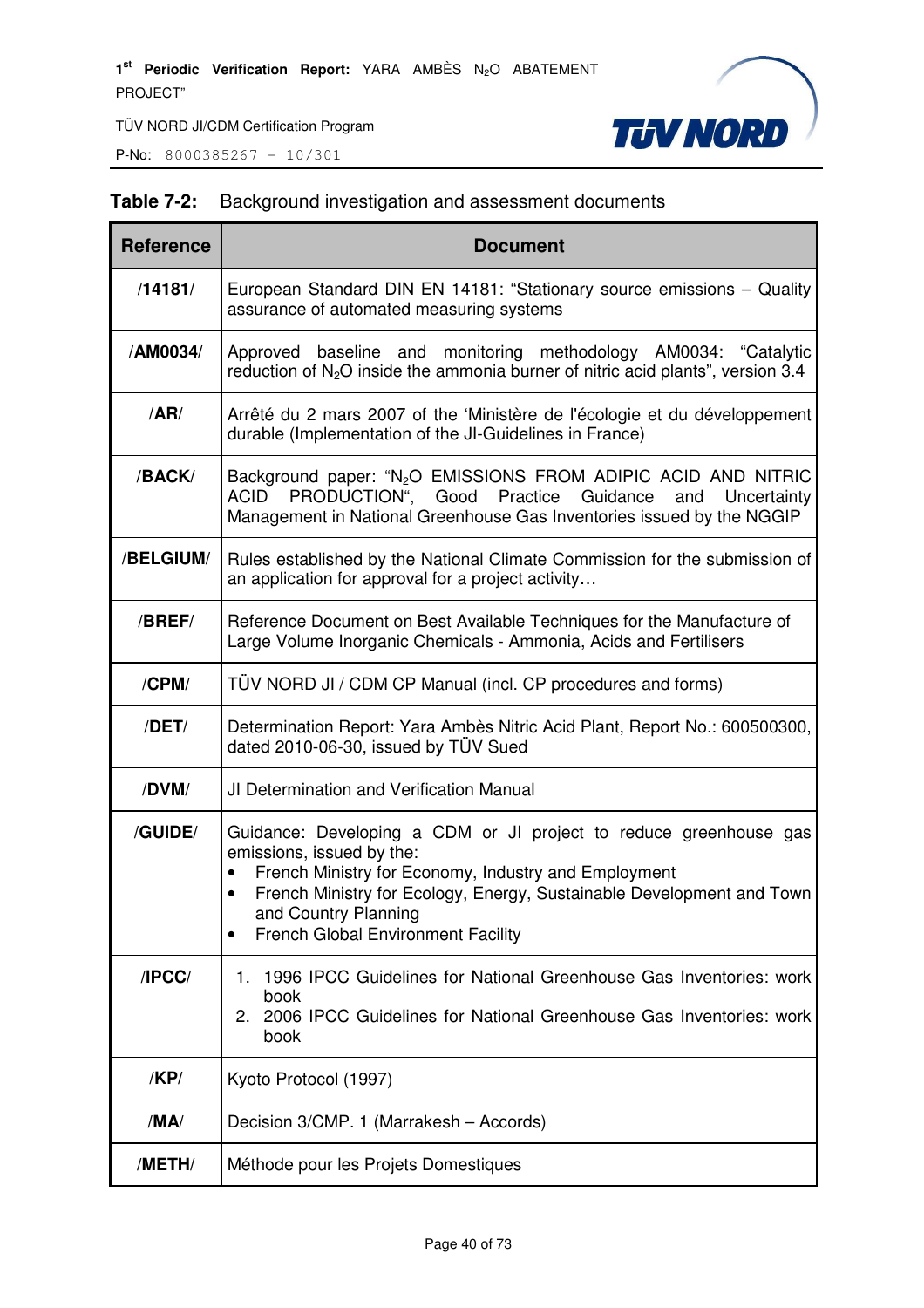**Table 7-2:** Background investigation and assessment documents

| Reference | Document |
|---|---|
| /14181/ | European Standard DIN EN 14181: "Stationary source emissions – Quality assurance of automated measuring systems |
| /AM0034/ | Approved baseline and monitoring methodology AM0034: "Catalytic reduction of $N_2O$ inside the ammonia burner of nitric acid plants", version 3.4 |
| /AR/ | Arrêté du 2 mars 2007 of the 'Ministère de l'écologie et du développement durable (Implementation of the JI-Guidelines in France) |
| /BACK/ | Background paper: "$N_2O$ EMISSIONS FROM ADIPIC ACID AND NITRIC ACID PRODUCTION", Good Practice Guidance and Uncertainty Management in National Greenhouse Gas Inventories issued by the NGGIP |
| /BELGIUM/ | Rules established by the National Climate Commission for the submission of an application for approval for a project activity… |
| /BREF/ | Reference Document on Best Available Techniques for the Manufacture of Large Volume Inorganic Chemicals - Ammonia, Acids and Fertilisers |
| /CPM/ | TÜV NORD JI / CDM CP Manual (incl. CP procedures and forms) |
| /DET/ | Determination Report: Yara Ambès Nitric Acid Plant, Report No.: 600500300, dated 2010-06-30, issued by TÜV Sued |
| /DVM/ | JI Determination and Verification Manual |
| /GUIDE/ | Guidance: Developing a CDM or JI project to reduce greenhouse gas emissions, issued by the:<br>• French Ministry for Economy, Industry and Employment<br>• French Ministry for Ecology, Energy, Sustainable Development and Town and Country Planning<br>• French Global Environment Facility |
| /IPCC/ | 1. 1996 IPCC Guidelines for National Greenhouse Gas Inventories: work book<br>2. 2006 IPCC Guidelines for National Greenhouse Gas Inventories: work book |
| /KP/ | Kyoto Protocol (1997) |
| /MA/ | Decision 3/CMP. 1 (Marrakesh – Accords) |
| /METH/ | Méthode pour les Projets Domestiques |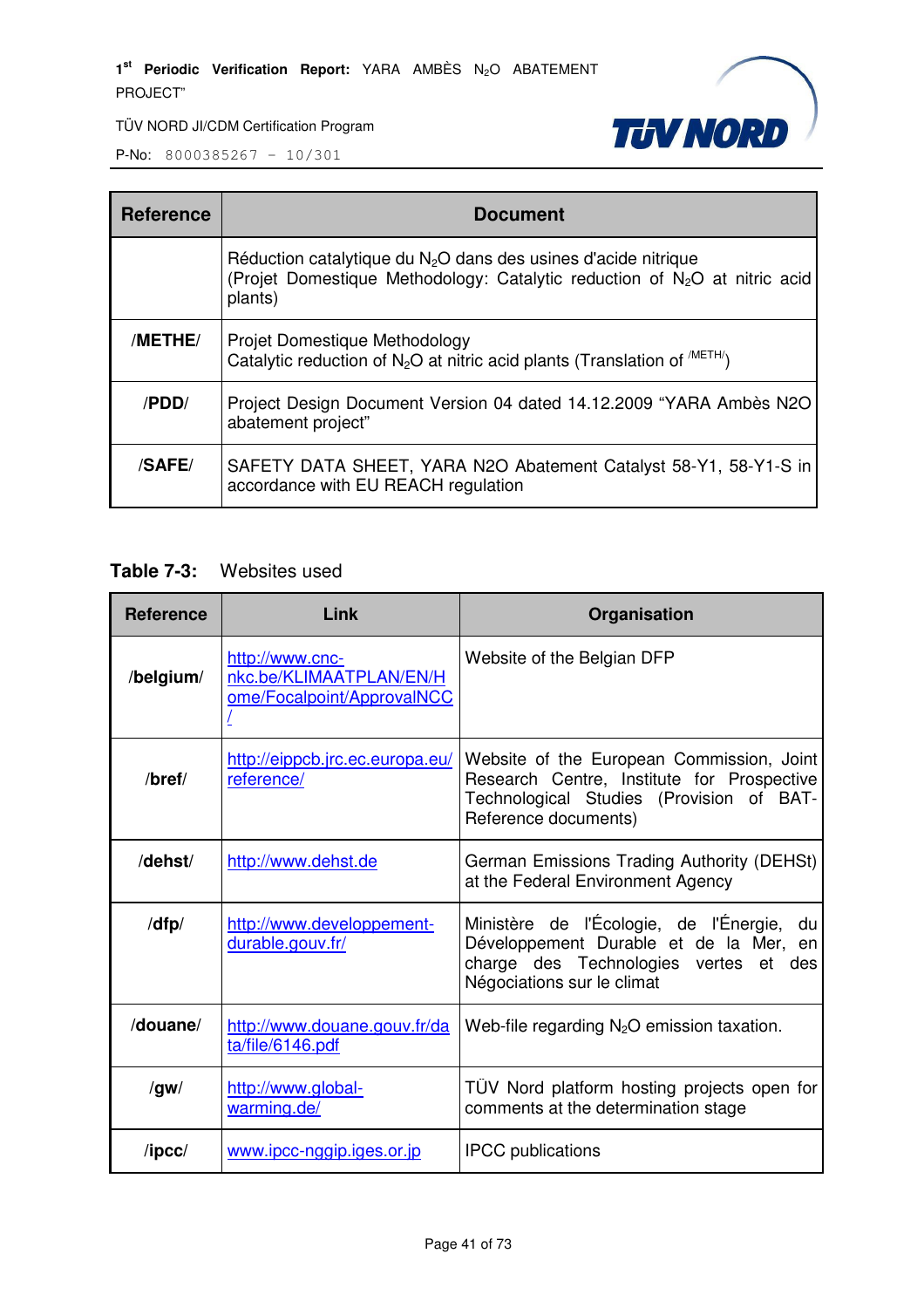| Reference | Document |
|---|---|
| | Réduction catalytique du $N_2O$ dans des usines d'acide nitrique (Projet Domestique Methodology: Catalytic reduction of $N_2O$ at nitric acid plants) |
| /METHE/ | Projet Domestique Methodology Catalytic reduction of $N_2O$ at nitric acid plants (Translation of /METH/) |
| /PDD/ | Project Design Document Version 04 dated 14.12.2009 "YARA Ambès N2O abatement project" |
| /SAFE/ | SAFETY DATA SHEET, YARA N2O Abatement Catalyst 58-Y1, 58-Y1-S in accordance with EU REACH regulation |

**Table 7-3:** Websites used

| Reference | Link | Organisation |
|---|---|---|
| /belgium/ | http://www.cnc-nkc.be/KLIMAATPLAN/EN/Home/Focalpoint/ApprovalNCC/ | Website of the Belgian DFP |
| /bref/ | http://eippcb.jrc.ec.europa.eu/reference/ | Website of the European Commission, Joint Research Centre, Institute for Prospective Technological Studies (Provision of BAT-Reference documents) |
| /dehst/ | http://www.dehst.de | German Emissions Trading Authority (DEHSt) at the Federal Environment Agency |
| /dfp/ | http://www.developpement-durable.gouv.fr/ | Ministère de l'Écologie, de l'Énergie, du Développement Durable et de la Mer, en charge des Technologies vertes et des Négociations sur le climat |
| /douane/ | http://www.douane.gouv.fr/data/file/6146.pdf | Web-file regarding $N_2O$ emission taxation. |
| /gw/ | http://www.global-warming.de/ | TÜV Nord platform hosting projects open for comments at the determination stage |
| /ipcc/ | www.ipcc-nggip.iges.or.jp | IPCC publications |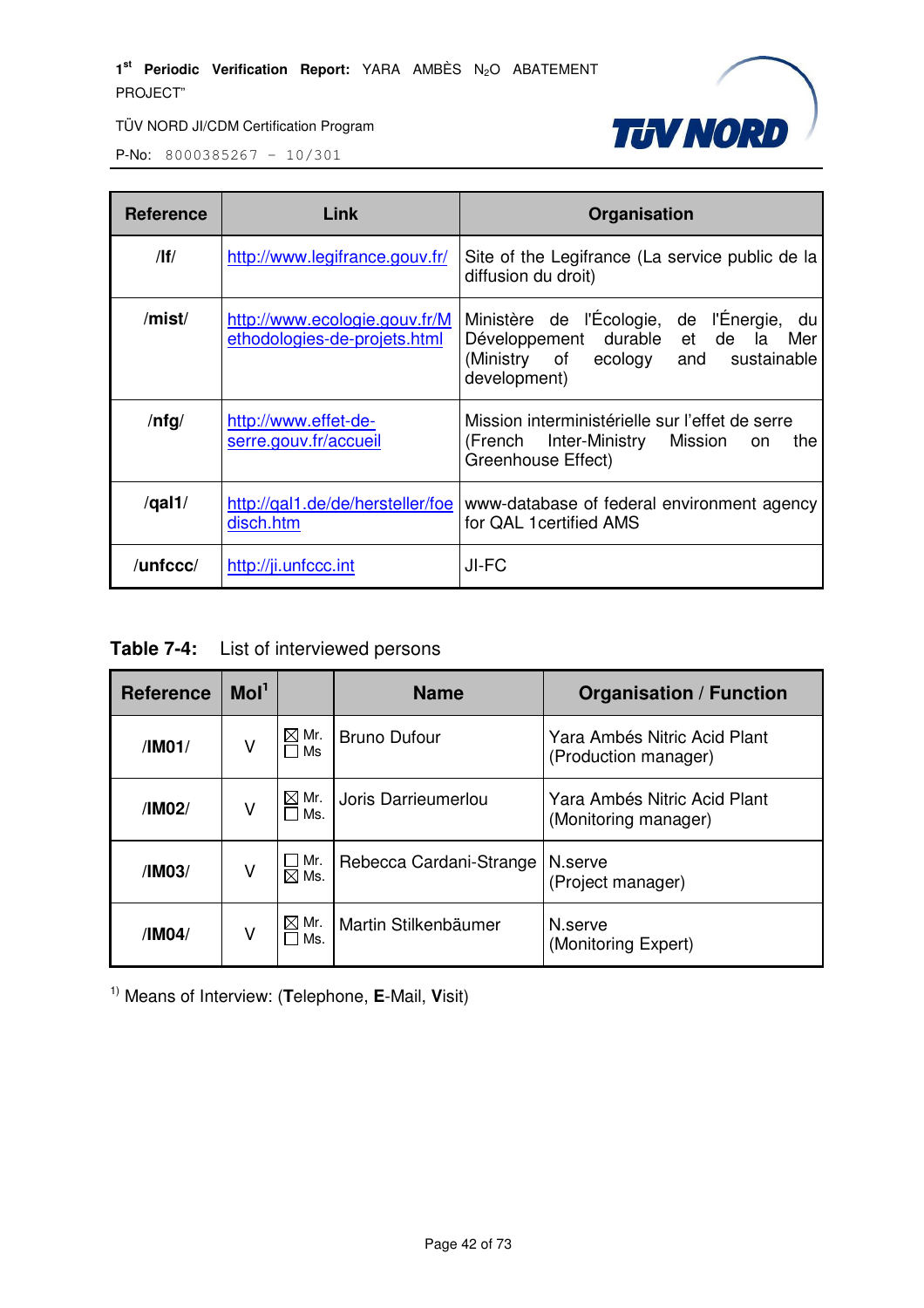| Reference | Link | Organisation |
|---|---|---|
| /lf/ | http://www.legifrance.gouv.fr/ | Site of the Legifrance (La service public de la diffusion du droit) |
| /mist/ | http://www.ecologie.gouv.fr/Methodologies-de-projets.html | Ministère de l'Écologie, de l'Énergie, du Développement durable et de la Mer (Ministry of ecology and sustainable development) |
| /nfg/ | http://www.effet-de-serre.gouv.fr/accueil | Mission interministérielle sur l'effet de serre (French Inter-Ministry Mission on the Greenhouse Effect) |
| /qal1/ | http://qal1.de/de/hersteller/foedisch.htm | www-database of federal environment agency for QAL 1certified AMS |
| /unfccc/ | http://ji.unfccc.int | JI-FC |

**Table 7-4:** List of interviewed persons

| Reference | MoI[1] | | Name | Organisation / Function |
|---|---|---|---|---|
| /IM01/ | V | ☒ Mr. ☐ Ms | Bruno Dufour | Yara Ambés Nitric Acid Plant (Production manager) |
| /IM02/ | V | ☒ Mr. ☐ Ms. | Joris Darrieumerlou | Yara Ambés Nitric Acid Plant (Monitoring manager) |
| /IM03/ | V | ☐ Mr. ☒ Ms. | Rebecca Cardani-Strange | N.serve (Project manager) |
| /IM04/ | V | ☒ Mr. ☐ Ms. | Martin Stilkenbäumer | N.serve (Monitoring Expert) |

[1)] Means of Interview: (**T**elephone, **E**-Mail, **V**isit)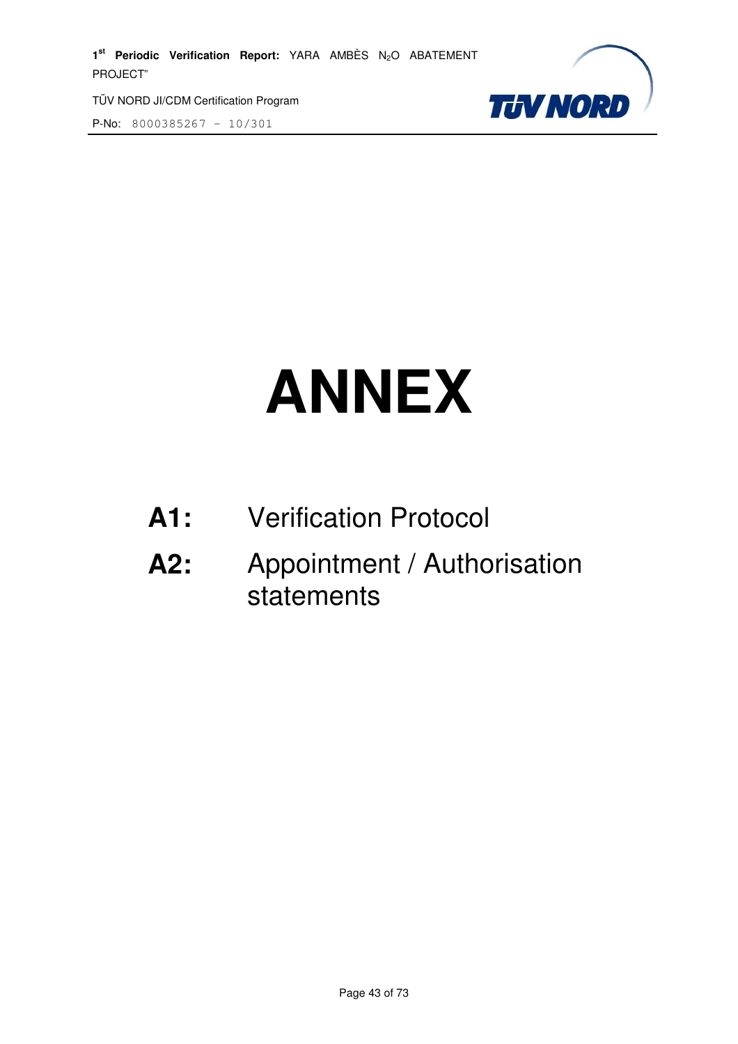# ANNEX

**A1:** Verification Protocol

**A2:** Appointment / Authorisation statements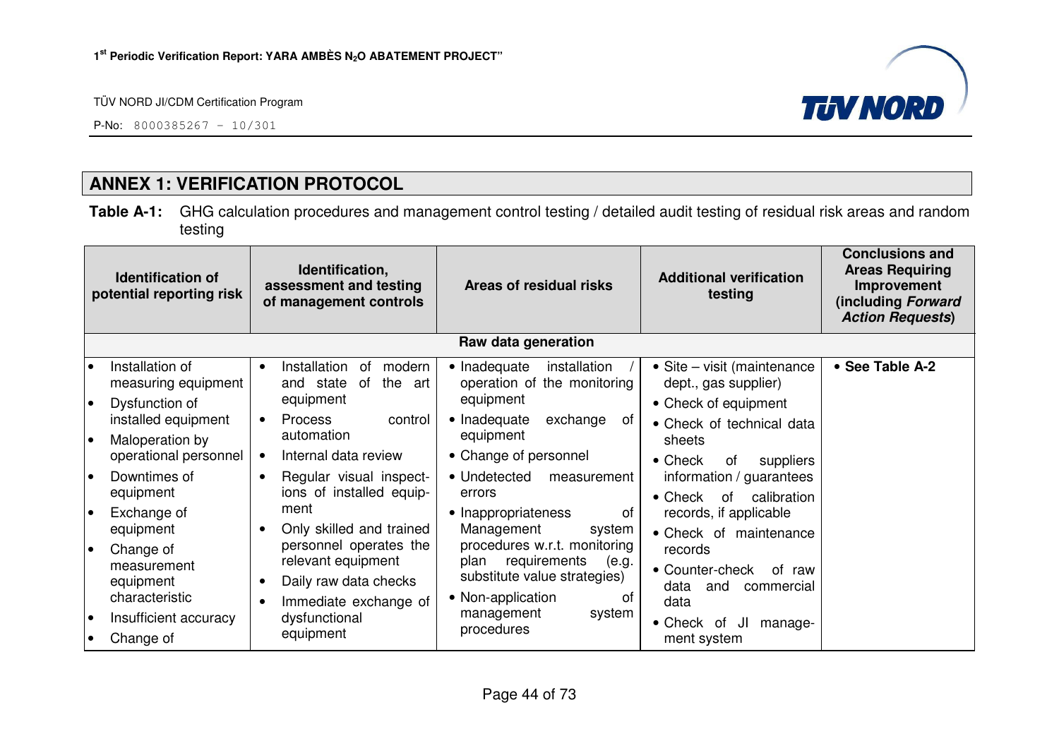## ANNEX 1: VERIFICATION PROTOCOL

**Table A-1:** GHG calculation procedures and management control testing / detailed audit testing of residual risk areas and random testing

| Identification of potential reporting risk | Identification, assessment and testing of management controls | Areas of residual risks | Additional verification testing | Conclusions and Areas Requiring Improvement (including *Forward Action Requests*) |
|---|---|---|---|---|
| **Raw data generation** | | | | |
| • Installation of measuring equipment<br>• Dysfunction of installed equipment<br>• Maloperation by operational personnel<br>• Downtimes of equipment<br>• Exchange of equipment<br>• Change of measurement equipment characteristic<br>• Insufficient accuracy<br>• Change of | • Installation of modern and state of the art equipment<br>• Process control automation<br>• Internal data review<br>• Regular visual inspections of installed equipment<br>• Only skilled and trained personnel operates the relevant equipment<br>• Daily raw data checks<br>• Immediate exchange of dysfunctional equipment | • Inadequate installation / operation of the monitoring equipment<br>• Inadequate exchange of equipment<br>• Change of personnel<br>• Undetected measurement errors<br>• Inappropriateness of Management system procedures w.r.t. monitoring plan requirements (e.g. substitute value strategies)<br>• Non-application of management system procedures | • Site – visit (maintenance dept., gas supplier)<br>• Check of equipment<br>• Check of technical data sheets<br>• Check of suppliers information / guarantees<br>• Check of calibration records, if applicable<br>• Check of maintenance records<br>• Counter-check of raw data and commercial data<br>• Check of JI management system | • **See Table A-2** |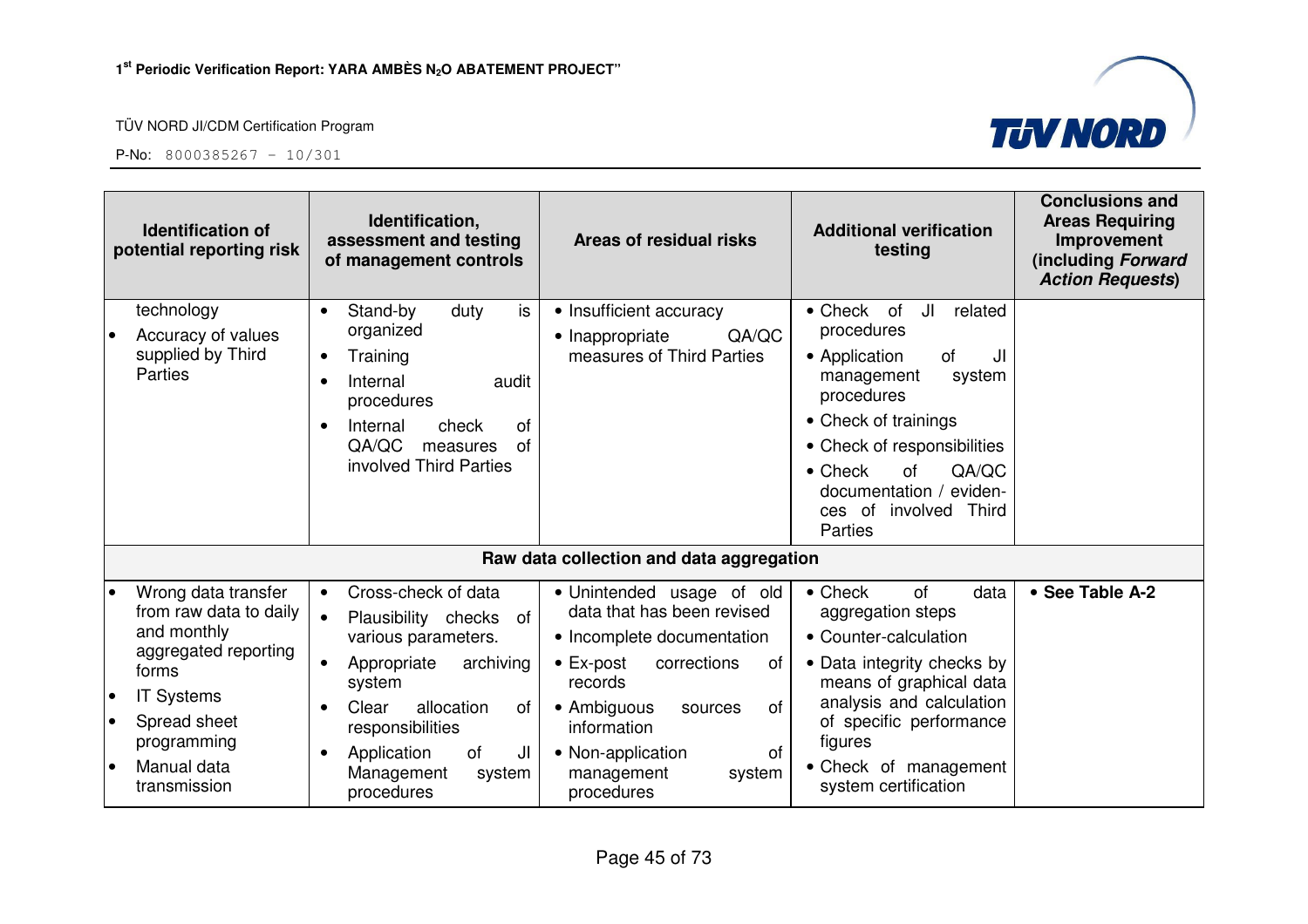| Identification of potential reporting risk | Identification, assessment and testing of management controls | Areas of residual risks | Additional verification testing | Conclusions and Areas Requiring Improvement (including *Forward Action Requests*) |
|---|---|---|---|---|
| technology<br>• Accuracy of values supplied by Third Parties | • Stand-by duty is organized<br>• Training<br>• Internal audit procedures<br>• Internal check of QA/QC measures of involved Third Parties | • Insufficient accuracy<br>• Inappropriate QA/QC measures of Third Parties | • Check of JI related procedures<br>• Application of JI management system procedures<br>• Check of trainings<br>• Check of responsibilities<br>• Check of QA/QC documentation / evidences of involved Third Parties | |
| **Raw data collection and data aggregation** | | | | |
| • Wrong data transfer from raw data to daily and monthly aggregated reporting forms<br>• IT Systems<br>• Spread sheet programming<br>• Manual data transmission | • Cross-check of data<br>• Plausibility checks of various parameters.<br>• Appropriate archiving system<br>• Clear allocation of responsibilities<br>• Application of JI Management system procedures | • Unintended usage of old data that has been revised<br>• Incomplete documentation<br>• Ex-post corrections of records<br>• Ambiguous sources of information<br>• Non-application of management system procedures | • Check of data aggregation steps<br>• Counter-calculation<br>• Data integrity checks by means of graphical data analysis and calculation of specific performance figures<br>• Check of management system certification | • **See Table A-2** |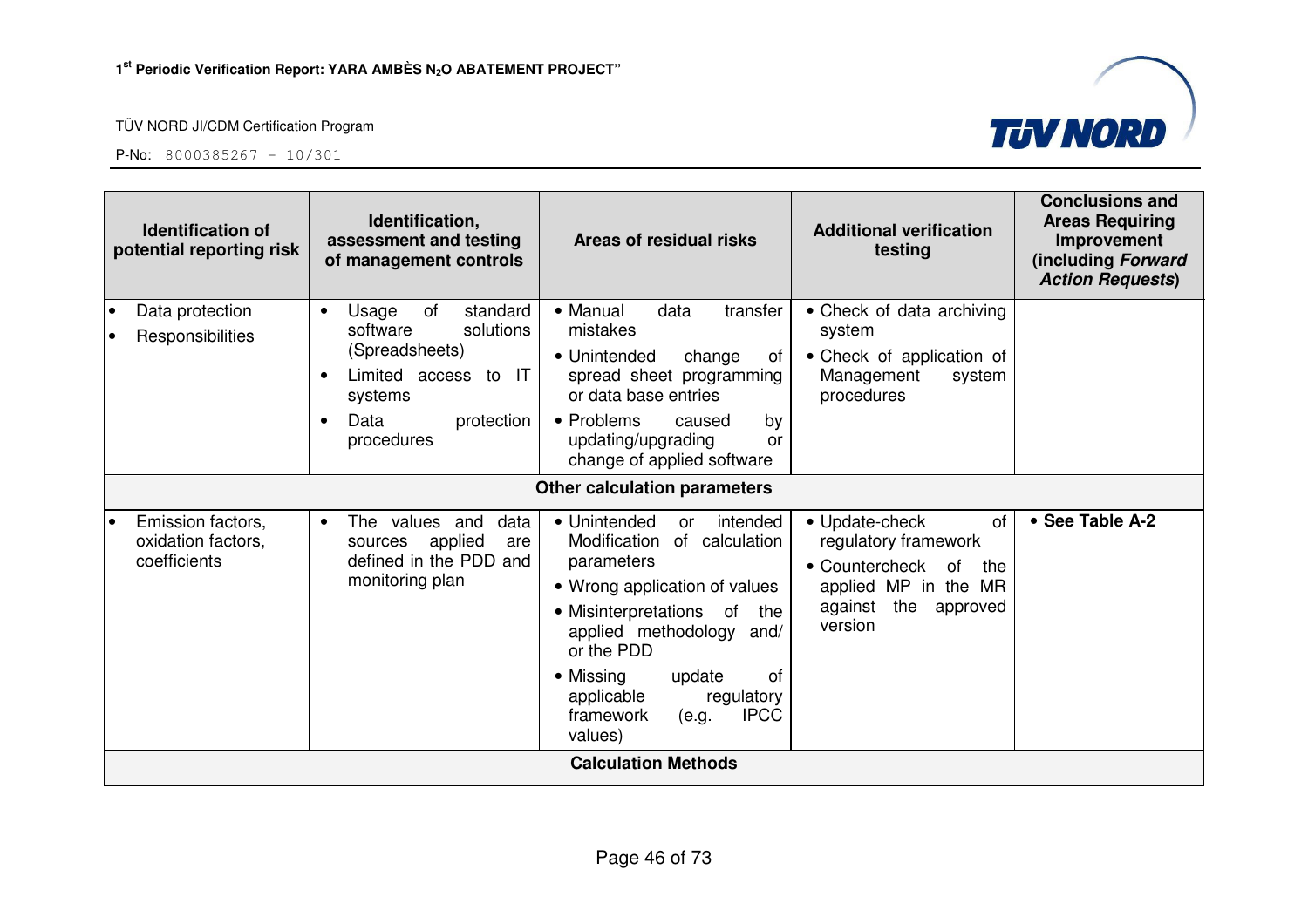| Identification of potential reporting risk | Identification, assessment and testing of management controls | Areas of residual risks | Additional verification testing | Conclusions and Areas Requiring Improvement (including *Forward Action Requests*) |
|---|---|---|---|---|
| • Data protection<br>• Responsibilities | • Usage of standard software solutions (Spreadsheets)<br>• Limited access to IT systems<br>• Data protection procedures | • Manual data transfer mistakes<br>• Unintended change of spread sheet programming or data base entries<br>• Problems caused by updating/upgrading or change of applied software | • Check of data archiving system<br>• Check of application of Management system procedures | |
| **Other calculation parameters** | | | | |
| • Emission factors, oxidation factors, coefficients | • The values and data sources applied are defined in the PDD and monitoring plan | • Unintended or intended Modification of calculation parameters<br>• Wrong application of values<br>• Misinterpretations of the applied methodology and/ or the PDD<br>• Missing update of applicable regulatory framework (e.g. IPCC values) | • Update-check of regulatory framework<br>• Countercheck of the applied MP in the MR against the approved version | • **See Table A-2** |
| **Calculation Methods** | | | | |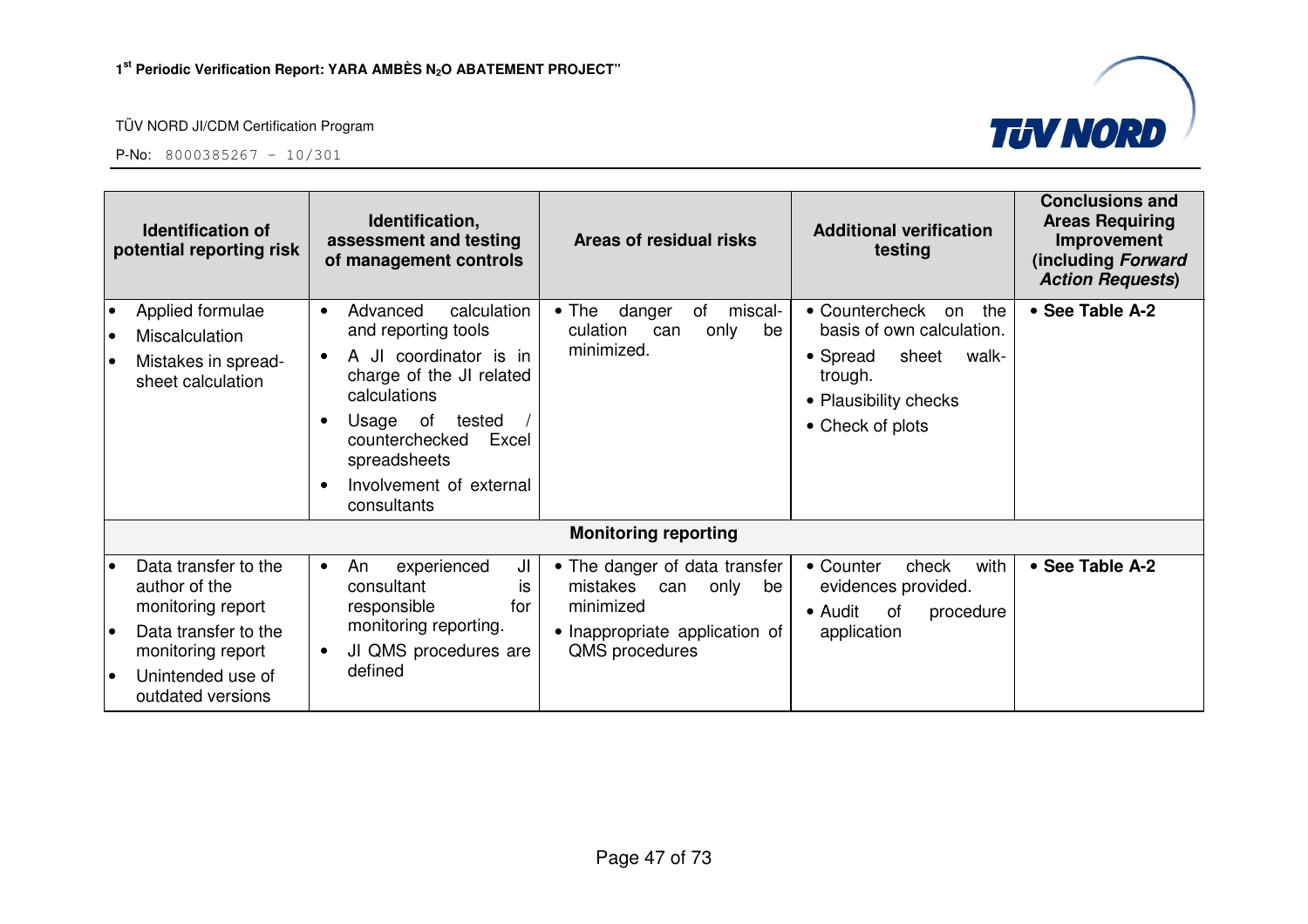| Identification of potential reporting risk | Identification, assessment and testing of management controls | Areas of residual risks | Additional verification testing | Conclusions and Areas Requiring Improvement (including *Forward Action Requests*) |
|---|---|---|---|---|
| • Applied formulae<br>• Miscalculation<br>• Mistakes in spread-sheet calculation | • Advanced calculation and reporting tools<br>• A JI coordinator is in charge of the JI related calculations<br>• Usage of tested / counterchecked Excel spreadsheets<br>• Involvement of external consultants | • The danger of miscal-culation can only be minimized. | • Countercheck on the basis of own calculation.<br>• Spread sheet walk-trough.<br>• Plausibility checks<br>• Check of plots | • **See Table A-2** |
| | | **Monitoring reporting** | | |
| • Data transfer to the author of the monitoring report<br>• Data transfer to the monitoring report<br>• Unintended use of outdated versions | • An experienced JI consultant is responsible for monitoring reporting.<br>• JI QMS procedures are defined | • The danger of data transfer mistakes can only be minimized<br>• Inappropriate application of QMS procedures | • Counter check with evidences provided.<br>• Audit of procedure application | • **See Table A-2** |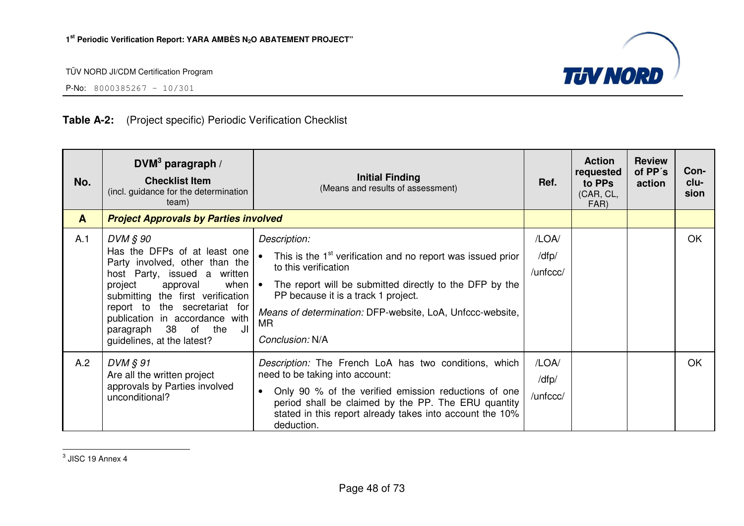**Table A-2:** (Project specific) Periodic Verification Checklist

| No. | DVM[3] paragraph / **Checklist Item** (incl. guidance for the determination team) | **Initial Finding** (Means and results of assessment) | Ref. | Action requested to PPs (CAR, CL, FAR) | Review of PP´s action | Con-clu-sion |
|---|---|---|---|---|---|---|
| **A** | ***Project Approvals by Parties involved*** | | | | | |
| A.1 | *DVM § 90* Has the DFPs of at least one Party involved, other than the host Party, issued a written project approval when submitting the first verification report to the secretariat for publication in accordance with paragraph 38 of the JI guidelines, at the latest? | *Description:* <br>• This is the 1st verification and no report was issued prior to this verification <br>• The report will be submitted directly to the DFP by the PP because it is a track 1 project. <br>*Means of determination:* DFP-website, LoA, Unfccc-website, MR <br>*Conclusion:* N/A | /LOA/ /dfp/ /unfccc/ | | | OK |
| A.2 | *DVM § 91* Are all the written project approvals by Parties involved unconditional? | *Description:* The French LoA has two conditions, which need to be taking into account: <br>• Only 90 % of the verified emission reductions of one period shall be claimed by the PP. The ERU quantity stated in this report already takes into account the 10% deduction. | /LOA/ /dfp/ /unfccc/ | | | OK |

[3] JISC 19 Annex 4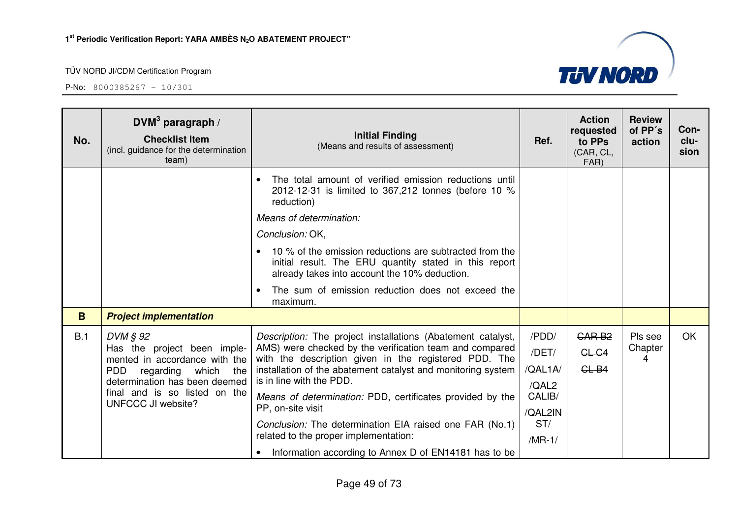| No. | DVM[3] paragraph / **Checklist Item** (incl. guidance for the determination team) | **Initial Finding** (Means and results of assessment) | Ref. | Action requested to PPs (CAR, CL, FAR) | Review of PP´s action | Con-clu-sion |
|---|---|---|---|---|---|---|
| | | • The total amount of verified emission reductions until 2012-12-31 is limited to 367,212 tonnes (before 10 % reduction)<br>*Means of determination:*<br>*Conclusion:* OK,<br>• 10 % of the emission reductions are subtracted from the initial result. The ERU quantity stated in this report already takes into account the 10% deduction.<br>• The sum of emission reduction does not exceed the maximum. | | | | |
| **B** | ***Project implementation*** | | | | | |
| B.1 | *DVM § 92*<br>Has the project been implemented in accordance with the PDD regarding which the determination has been deemed final and is so listed on the UNFCCC JI website? | *Description:* The project installations (Abatement catalyst, AMS) were checked by the verification team and compared with the description given in the registered PDD. The installation of the abatement catalyst and monitoring system is in line with the PDD.<br>*Means of determination:* PDD, certificates provided by the PP, on-site visit<br>*Conclusion:* The determination EIA raised one FAR (No.1) related to the proper implementation:<br>• Information according to Annex D of EN14181 has to be | /PDD/<br>/DET/<br>/QAL1A/<br>/QAL2 CALIB/<br>/QAL2INST/<br>/MR-1/ | ~~CAR B2~~<br>~~CL C4~~<br>~~CL B4~~ | Pls see Chapter 4 | OK |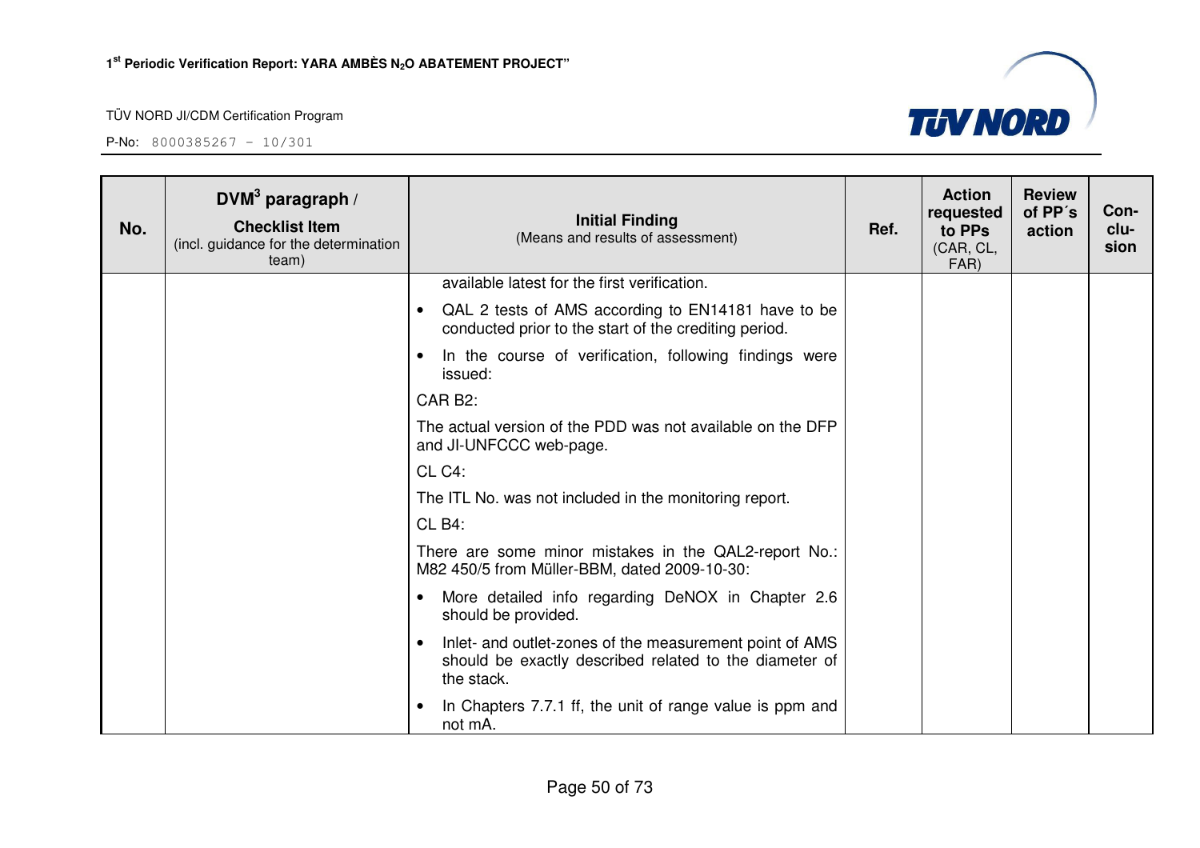| No. | DVM[3] paragraph / **Checklist Item** (incl. guidance for the determination team) | **Initial Finding** (Means and results of assessment) | Ref. | Action requested to PPs (CAR, CL, FAR) | Review of PP´s action | Con-clu-sion |
|---|---|---|---|---|---|---|
| | | available latest for the first verification.<br>• QAL 2 tests of AMS according to EN14181 have to be conducted prior to the start of the crediting period.<br>• In the course of verification, following findings were issued:<br>CAR B2:<br>The actual version of the PDD was not available on the DFP and JI-UNFCCC web-page.<br>CL C4:<br>The ITL No. was not included in the monitoring report.<br>CL B4:<br>There are some minor mistakes in the QAL2-report No.: M82 450/5 from Müller-BBM, dated 2009-10-30:<br>• More detailed info regarding DeNOX in Chapter 2.6 should be provided.<br>• Inlet- and outlet-zones of the measurement point of AMS should be exactly described related to the diameter of the stack.<br>• In Chapters 7.7.1 ff, the unit of range value is ppm and not mA. | | | | |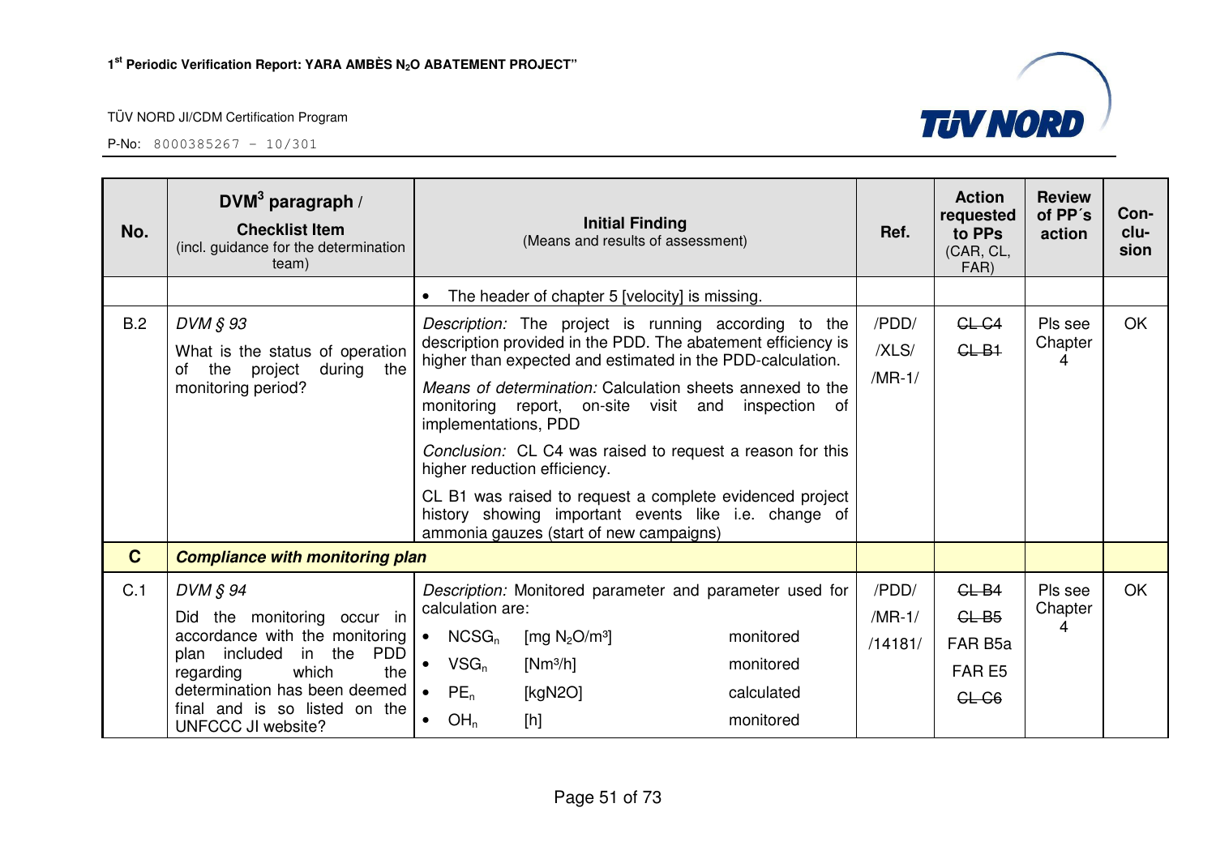| No. | DVM[3] paragraph / Checklist Item (incl. guidance for the determination team) | Initial Finding (Means and results of assessment) | Ref. | Action requested to PPs (CAR, CL, FAR) | Review of PP´s action | Con-clu-sion |
|---|---|---|---|---|---|---|
| | | • The header of chapter 5 [velocity] is missing. | | | | |
| B.2 | *DVM § 93* What is the status of operation of the project during the monitoring period? | *Description:* The project is running according to the description provided in the PDD. The abatement efficiency is higher than expected and estimated in the PDD-calculation. *Means of determination:* Calculation sheets annexed to the monitoring report, on-site visit and inspection of implementations, PDD *Conclusion:* CL C4 was raised to request a reason for this higher reduction efficiency. CL B1 was raised to request a complete evidenced project history showing important events like i.e. change of ammonia gauzes (start of new campaigns) | /PDD/ /XLS/ /MR-1/ | ~~CL C4~~ ~~CL B1~~ | Pls see Chapter 4 | OK |
| **C** | ***Compliance with monitoring plan*** | | | | | |
| C.1 | *DVM § 94* Did the monitoring occur in accordance with the monitoring plan included in the PDD regarding which the determination has been deemed final and is so listed on the UNFCCC JI website? | *Description:* Monitored parameter and parameter used for calculation are: • $NCSG_n$ [mg $N_2O$/m³] monitored • $VSG_n$ [Nm³/h] monitored • $PE_n$ [kgN2O] calculated • $OH_n$ [h] monitored | /PDD/ /MR-1/ /14181/ | ~~CL B4~~ ~~CL B5~~ FAR B5a FAR E5 ~~CL C6~~ | Pls see Chapter 4 | OK |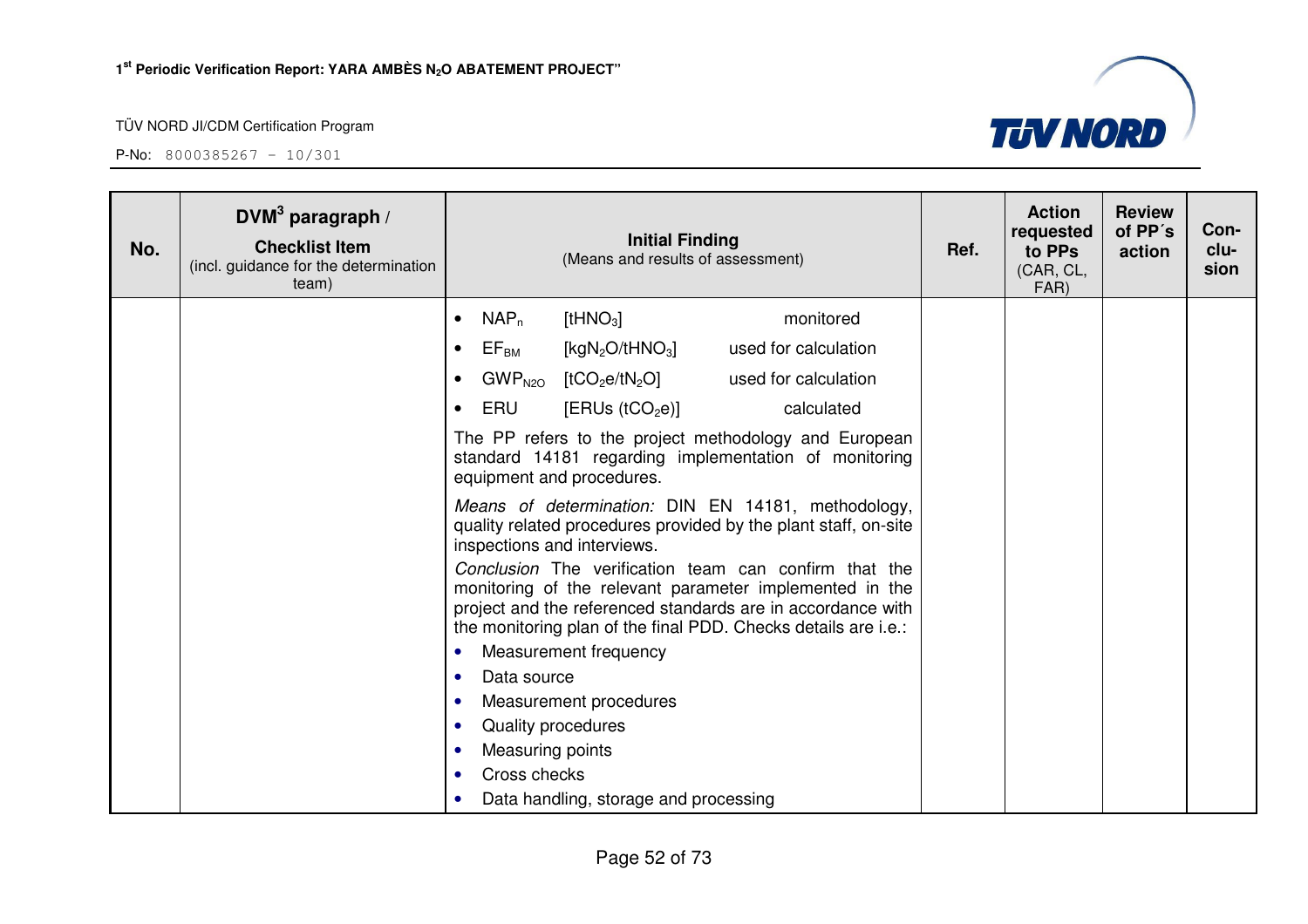| No. | DVM³ paragraph / Checklist Item (incl. guidance for the determination team) | Initial Finding (Means and results of assessment) | Ref. | Action requested to PPs (CAR, CL, FAR) | Review of PP´s action | Con-clu-sion |
|---|---|---|---|---|---|---|
| | | • $NAP_n$ [$tHNO_3$] monitored<br>• $EF_{BM}$ [$kgN_2O/tHNO_3$] used for calculation<br>• $GWP_{N2O}$ [$tCO_2e/tN_2O$] used for calculation<br>• ERU [ERUs ($tCO_2e$)] calculated<br>The PP refers to the project methodology and European standard 14181 regarding implementation of monitoring equipment and procedures.<br>*Means of determination:* DIN EN 14181, methodology, quality related procedures provided by the plant staff, on-site inspections and interviews.<br>*Conclusion* The verification team can confirm that the monitoring of the relevant parameter implemented in the project and the referenced standards are in accordance with the monitoring plan of the final PDD. Checks details are i.e.:<br>• Measurement frequency<br>• Data source<br>• Measurement procedures<br>• Quality procedures<br>• Measuring points<br>• Cross checks<br>• Data handling, storage and processing | | | | |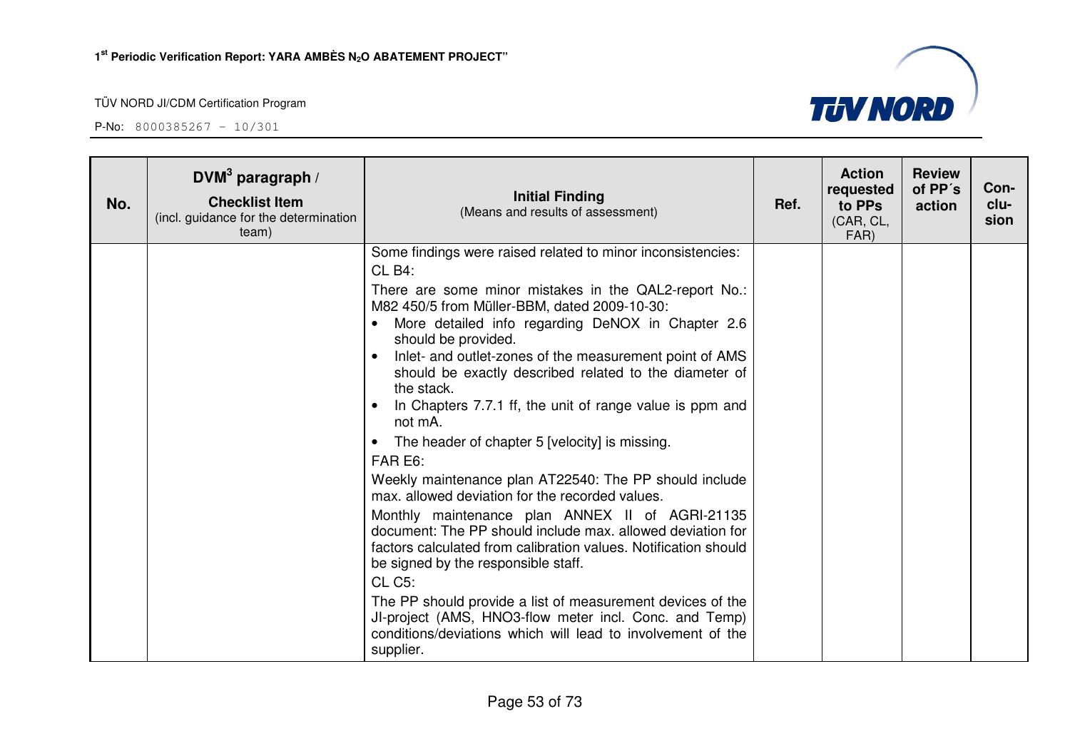| No. | DVM[3] paragraph / Checklist Item (incl. guidance for the determination team) | Initial Finding (Means and results of assessment) | Ref. | Action requested to PPs (CAR, CL, FAR) | Review of PP´s action | Con-clu-sion |
|---|---|---|---|---|---|---|
| | | Some findings were raised related to minor inconsistencies:<br>CL B4:<br>There are some minor mistakes in the QAL2-report No.: M82 450/5 from Müller-BBM, dated 2009-10-30:<br>• More detailed info regarding DeNOX in Chapter 2.6 should be provided.<br>• Inlet- and outlet-zones of the measurement point of AMS should be exactly described related to the diameter of the stack.<br>• In Chapters 7.7.1 ff, the unit of range value is ppm and not mA.<br>• The header of chapter 5 [velocity] is missing.<br>FAR E6:<br>Weekly maintenance plan AT22540: The PP should include max. allowed deviation for the recorded values.<br>Monthly maintenance plan ANNEX II of AGRI-21135 document: The PP should include max. allowed deviation for factors calculated from calibration values. Notification should be signed by the responsible staff.<br>CL C5:<br>The PP should provide a list of measurement devices of the JI-project (AMS, HNO3-flow meter incl. Conc. and Temp) conditions/deviations which will lead to involvement of the supplier. | | | | |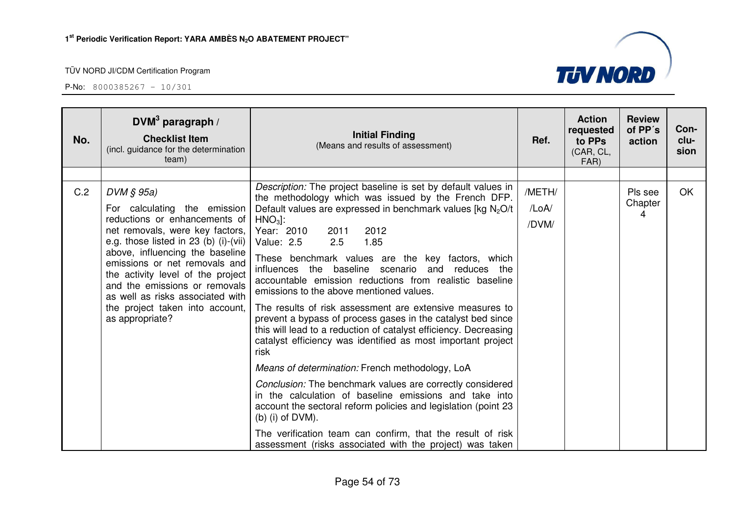| No. | DVM[3] paragraph / **Checklist Item** (incl. guidance for the determination team) | **Initial Finding** (Means and results of assessment) | Ref. | Action requested to PPs (CAR, CL, FAR) | Review of PP´s action | Con-clu-sion |
|---|---|---|---|---|---|---|
| | | | | | | |
| C.2 | *DVM § 95a)*<br>For calculating the emission reductions or enhancements of net removals, were key factors, e.g. those listed in 23 (b) (i)-(vii) above, influencing the baseline emissions or net removals and the activity level of the project and the emissions or removals as well as risks associated with the project taken into account, as appropriate? | *Description:* The project baseline is set by default values in the methodology which was issued by the French DFP. Default values are expressed in benchmark values [kg $N_2O$/t $HNO_3$]:<br>Year: 2010 2011 2012<br>Value: 2.5 2.5 1.85<br>These benchmark values are the key factors, which influences the baseline scenario and reduces the accountable emission reductions from realistic baseline emissions to the above mentioned values.<br>The results of risk assessment are extensive measures to prevent a bypass of process gases in the catalyst bed since this will lead to a reduction of catalyst efficiency. Decreasing catalyst efficiency was identified as most important project risk<br>*Means of determination:* French methodology, LoA<br>*Conclusion:* The benchmark values are correctly considered in the calculation of baseline emissions and take into account the sectoral reform policies and legislation (point 23 (b) (i) of DVM).<br>The verification team can confirm, that the result of risk assessment (risks associated with the project) was taken | /METH/<br>/LoA/<br>/DVM/ | | Pls see Chapter 4 | OK |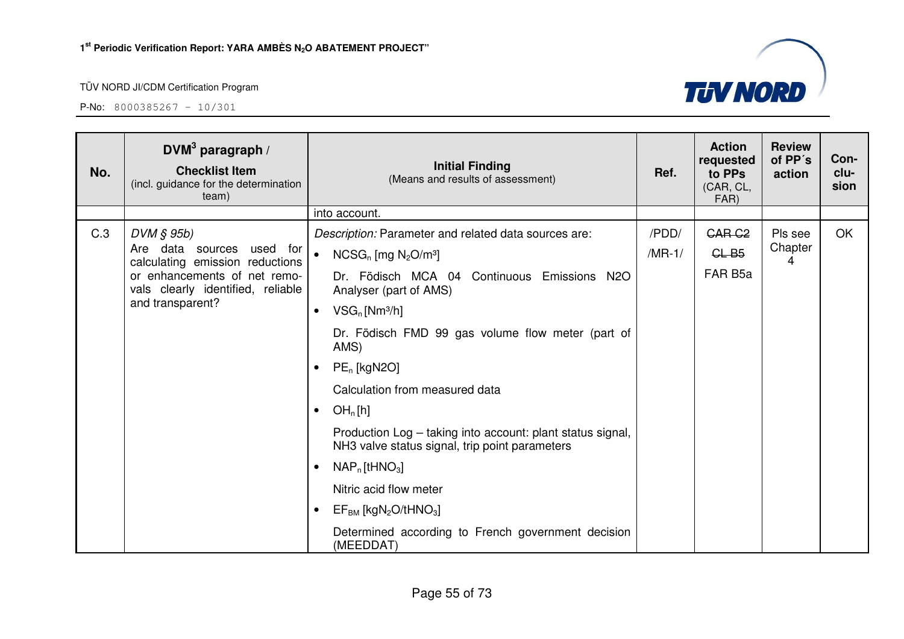| No. | DVM[3] paragraph / **Checklist Item** (incl. guidance for the determination team) | **Initial Finding** (Means and results of assessment) | Ref. | Action requested to PPs (CAR, CL, FAR) | Review of PP´s action | Con-clu-sion |
|---|---|---|---|---|---|---|
| | | into account. | | | | |
| C.3 | *DVM § 95b)* Are data sources used for calculating emission reductions or enhancements of net removals clearly identified, reliable and transparent? | *Description:* Parameter and related data sources are:<br>• $NCSG_n$ [mg $N_2O$/m³]<br>Dr. Födisch MCA 04 Continuous Emissions N2O Analyser (part of AMS)<br>• $VSG_n$ [Nm³/h]<br>Dr. Födisch FMD 99 gas volume flow meter (part of AMS)<br>• $PE_n$ [kgN2O]<br>Calculation from measured data<br>• $OH_n$ [h]<br>Production Log – taking into account: plant status signal, NH3 valve status signal, trip point parameters<br>• $NAP_n$ [t$HNO_3$]<br>Nitric acid flow meter<br>• $EF_{BM}$ [kg$N_2O$/t$HNO_3$]<br>Determined according to French government decision (MEEDDAT) | /PDD/<br>/MR-1/ | ~~CAR C2~~<br>~~CL B5~~<br>FAR B5a | Pls see Chapter 4 | OK |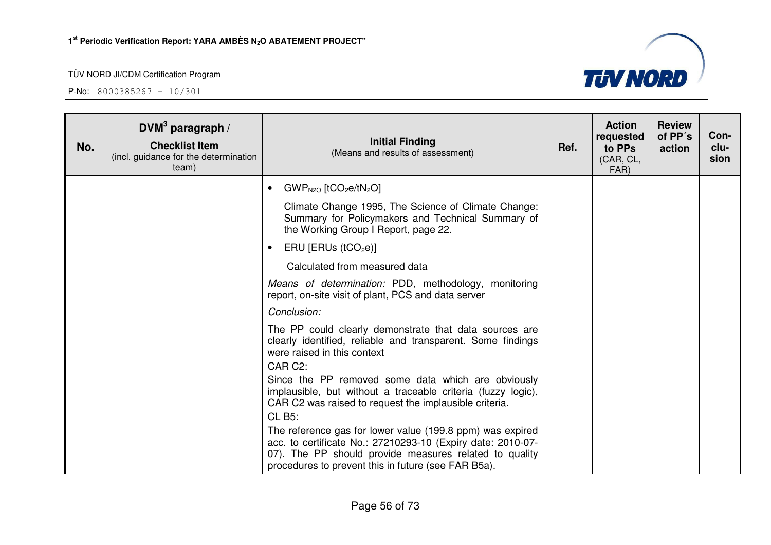| No. | DVM[3] paragraph / **Checklist Item** (incl. guidance for the determination team) | **Initial Finding** (Means and results of assessment) | Ref. | Action requested to PPs (CAR, CL, FAR) | Review of PP´s action | Con-clu-sion |
|---|---|---|---|---|---|---|
| | | • $GWP_{N2O}$ [$tCO_2e/tN_2O$]<br><br>Climate Change 1995, The Science of Climate Change: Summary for Policymakers and Technical Summary of the Working Group I Report, page 22.<br><br>• ERU [ERUs ($tCO_2e$)]<br><br>Calculated from measured data<br><br>*Means of determination:* PDD, methodology, monitoring report, on-site visit of plant, PCS and data server<br><br>*Conclusion:*<br><br>The PP could clearly demonstrate that data sources are clearly identified, reliable and transparent. Some findings were raised in this context<br>CAR C2:<br>Since the PP removed some data which are obviously implausible, but without a traceable criteria (fuzzy logic), CAR C2 was raised to request the implausible criteria.<br>CL B5:<br>The reference gas for lower value (199.8 ppm) was expired acc. to certificate No.: 27210293-10 (Expiry date: 2010-07-07). The PP should provide measures related to quality procedures to prevent this in future (see FAR B5a). | | | | |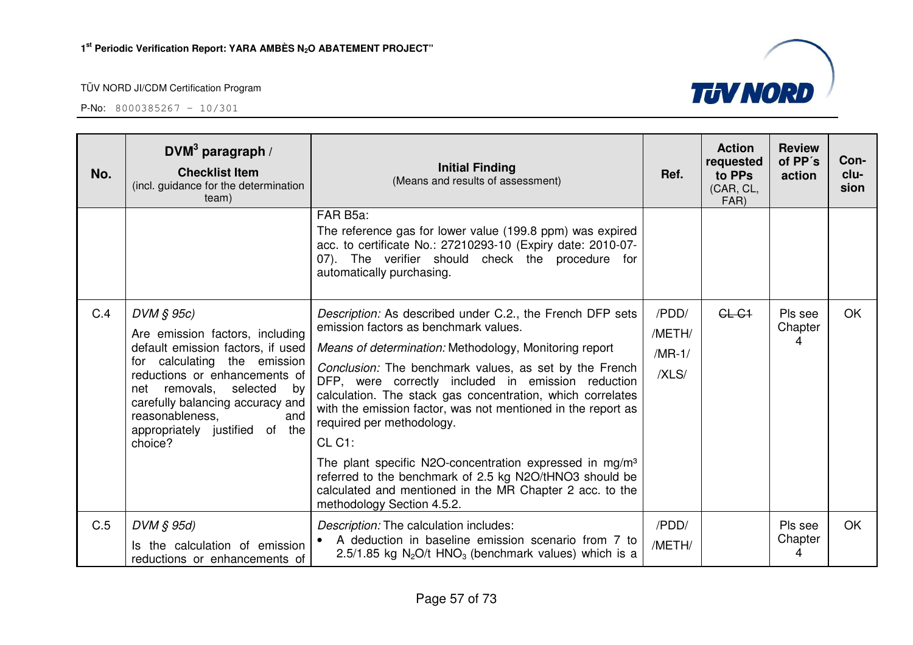| No. | DVM[3] paragraph / **Checklist Item** (incl. guidance for the determination team) | **Initial Finding** (Means and results of assessment) | Ref. | Action requested to PPs (CAR, CL, FAR) | Review of PP´s action | Con-clu-sion |
|---|---|---|---|---|---|---|
| | | FAR B5a:<br>The reference gas for lower value (199.8 ppm) was expired acc. to certificate No.: 27210293-10 (Expiry date: 2010-07-07). The verifier should check the procedure for automatically purchasing. | | | | |
| C.4 | *DVM § 95c)*<br>Are emission factors, including default emission factors, if used for calculating the emission reductions or enhancements of net removals, selected by carefully balancing accuracy and reasonableness, and appropriately justified of the choice? | *Description:* As described under C.2., the French DFP sets emission factors as benchmark values.<br>*Means of determination:* Methodology, Monitoring report<br>*Conclusion:* The benchmark values, as set by the French DFP, were correctly included in emission reduction calculation. The stack gas concentration, which correlates with the emission factor, was not mentioned in the report as required per methodology.<br>CL C1:<br>The plant specific N2O-concentration expressed in mg/m³ referred to the benchmark of 2.5 kg N2O/tHNO3 should be calculated and mentioned in the MR Chapter 2 acc. to the methodology Section 4.5.2. | /PDD/<br>/METH/<br>/MR-1/<br>/XLS/ | ~~CL C1~~ | Pls see Chapter 4 | OK |
| C.5 | *DVM § 95d)*<br>Is the calculation of emission reductions or enhancements of | *Description:* The calculation includes:<br>• A deduction in baseline emission scenario from 7 to 2.5/1.85 kg $N_2O$/t $HNO_3$ (benchmark values) which is a | /PDD/<br>/METH/ | | Pls see Chapter 4 | OK |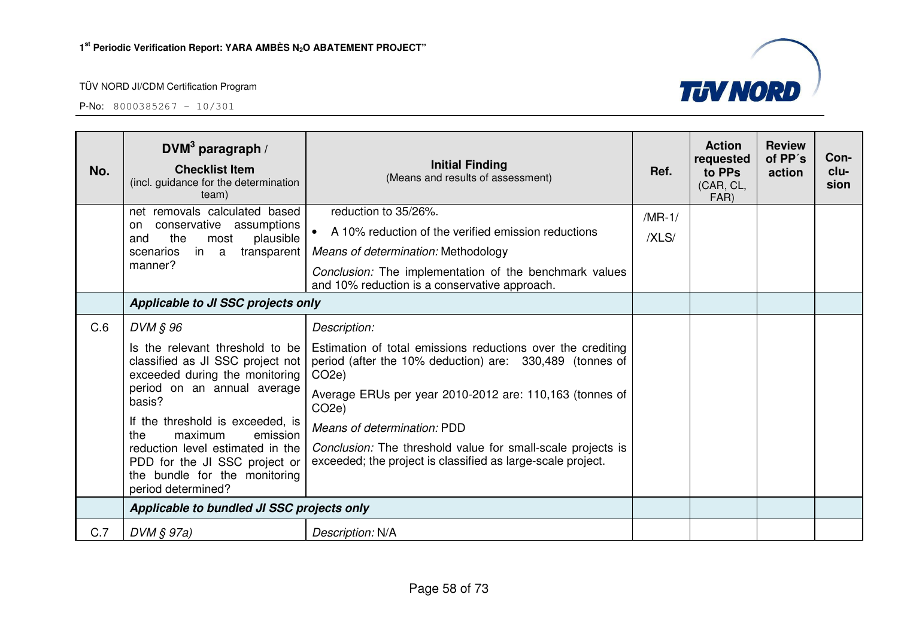| No. | DVM[3] paragraph / **Checklist Item** (incl. guidance for the determination team) | **Initial Finding** (Means and results of assessment) | Ref. | Action requested to PPs (CAR, CL, FAR) | Review of PP´s action | Con-clu-sion |
|---|---|---|---|---|---|---|
| | net removals calculated based on conservative assumptions and the most plausible scenarios in a transparent manner? | reduction to 35/26%.<br>• A 10% reduction of the verified emission reductions<br>*Means of determination:* Methodology<br>*Conclusion:* The implementation of the benchmark values and 10% reduction is a conservative approach. | /MR-1/<br>/XLS/ | | | |
| | ***Applicable to JI SSC projects only*** | | | | | |
| C.6 | *DVM § 96*<br>Is the relevant threshold to be classified as JI SSC project not exceeded during the monitoring period on an annual average basis?<br>If the threshold is exceeded, is the maximum emission reduction level estimated in the PDD for the JI SSC project or the bundle for the monitoring period determined? | *Description:*<br>Estimation of total emissions reductions over the crediting period (after the 10% deduction) are: 330,489 (tonnes of CO2e)<br>Average ERUs per year 2010-2012 are: 110,163 (tonnes of CO2e)<br>*Means of determination:* PDD<br>*Conclusion:* The threshold value for small-scale projects is exceeded; the project is classified as large-scale project. | | | | |
| | ***Applicable to bundled JI SSC projects only*** | | | | | |
| C.7 | *DVM § 97a)* | *Description:* N/A | | | | |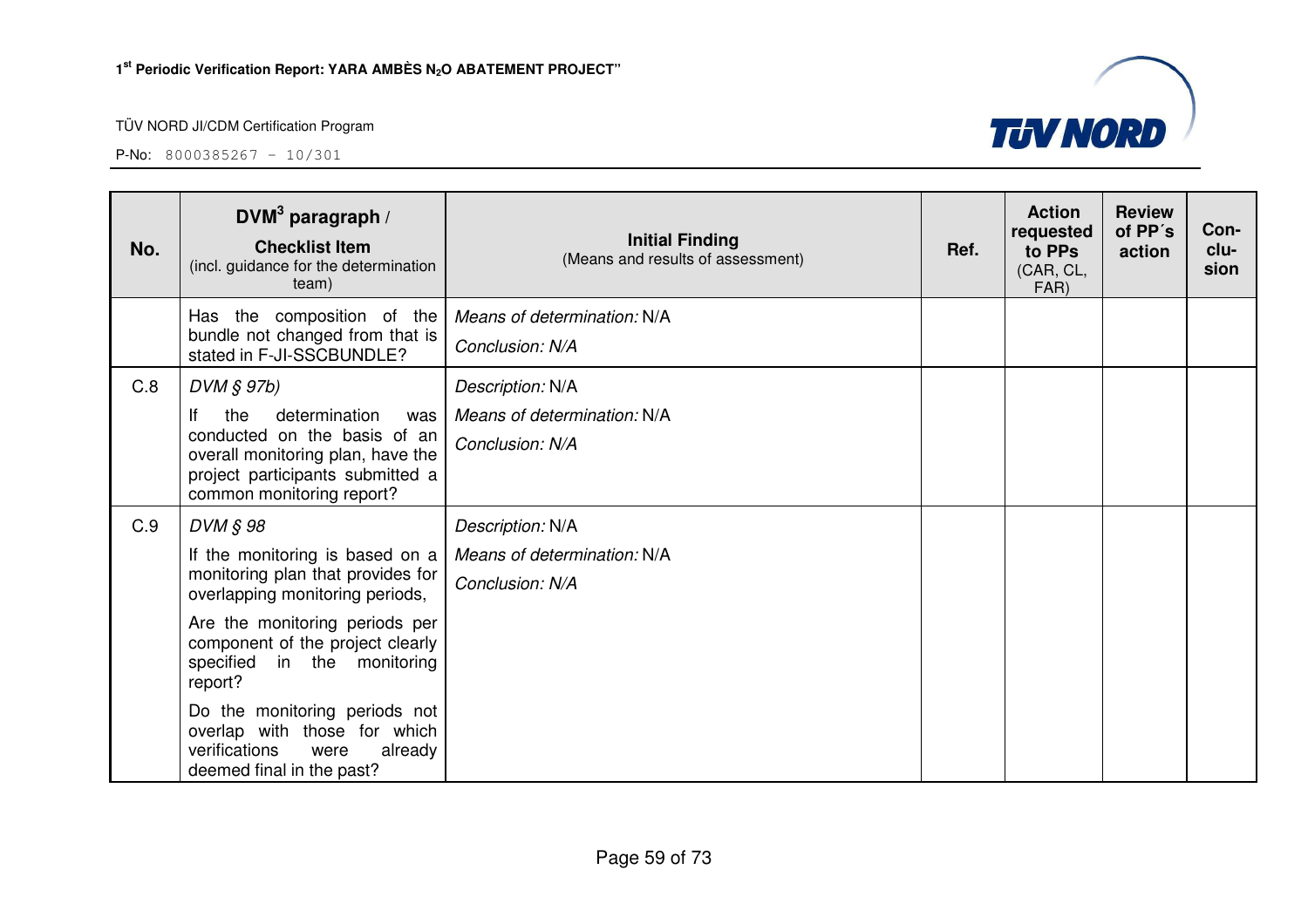| No. | DVM[3] paragraph / **Checklist Item** (incl. guidance for the determination team) | **Initial Finding** (Means and results of assessment) | Ref. | Action requested to PPs (CAR, CL, FAR) | Review of PP´s action | Con-clu-sion |
|---|---|---|---|---|---|---|
| | Has the composition of the bundle not changed from that is stated in F-JI-SSCBUNDLE? | *Means of determination:* N/A<br>*Conclusion: N/A* | | | | |
| C.8 | *DVM § 97b)*<br>If the determination was conducted on the basis of an overall monitoring plan, have the project participants submitted a common monitoring report? | *Description:* N/A<br>*Means of determination:* N/A<br>*Conclusion: N/A* | | | | |
| C.9 | *DVM § 98*<br>If the monitoring is based on a monitoring plan that provides for overlapping monitoring periods,<br>Are the monitoring periods per component of the project clearly specified in the monitoring report?<br>Do the monitoring periods not overlap with those for which verifications were already deemed final in the past? | *Description:* N/A<br>*Means of determination:* N/A<br>*Conclusion: N/A* | | | | |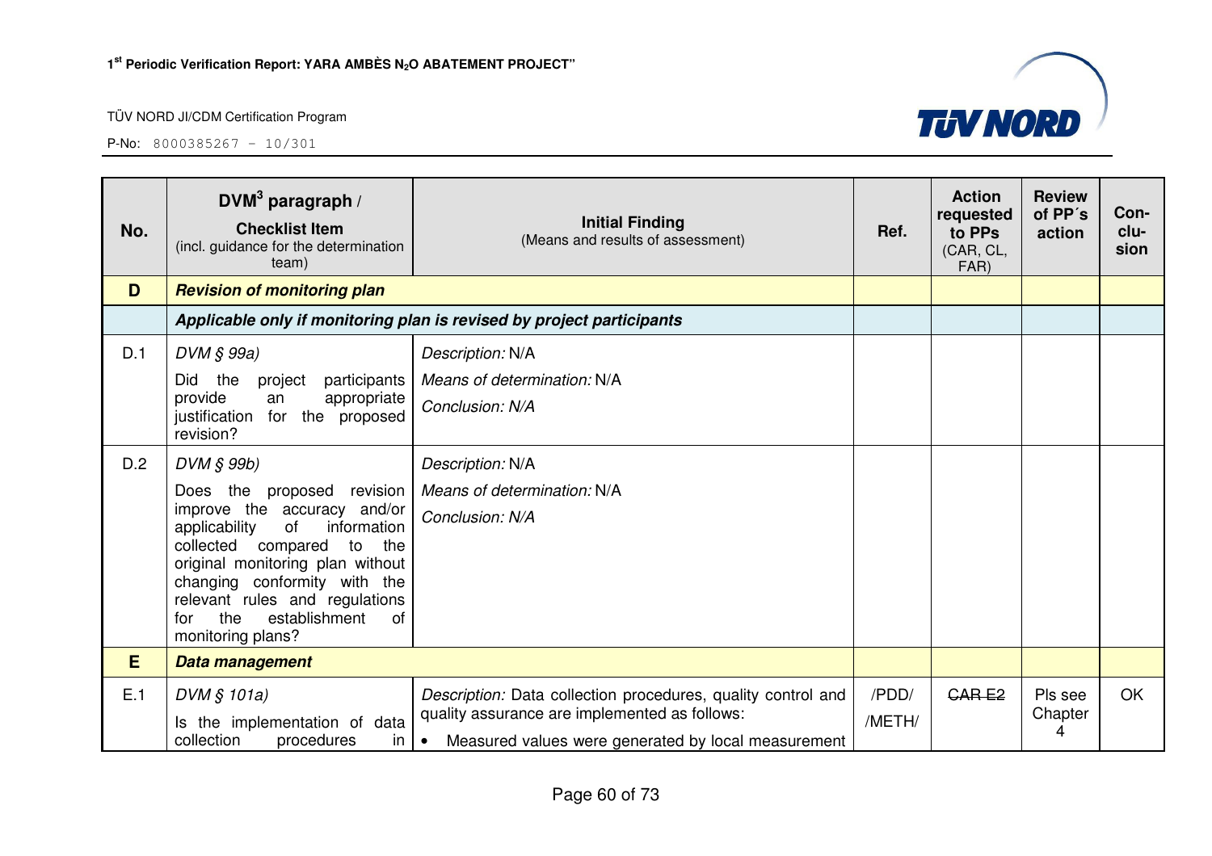| No. | DVM[3] paragraph / **Checklist Item** (incl. guidance for the determination team) | **Initial Finding** (Means and results of assessment) | Ref. | Action requested to PPs (CAR, CL, FAR) | Review of PP´s action | Con-clu-sion |
|---|---|---|---|---|---|---|
| **D** | ***Revision of monitoring plan*** | | | | | |
| | ***Applicable only if monitoring plan is revised by project participants*** | | | | | |
| D.1 | *DVM § 99a)* Did the project participants provide an appropriate justification for the proposed revision? | *Description:* N/A *Means of determination:* N/A *Conclusion: N/A* | | | | |
| D.2 | *DVM § 99b)* Does the proposed revision improve the accuracy and/or applicability of information collected compared to the original monitoring plan without changing conformity with the relevant rules and regulations for the establishment of monitoring plans? | *Description:* N/A *Means of determination:* N/A *Conclusion: N/A* | | | | |
| **E** | ***Data management*** | | | | | |
| E.1 | *DVM § 101a)* Is the implementation of data collection procedures in | *Description:* Data collection procedures, quality control and quality assurance are implemented as follows: • Measured values were generated by local measurement | /PDD/ /METH/ | ~~CAR E2~~ | Pls see Chapter 4 | OK |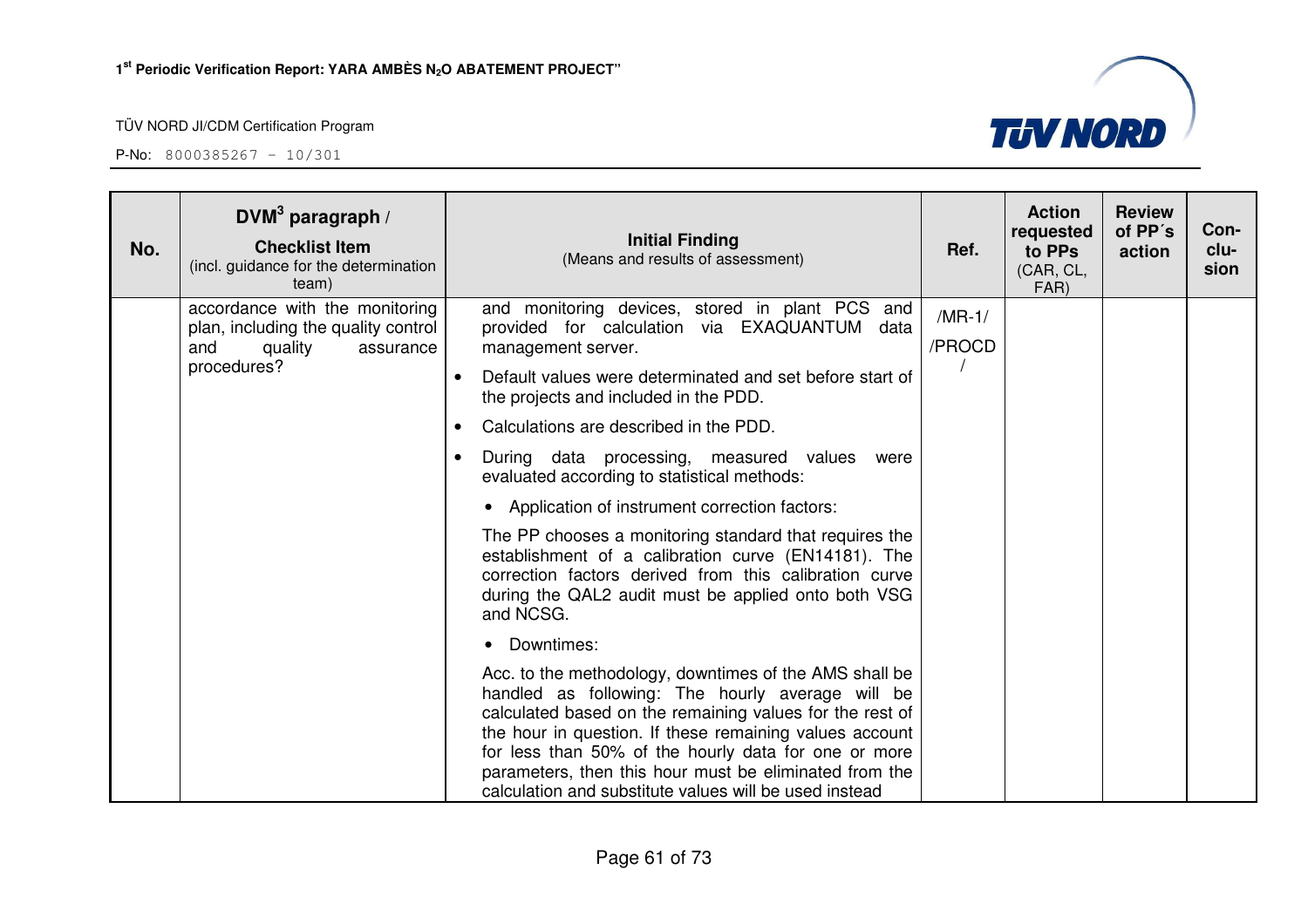| No. | DVM[3] paragraph / **Checklist Item** (incl. guidance for the determination team) | **Initial Finding** (Means and results of assessment) | Ref. | Action requested to PPs (CAR, CL, FAR) | Review of PP´s action | Con-clu-sion |
|---|---|---|---|---|---|---|
| | accordance with the monitoring plan, including the quality control and quality assurance procedures? | and monitoring devices, stored in plant PCS and provided for calculation via EXAQUANTUM data management server.<br>• Default values were determinated and set before start of the projects and included in the PDD.<br>• Calculations are described in the PDD.<br>• During data processing, measured values were evaluated according to statistical methods:<br>• Application of instrument correction factors:<br>The PP chooses a monitoring standard that requires the establishment of a calibration curve (EN14181). The correction factors derived from this calibration curve during the QAL2 audit must be applied onto both VSG and NCSG.<br>• Downtimes:<br>Acc. to the methodology, downtimes of the AMS shall be handled as following: The hourly average will be calculated based on the remaining values for the rest of the hour in question. If these remaining values account for less than 50% of the hourly data for one or more parameters, then this hour must be eliminated from the calculation and substitute values will be used instead | /MR-1/<br>/PROCD/ | | | |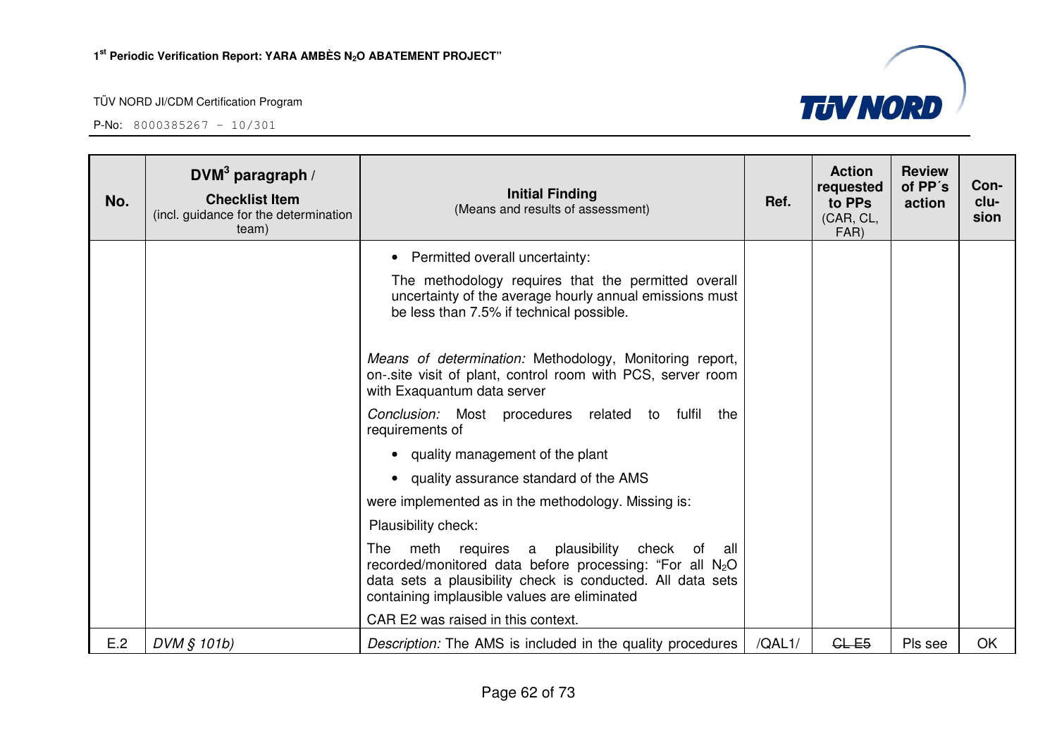| No. | DVM[3] paragraph / **Checklist Item** (incl. guidance for the determination team) | **Initial Finding** (Means and results of assessment) | Ref. | Action requested to PPs (CAR, CL, FAR) | Review of PP´s action | Con-clu-sion |
|---|---|---|---|---|---|---|
| | | • Permitted overall uncertainty:<br>The methodology requires that the permitted overall uncertainty of the average hourly annual emissions must be less than 7.5% if technical possible.<br><br>*Means of determination:* Methodology, Monitoring report, on-.site visit of plant, control room with PCS, server room with Exaquantum data server<br>*Conclusion:* Most procedures related to fulfil the requirements of<br>• quality management of the plant<br>• quality assurance standard of the AMS<br>were implemented as in the methodology. Missing is:<br>Plausibility check:<br>The meth requires a plausibility check of all recorded/monitored data before processing: “For all $N_2O$ data sets a plausibility check is conducted. All data sets containing implausible values are eliminated<br>CAR E2 was raised in this context. | | | | |
| E.2 | *DVM § 101b)* | *Description:* The AMS is included in the quality procedures | /QAL1/ | ~~CL E5~~ | Pls see | OK |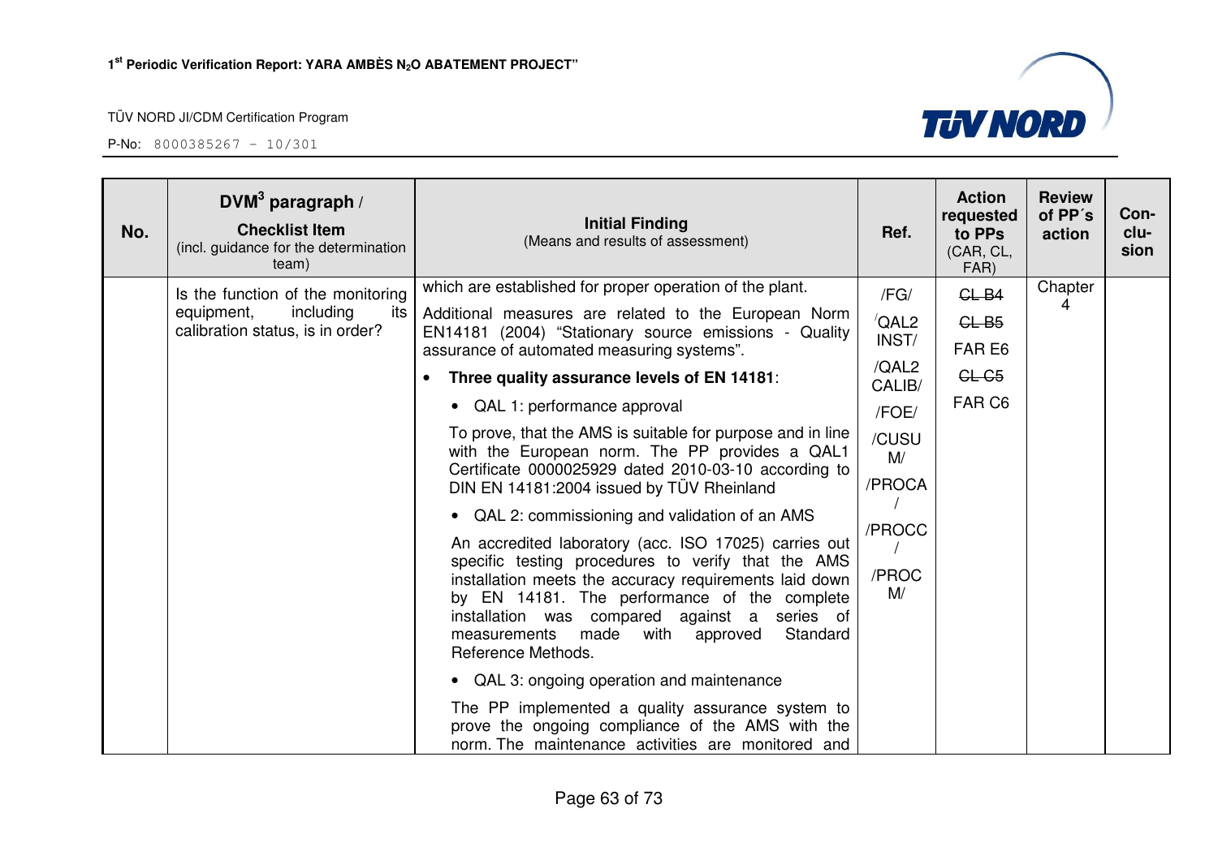| No. | DVM[3] paragraph / **Checklist Item** (incl. guidance for the determination team) | **Initial Finding** (Means and results of assessment) | Ref. | Action requested to PPs (CAR, CL, FAR) | Review of PP´s action | Con-clu-sion |
|---|---|---|---|---|---|---|
| | Is the function of the monitoring equipment, including its calibration status, is in order? | which are established for proper operation of the plant.<br><br>Additional measures are related to the European Norm EN14181 (2004) "Stationary source emissions - Quality assurance of automated measuring systems".<br><br>• **Three quality assurance levels of EN 14181**:<br><br>• QAL 1: performance approval<br><br>To prove, that the AMS is suitable for purpose and in line with the European norm. The PP provides a QAL1 Certificate 0000025929 dated 2010-03-10 according to DIN EN 14181:2004 issued by TÜV Rheinland<br><br>• QAL 2: commissioning and validation of an AMS<br><br>An accredited laboratory (acc. ISO 17025) carries out specific testing procedures to verify that the AMS installation meets the accuracy requirements laid down by EN 14181. The performance of the complete installation was compared against a series of measurements made with approved Standard Reference Methods.<br><br>• QAL 3: ongoing operation and maintenance<br><br>The PP implemented a quality assurance system to prove the ongoing compliance of the AMS with the norm. The maintenance activities are monitored and | /FG/<br><br>/QAL2 INST/<br><br>/QAL2 CALIB/<br><br>/FOE/<br><br>/CUSUM/<br><br>/PROCA/<br><br>/PROCC/<br><br>/PROCM/ | ~~CL B4~~<br><br>~~CL B5~~<br><br>FAR E6<br><br>~~CL C5~~<br><br>FAR C6 | Chapter 4 | |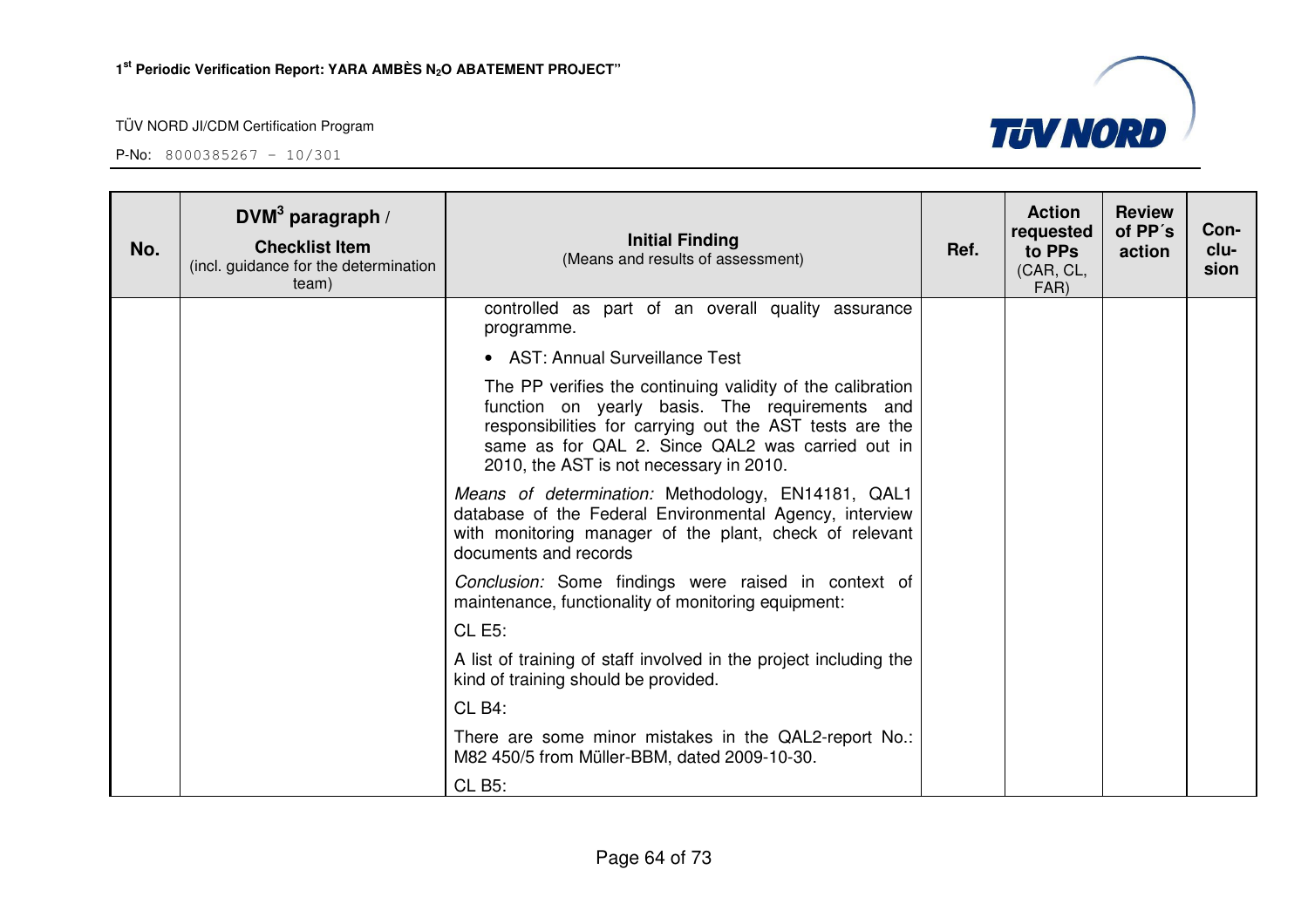| No. | DVM[3] paragraph / **Checklist Item** (incl. guidance for the determination team) | **Initial Finding** (Means and results of assessment) | Ref. | Action requested to PPs (CAR, CL, FAR) | Review of PP´s action | Con-clu-sion |
|---|---|---|---|---|---|---|
| | | controlled as part of an overall quality assurance programme.<br><br>• AST: Annual Surveillance Test<br><br>The PP verifies the continuing validity of the calibration function on yearly basis. The requirements and responsibilities for carrying out the AST tests are the same as for QAL 2. Since QAL2 was carried out in 2010, the AST is not necessary in 2010.<br><br>*Means of determination:* Methodology, EN14181, QAL1 database of the Federal Environmental Agency, interview with monitoring manager of the plant, check of relevant documents and records<br><br>*Conclusion:* Some findings were raised in context of maintenance, functionality of monitoring equipment:<br><br>CL E5:<br><br>A list of training of staff involved in the project including the kind of training should be provided.<br><br>CL B4:<br><br>There are some minor mistakes in the QAL2-report No.: M82 450/5 from Müller-BBM, dated 2009-10-30.<br><br>CL B5: | | | | |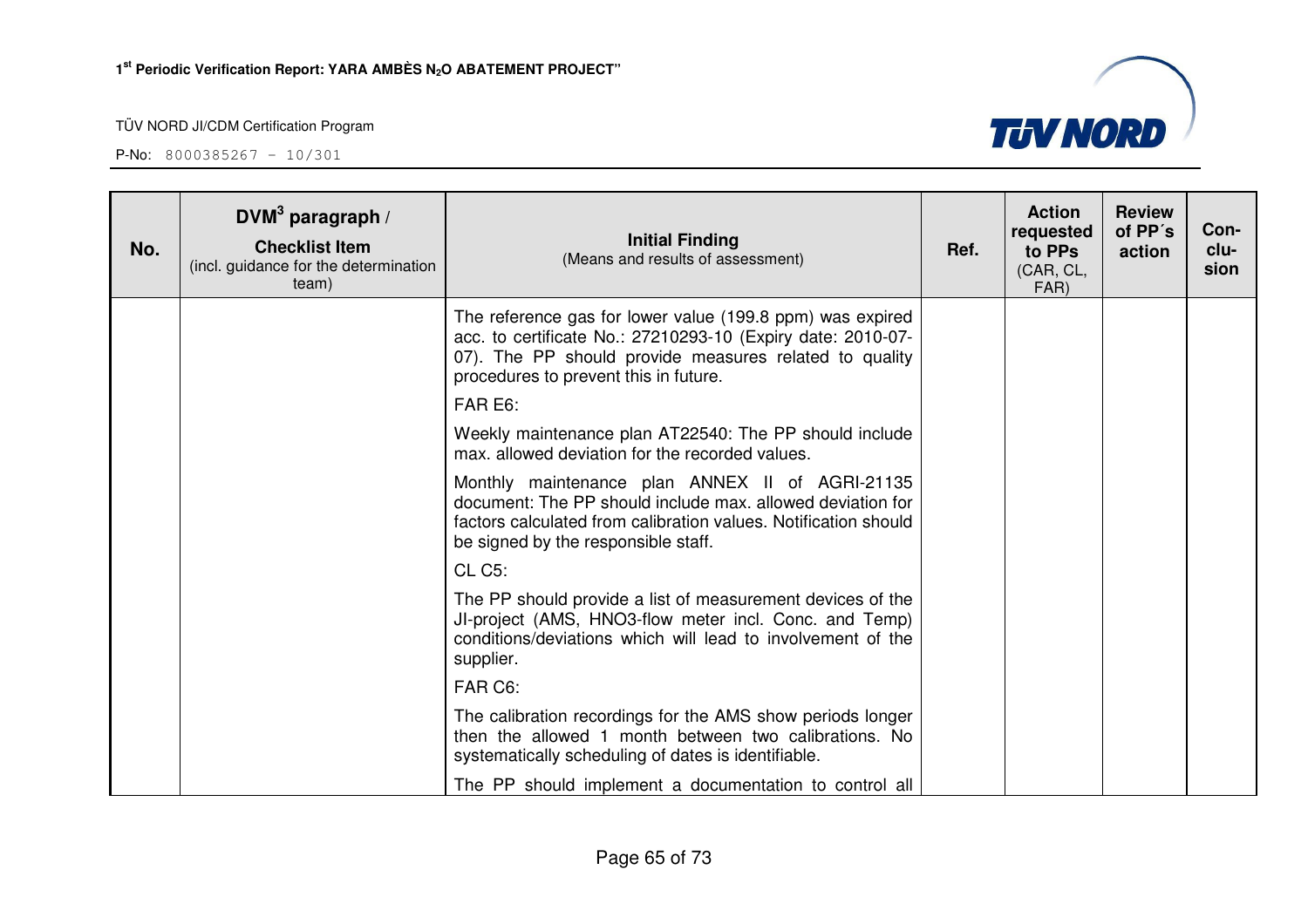| No. | DVM[3] paragraph / **Checklist Item** (incl. guidance for the determination team) | **Initial Finding** (Means and results of assessment) | Ref. | Action requested to PPs (CAR, CL, FAR) | Review of PP´s action | Con-clu-sion |
|---|---|---|---|---|---|---|
| | | The reference gas for lower value (199.8 ppm) was expired acc. to certificate No.: 27210293-10 (Expiry date: 2010-07-07). The PP should provide measures related to quality procedures to prevent this in future.<br><br>FAR E6:<br><br>Weekly maintenance plan AT22540: The PP should include max. allowed deviation for the recorded values.<br><br>Monthly maintenance plan ANNEX II of AGRI-21135 document: The PP should include max. allowed deviation for factors calculated from calibration values. Notification should be signed by the responsible staff.<br><br>CL C5:<br><br>The PP should provide a list of measurement devices of the JI-project (AMS, HNO3-flow meter incl. Conc. and Temp) conditions/deviations which will lead to involvement of the supplier.<br><br>FAR C6:<br><br>The calibration recordings for the AMS show periods longer then the allowed 1 month between two calibrations. No systematically scheduling of dates is identifiable.<br><br>The PP should implement a documentation to control all | | | | |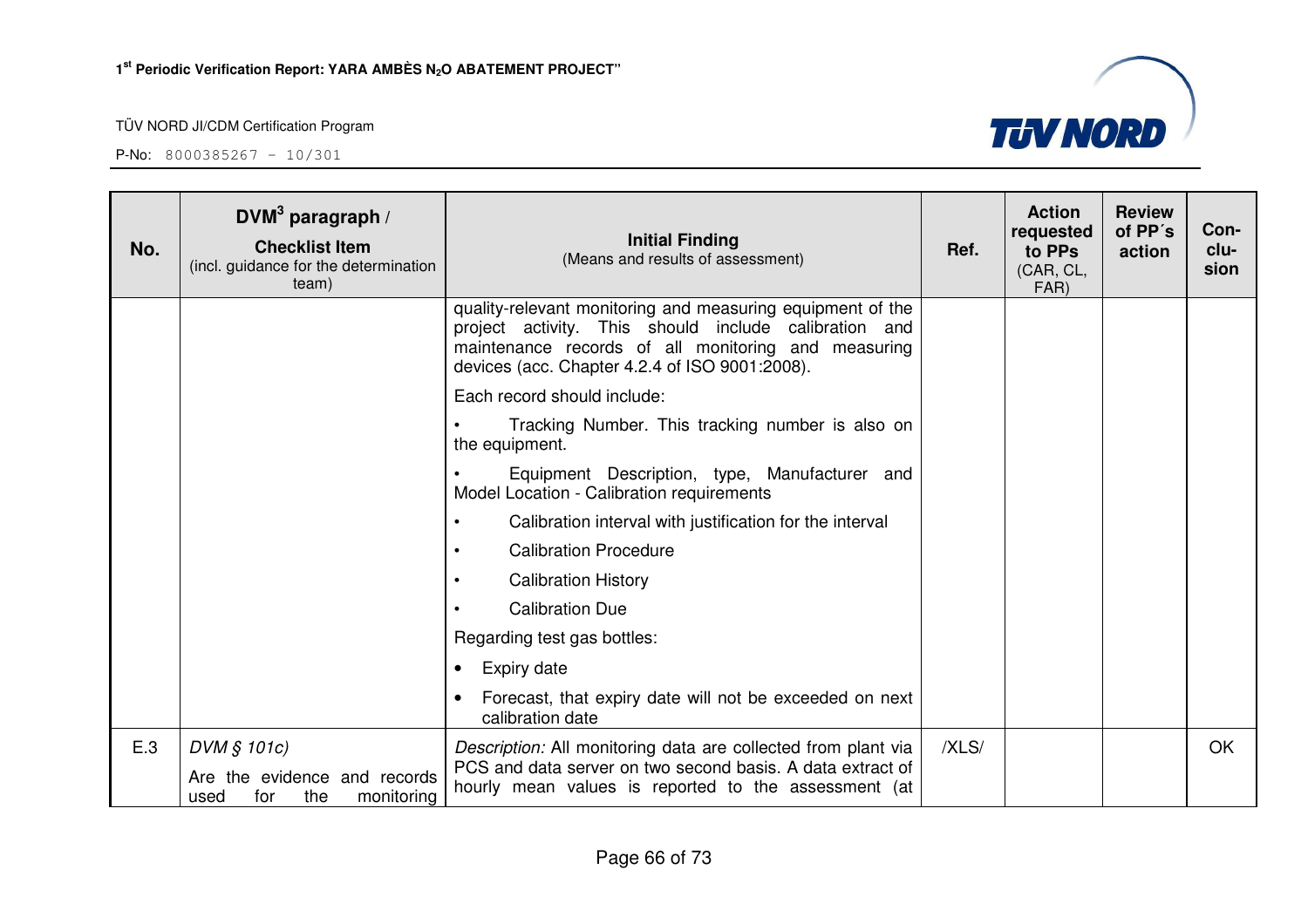| No. | DVM[3] paragraph / Checklist Item (incl. guidance for the determination team) | Initial Finding (Means and results of assessment) | Ref. | Action requested to PPs (CAR, CL, FAR) | Review of PP´s action | Con-clu-sion |
|---|---|---|---|---|---|---|
| | | quality-relevant monitoring and measuring equipment of the project activity. This should include calibration and maintenance records of all monitoring and measuring devices (acc. Chapter 4.2.4 of ISO 9001:2008).<br><br>Each record should include:<br>• Tracking Number. This tracking number is also on the equipment.<br>• Equipment Description, type, Manufacturer and Model Location - Calibration requirements<br>• Calibration interval with justification for the interval<br>• Calibration Procedure<br>• Calibration History<br>• Calibration Due<br><br>Regarding test gas bottles:<br>• Expiry date<br>• Forecast, that expiry date will not be exceeded on next calibration date | | | | |
| E.3 | *DVM § 101c)*<br><br>Are the evidence and records used for the monitoring | *Description:* All monitoring data are collected from plant via PCS and data server on two second basis. A data extract of hourly mean values is reported to the assessment (at | /XLS/ | | | OK |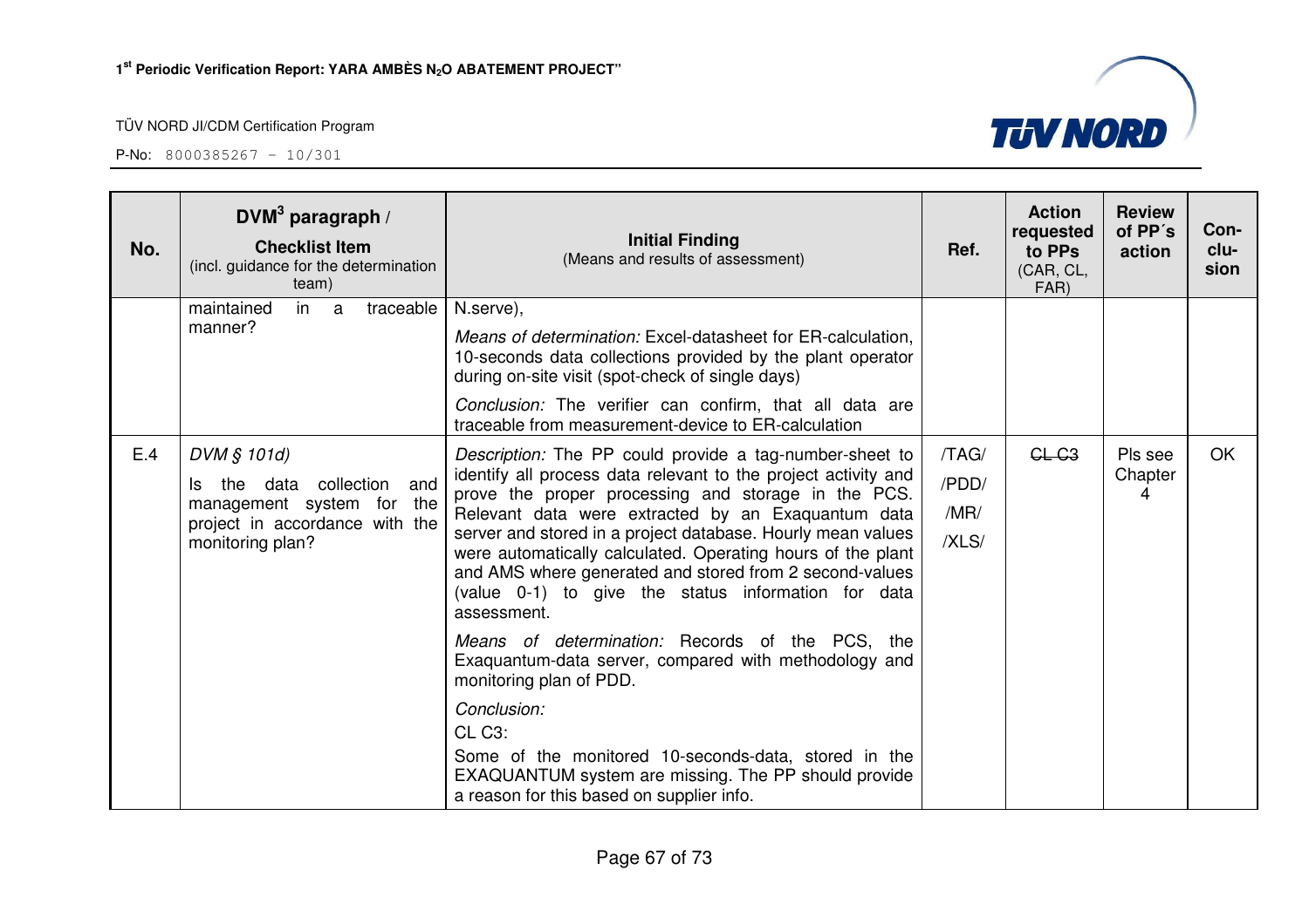| No. | DVM[3] paragraph / **Checklist Item** (incl. guidance for the determination team) | **Initial Finding** (Means and results of assessment) | Ref. | Action requested to PPs (CAR, CL, FAR) | Review of PP´s action | Con-clu-sion |
|---|---|---|---|---|---|---|
| | maintained in a traceable manner? | N.serve),<br><br>*Means of determination:* Excel-datasheet for ER-calculation, 10-seconds data collections provided by the plant operator during on-site visit (spot-check of single days)<br><br>*Conclusion:* The verifier can confirm, that all data are traceable from measurement-device to ER-calculation | | | | |
| E.4 | *DVM § 101d)*<br><br>Is the data collection and management system for the project in accordance with the monitoring plan? | *Description:* The PP could provide a tag-number-sheet to identify all process data relevant to the project activity and prove the proper processing and storage in the PCS. Relevant data were extracted by an Exaquantum data server and stored in a project database. Hourly mean values were automatically calculated. Operating hours of the plant and AMS where generated and stored from 2 second-values (value 0-1) to give the status information for data assessment.<br><br>*Means of determination:* Records of the PCS, the Exaquantum-data server, compared with methodology and monitoring plan of PDD.<br><br>*Conclusion:*<br>CL C3:<br>Some of the monitored 10-seconds-data, stored in the EXAQUANTUM system are missing. The PP should provide a reason for this based on supplier info. | /TAG/<br>/PDD/<br>/MR/<br>/XLS/ | ~~CL C3~~ | Pls see Chapter 4 | OK |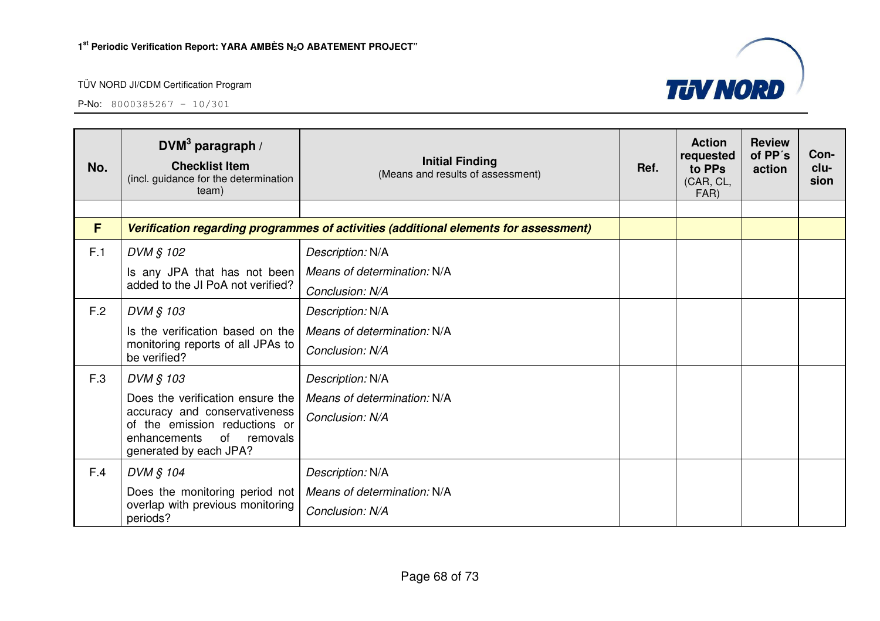| No. | DVM[3] paragraph / **Checklist Item** (incl. guidance for the determination team) | **Initial Finding** (Means and results of assessment) | Ref. | Action requested to PPs (CAR, CL, FAR) | Review of PP´s action | Con-clu-sion |
|---|---|---|---|---|---|---|
| | | | | | | |
| **F** | ***Verification regarding programmes of activities (additional elements for assessment)*** | | | | | |
| F.1 | *DVM § 102*<br>Is any JPA that has not been added to the JI PoA not verified? | *Description:* N/A<br>*Means of determination:* N/A<br>*Conclusion: N/A* | | | | |
| F.2 | *DVM § 103*<br>Is the verification based on the monitoring reports of all JPAs to be verified? | *Description:* N/A<br>*Means of determination:* N/A<br>*Conclusion: N/A* | | | | |
| F.3 | *DVM § 103*<br>Does the verification ensure the accuracy and conservativeness of the emission reductions or enhancements of removals generated by each JPA? | *Description:* N/A<br>*Means of determination:* N/A<br>*Conclusion: N/A* | | | | |
| F.4 | *DVM § 104*<br>Does the monitoring period not overlap with previous monitoring periods? | *Description:* N/A<br>*Means of determination:* N/A<br>*Conclusion: N/A* | | | | |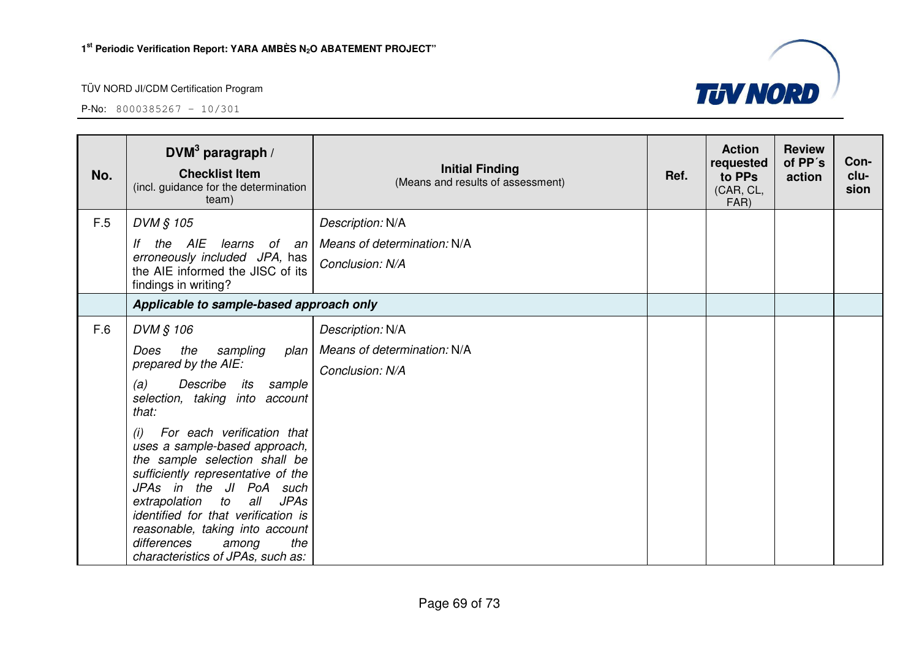| No. | DVM[3] paragraph / **Checklist Item** (incl. guidance for the determination team) | **Initial Finding** (Means and results of assessment) | Ref. | Action requested to PPs (CAR, CL, FAR) | Review of PP´s action | Con-clu-sion |
|---|---|---|---|---|---|---|
| F.5 | *DVM § 105* <br> *If the AIE learns of an erroneously included JPA,* has the AIE informed the JISC of its findings in writing? | *Description:* N/A <br> *Means of determination:* N/A <br> *Conclusion: N/A* | | | | |
| | ***Applicable to sample-based approach only*** | | | | | |
| F.6 | *DVM § 106* <br> *Does the sampling plan prepared by the AIE:* <br> *(a) Describe its sample selection, taking into account that:* <br> *(i) For each verification that uses a sample-based approach, the sample selection shall be sufficiently representative of the JPAs in the JI PoA such extrapolation to all JPAs identified for that verification is reasonable, taking into account differences among the characteristics of JPAs, such as:* | *Description:* N/A <br> *Means of determination:* N/A <br> *Conclusion: N/A* | | | | |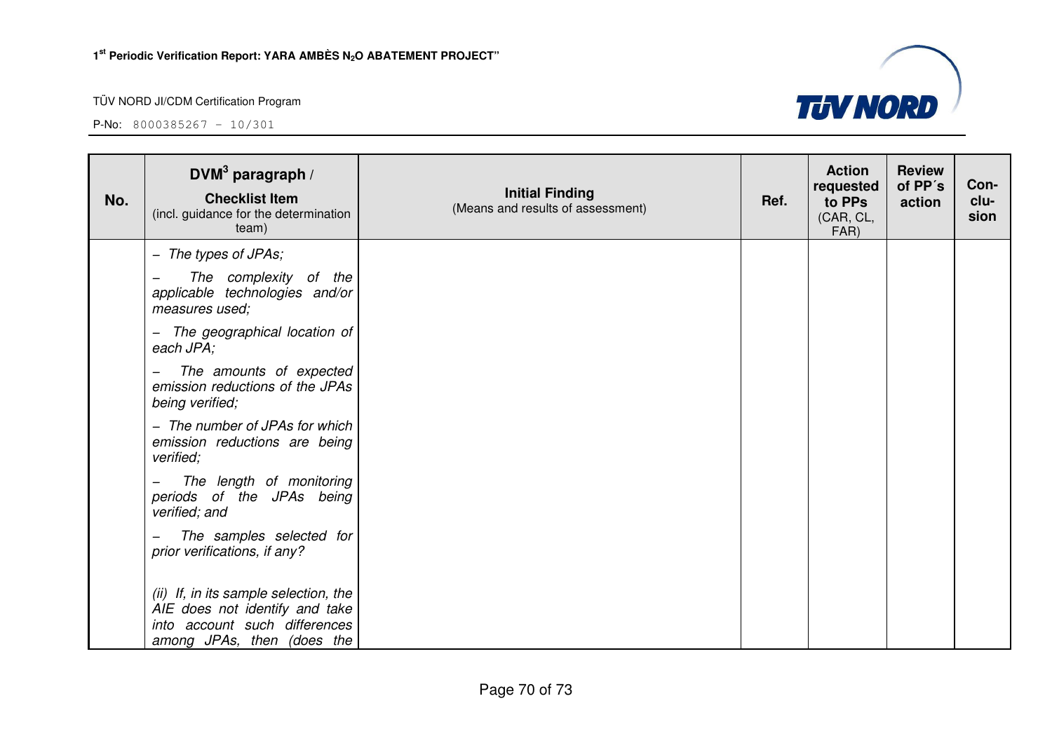| No. | DVM[3] paragraph / **Checklist Item** (incl. guidance for the determination team) | **Initial Finding** (Means and results of assessment) | Ref. | Action requested to PPs (CAR, CL, FAR) | Review of PP´s action | Con-clu-sion |
|---|---|---|---|---|---|---|
| | – *The types of JPAs;*<br>– *The complexity of the applicable technologies and/or measures used;*<br>– *The geographical location of each JPA;*<br>– *The amounts of expected emission reductions of the JPAs being verified;*<br>– *The number of JPAs for which emission reductions are being verified;*<br>– *The length of monitoring periods of the JPAs being verified; and*<br>– *The samples selected for prior verifications, if any?*<br><br>*(ii) If, in its sample selection, the AIE does not identify and take into account such differences among JPAs, then (does the* | | | | | |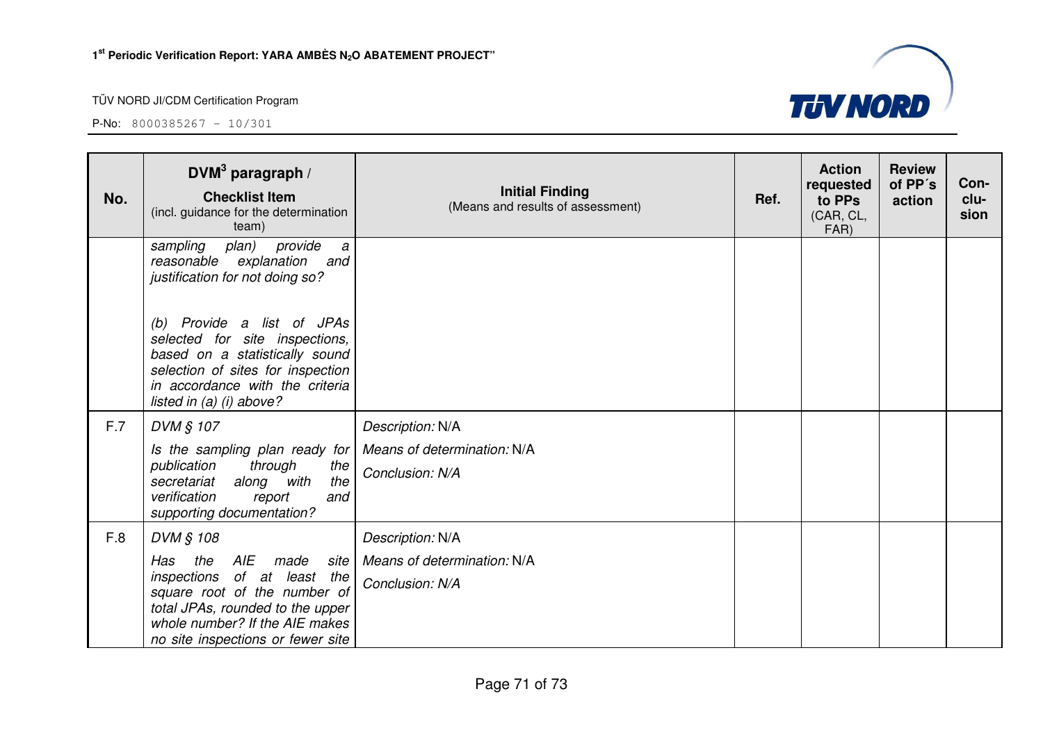| No. | DVM[3] paragraph / **Checklist Item** (incl. guidance for the determination team) | **Initial Finding** (Means and results of assessment) | Ref. | Action requested to PPs (CAR, CL, FAR) | Review of PP´s action | Con-clu-sion |
|---|---|---|---|---|---|---|
| | *sampling plan) provide a reasonable explanation and justification for not doing so?* *(b) Provide a list of JPAs selected for site inspections, based on a statistically sound selection of sites for inspection in accordance with the criteria listed in (a) (i) above?* | | | | | |
| F.7 | *DVM § 107* *Is the sampling plan ready for publication through the secretariat along with the verification report and supporting documentation?* | *Description:* N/A *Means of determination:* N/A *Conclusion: N/A* | | | | |
| F.8 | *DVM § 108* *Has the AIE made site inspections of at least the square root of the number of total JPAs, rounded to the upper whole number? If the AIE makes no site inspections or fewer site* | *Description:* N/A *Means of determination:* N/A *Conclusion: N/A* | | | | |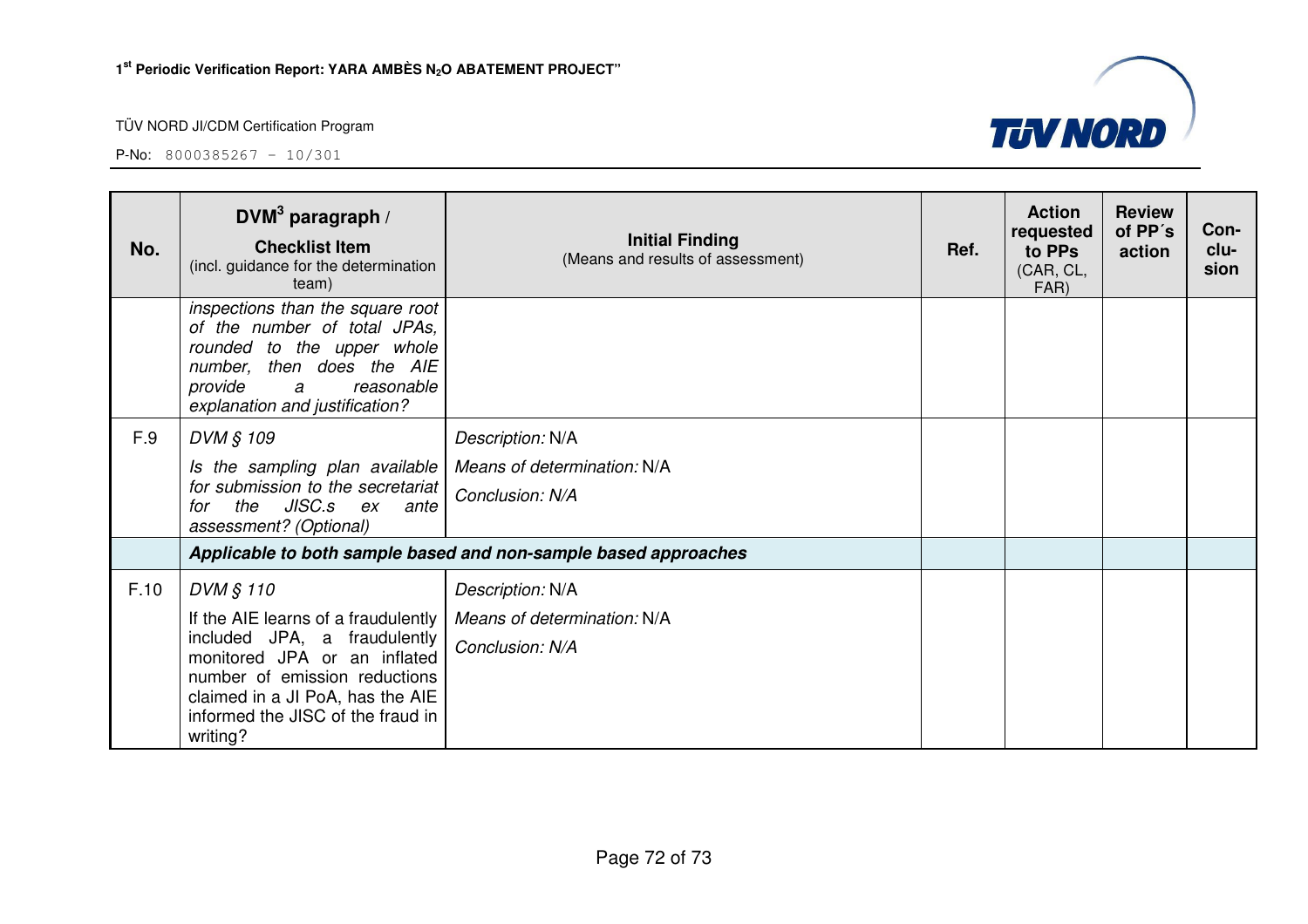| No. | DVM[3] paragraph / **Checklist Item** (incl. guidance for the determination team) | **Initial Finding** (Means and results of assessment) | Ref. | Action requested to PPs (CAR, CL, FAR) | Review of PP´s action | Con-clu-sion |
|---|---|---|---|---|---|---|
| | *inspections than the square root of the number of total JPAs, rounded to the upper whole number, then does the AIE provide a reasonable explanation and justification?* | | | | | |
| F.9 | *DVM § 109*<br>*Is the sampling plan available for submission to the secretariat for the JISC.s ex ante assessment? (Optional)* | *Description:* N/A<br>*Means of determination:* N/A<br>*Conclusion: N/A* | | | | |
| | ***Applicable to both sample based and non-sample based approaches*** | | | | | |
| F.10 | *DVM § 110*<br>If the AIE learns of a fraudulently included JPA, a fraudulently monitored JPA or an inflated number of emission reductions claimed in a JI PoA, has the AIE informed the JISC of the fraud in writing? | *Description:* N/A<br>*Means of determination:* N/A<br>*Conclusion: N/A* | | | | |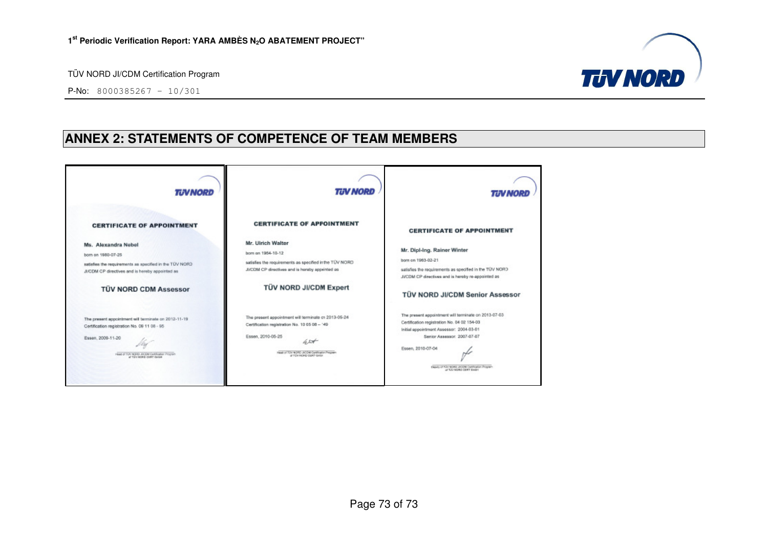## ANNEX 2: STATEMENTS OF COMPETENCE OF TEAM MEMBERS

TÜV NORD

**CERTIFICATE OF APPOINTMENT**

**Ms. Alexandra Nebel**

born on 1980-07-25

satisfies the requirements as specified in the TÜV NORD JI/CDM CP directives and is hereby appointed as

**TÜV NORD CDM Assessor**

The present appointment will terminate on 2012-11-19

Certification registration No. 08 11 08 - 95

Essen, 2009-11-20

Head of TÜV NORD JI/CDM Certification Program of TÜV NORD CERT GmbH

TÜV NORD

**CERTIFICATE OF APPOINTMENT**

**Mr. Ulrich Walter**

born on 1954-10-12

satisfies the requirements as specified in the TÜV NORD JI/CDM CP directives and is hereby appointed as

**TÜV NORD JI/CDM Expert**

The present appointment will terminate on 2013-05-24

Certification registration No. 10 05 08 – 149

Essen, 2010-05-25

Head of TÜV NORD JI/CDM Certification Program of TÜV NORD CERT GmbH

TÜV NORD

**CERTIFICATE OF APPOINTMENT**

**Mr. Dipl-Ing. Rainer Winter**

born on 1963-02-21

satisfies the requirements as specified in the TÜV NORD JI/CDM CP directives and is hereby re-appointed as

**TÜV NORD JI/CDM Senior Assessor**

The present appointment will terminate on 2013-07-03

Certification registration No. 04 02 154-03

Initial appointment Assessor: 2004-03-01

Senior Assessor: 2007-07-07

Essen, 2010-07-04

Deputy of TÜV NORD JI/CDM Certification Program of TÜV NORD CERT GmbH